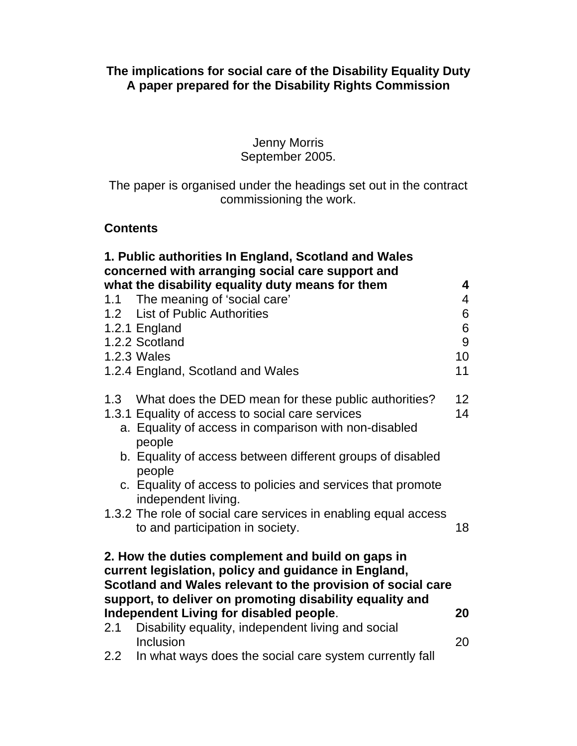**The implications for social care of the Disability Equality Duty**
**A paper prepared for the Disability Rights Commission**

Jenny Morris
September 2005.

The paper is organised under the headings set out in the contract commissioning the work.

**Contents**

| | |
|---|---|
| **1. Public authorities In England, Scotland and Wales concerned with arranging social care support and what the disability equality duty means for them** | **4** |
| 1.1 The meaning of 'social care' | 4 |
| 1.2 List of Public Authorities | 6 |
| 1.2.1 England | 6 |
| 1.2.2 Scotland | 9 |
| 1.2.3 Wales | 10 |
| 1.2.4 England, Scotland and Wales | 11 |
| 1.3 What does the DED mean for these public authorities? | 12 |
| 1.3.1 Equality of access to social care services | 14 |
| a. Equality of access in comparison with non-disabled people | |
| b. Equality of access between different groups of disabled people | |
| c. Equality of access to policies and services that promote independent living. | |
| 1.3.2 The role of social care services in enabling equal access to and participation in society. | 18 |
| **2. How the duties complement and build on gaps in current legislation, policy and guidance in England, Scotland and Wales relevant to the provision of social care support, to deliver on promoting disability equality and Independent Living for disabled people.** | **20** |
| 2.1 Disability equality, independent living and social Inclusion | 20 |
| 2.2 In what ways does the social care system currently fall | |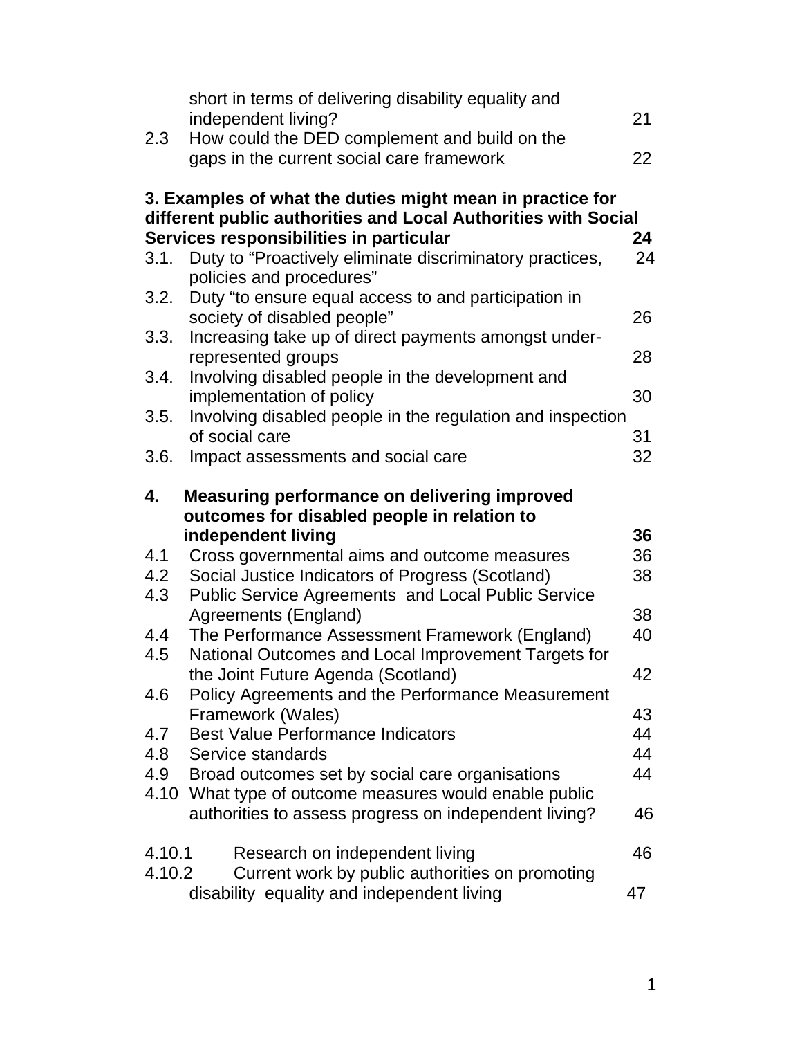short in terms of delivering disability equality and independent living? 21

2.3 How could the DED complement and build on the gaps in the current social care framework 22

**3. Examples of what the duties might mean in practice for different public authorities and Local Authorities with Social Services responsibilities in particular 24**

3.1. Duty to "Proactively eliminate discriminatory practices, policies and procedures" 24

3.2. Duty "to ensure equal access to and participation in society of disabled people" 26

3.3. Increasing take up of direct payments amongst under-represented groups 28

3.4. Involving disabled people in the development and implementation of policy 30

3.5. Involving disabled people in the regulation and inspection of social care 31

3.6. Impact assessments and social care 32

**4. Measuring performance on delivering improved outcomes for disabled people in relation to independent living 36**

4.1 Cross governmental aims and outcome measures 36

4.2 Social Justice Indicators of Progress (Scotland) 38

4.3 Public Service Agreements and Local Public Service Agreements (England) 38

4.4 The Performance Assessment Framework (England) 40

4.5 National Outcomes and Local Improvement Targets for the Joint Future Agenda (Scotland) 42

4.6 Policy Agreements and the Performance Measurement Framework (Wales) 43

4.7 Best Value Performance Indicators 44

4.8 Service standards 44

4.9 Broad outcomes set by social care organisations 44

4.10 What type of outcome measures would enable public authorities to assess progress on independent living? 46

4.10.1 Research on independent living 46

4.10.2 Current work by public authorities on promoting disability equality and independent living 47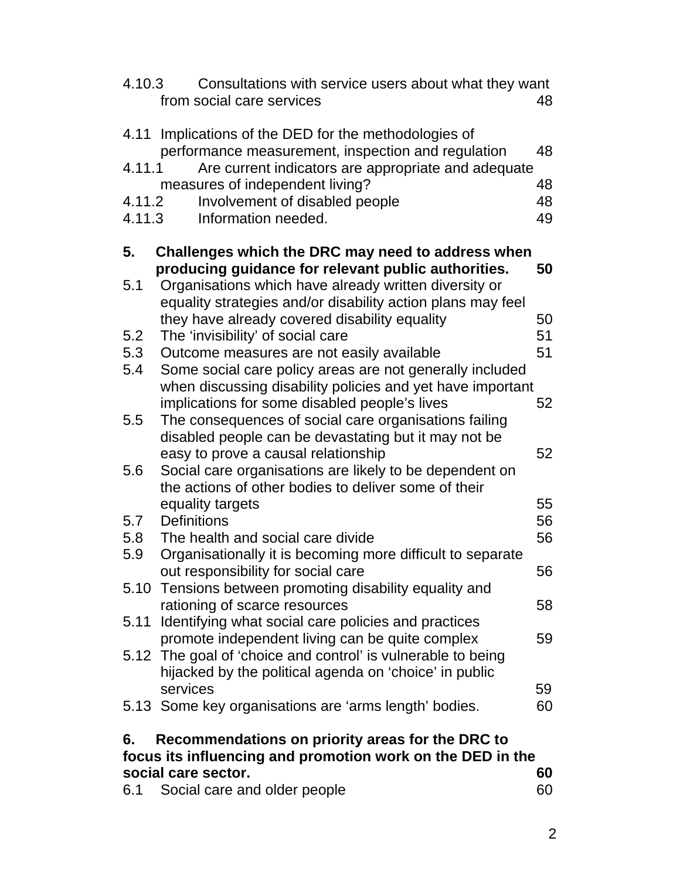4.10.3 Consultations with service users about what they want from social care services 48

4.11 Implications of the DED for the methodologies of performance measurement, inspection and regulation 48

4.11.1 Are current indicators are appropriate and adequate measures of independent living? 48

4.11.2 Involvement of disabled people 48

4.11.3 Information needed. 49

**5. Challenges which the DRC may need to address when producing guidance for relevant public authorities. 50**

5.1 Organisations which have already written diversity or equality strategies and/or disability action plans may feel they have already covered disability equality 50

5.2 The 'invisibility' of social care 51

5.3 Outcome measures are not easily available 51

5.4 Some social care policy areas are not generally included when discussing disability policies and yet have important implications for some disabled people's lives 52

5.5 The consequences of social care organisations failing disabled people can be devastating but it may not be easy to prove a causal relationship 52

5.6 Social care organisations are likely to be dependent on the actions of other bodies to deliver some of their equality targets 55

5.7 Definitions 56

5.8 The health and social care divide 56

5.9 Organisationally it is becoming more difficult to separate out responsibility for social care 56

5.10 Tensions between promoting disability equality and rationing of scarce resources 58

5.11 Identifying what social care policies and practices promote independent living can be quite complex 59

5.12 The goal of 'choice and control' is vulnerable to being hijacked by the political agenda on 'choice' in public services 59

5.13 Some key organisations are 'arms length' bodies. 60

**6. Recommendations on priority areas for the DRC to focus its influencing and promotion work on the DED in the social care sector. 60**

6.1 Social care and older people 60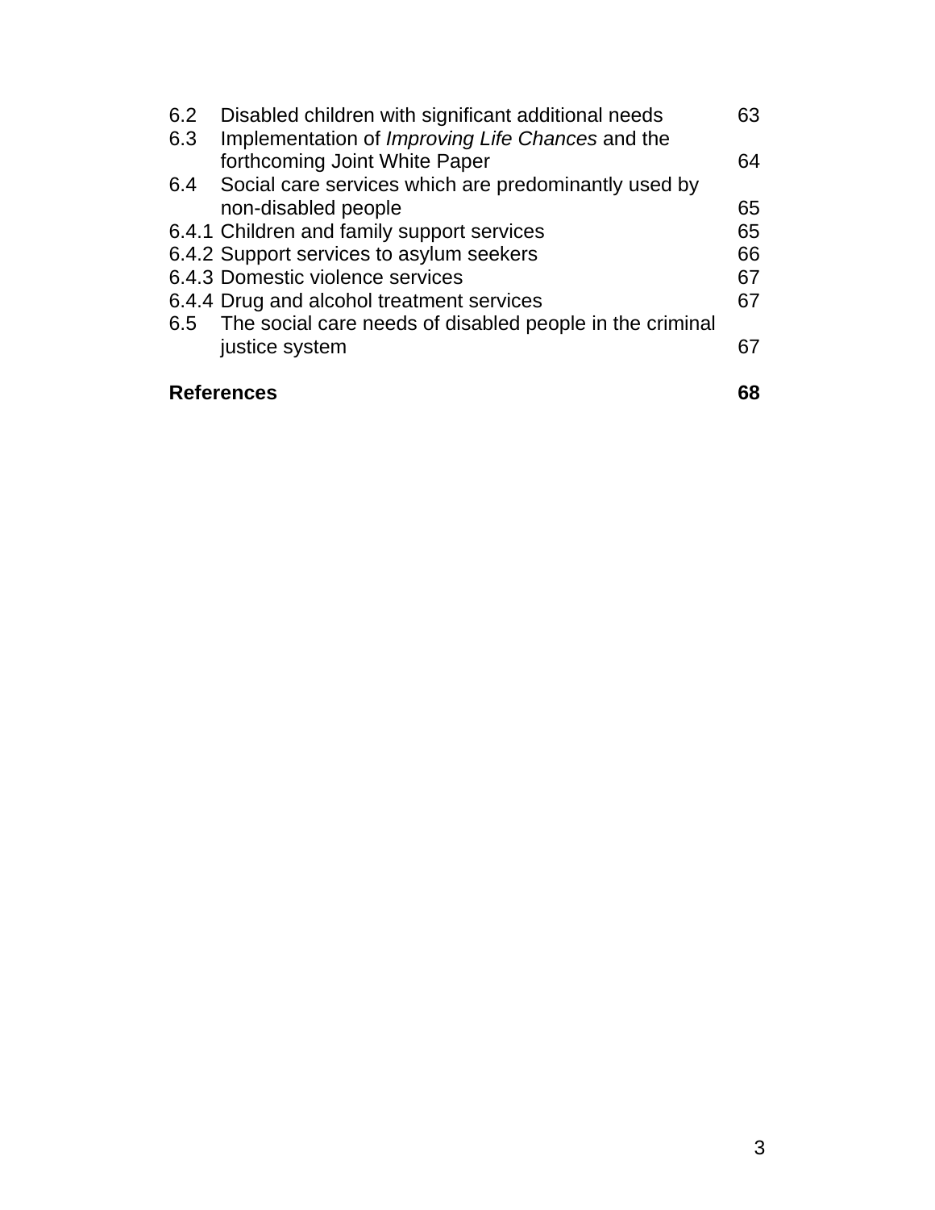| | | |
|---|---|---|
| 6.2 | Disabled children with significant additional needs | 63 |
| 6.3 | Implementation of *Improving Life Chances* and the forthcoming Joint White Paper | 64 |
| 6.4 | Social care services which are predominantly used by non-disabled people | 65 |
| 6.4.1 | Children and family support services | 65 |
| 6.4.2 | Support services to asylum seekers | 66 |
| 6.4.3 | Domestic violence services | 67 |
| 6.4.4 | Drug and alcohol treatment services | 67 |
| 6.5 | The social care needs of disabled people in the criminal justice system | 67 |

**References** **68**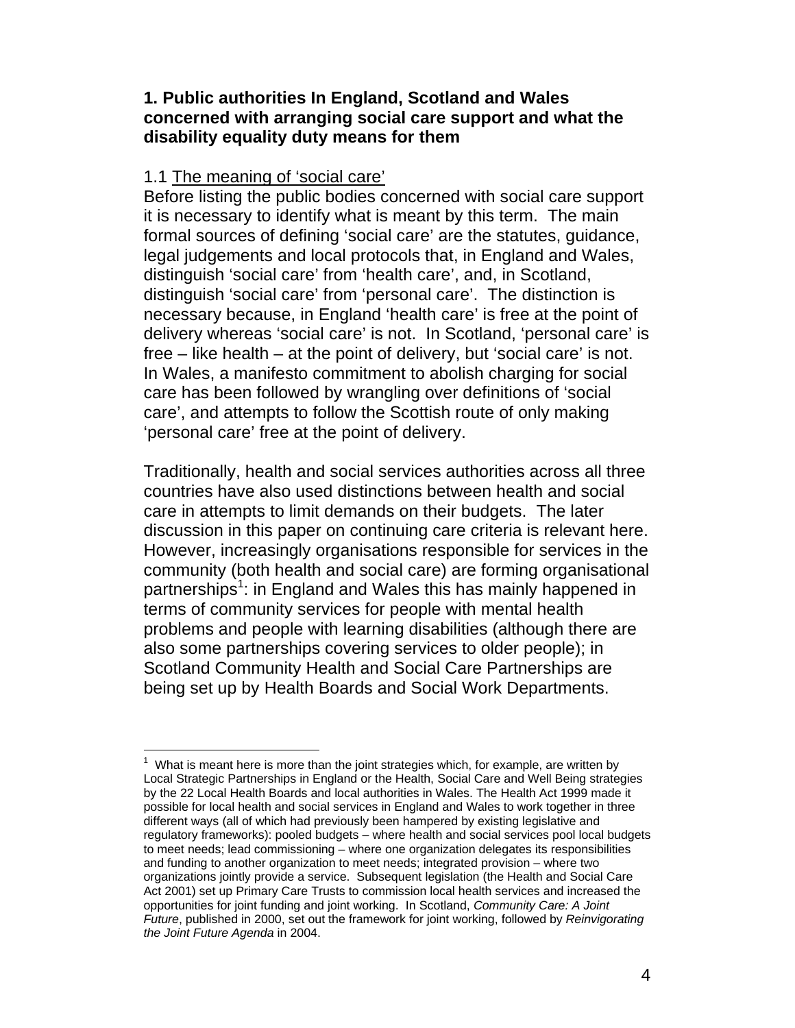## 1. Public authorities In England, Scotland and Wales concerned with arranging social care support and what the disability equality duty means for them

### 1.1 The meaning of 'social care'

Before listing the public bodies concerned with social care support it is necessary to identify what is meant by this term. The main formal sources of defining 'social care' are the statutes, guidance, legal judgements and local protocols that, in England and Wales, distinguish 'social care' from 'health care', and, in Scotland, distinguish 'social care' from 'personal care'. The distinction is necessary because, in England 'health care' is free at the point of delivery whereas 'social care' is not. In Scotland, 'personal care' is free – like health – at the point of delivery, but 'social care' is not. In Wales, a manifesto commitment to abolish charging for social care has been followed by wrangling over definitions of 'social care', and attempts to follow the Scottish route of only making 'personal care' free at the point of delivery.

Traditionally, health and social services authorities across all three countries have also used distinctions between health and social care in attempts to limit demands on their budgets. The later discussion in this paper on continuing care criteria is relevant here. However, increasingly organisations responsible for services in the community (both health and social care) are forming organisational partnerships[1]: in England and Wales this has mainly happened in terms of community services for people with mental health problems and people with learning disabilities (although there are also some partnerships covering services to older people); in Scotland Community Health and Social Care Partnerships are being set up by Health Boards and Social Work Departments.

---

[1] What is meant here is more than the joint strategies which, for example, are written by Local Strategic Partnerships in England or the Health, Social Care and Well Being strategies by the 22 Local Health Boards and local authorities in Wales. The Health Act 1999 made it possible for local health and social services in England and Wales to work together in three different ways (all of which had previously been hampered by existing legislative and regulatory frameworks): pooled budgets – where health and social services pool local budgets to meet needs; lead commissioning – where one organization delegates its responsibilities and funding to another organization to meet needs; integrated provision – where two organizations jointly provide a service. Subsequent legislation (the Health and Social Care Act 2001) set up Primary Care Trusts to commission local health services and increased the opportunities for joint funding and joint working. In Scotland, *Community Care: A Joint Future*, published in 2000, set out the framework for joint working, followed by *Reinvigorating the Joint Future Agenda* in 2004.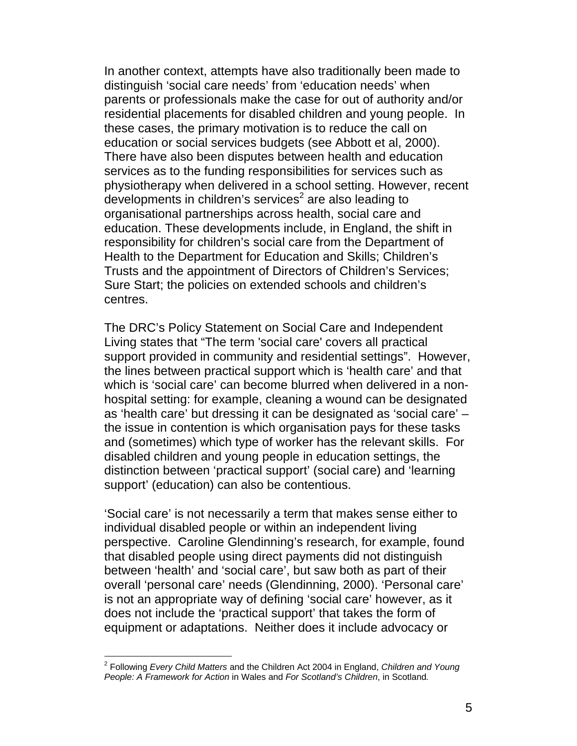In another context, attempts have also traditionally been made to distinguish 'social care needs' from 'education needs' when parents or professionals make the case for out of authority and/or residential placements for disabled children and young people. In these cases, the primary motivation is to reduce the call on education or social services budgets (see Abbott et al, 2000). There have also been disputes between health and education services as to the funding responsibilities for services such as physiotherapy when delivered in a school setting. However, recent developments in children's services[2] are also leading to organisational partnerships across health, social care and education. These developments include, in England, the shift in responsibility for children's social care from the Department of Health to the Department for Education and Skills; Children's Trusts and the appointment of Directors of Children's Services; Sure Start; the policies on extended schools and children's centres.

The DRC's Policy Statement on Social Care and Independent Living states that "The term 'social care' covers all practical support provided in community and residential settings". However, the lines between practical support which is 'health care' and that which is 'social care' can become blurred when delivered in a non-hospital setting: for example, cleaning a wound can be designated as 'health care' but dressing it can be designated as 'social care' – the issue in contention is which organisation pays for these tasks and (sometimes) which type of worker has the relevant skills. For disabled children and young people in education settings, the distinction between 'practical support' (social care) and 'learning support' (education) can also be contentious.

'Social care' is not necessarily a term that makes sense either to individual disabled people or within an independent living perspective. Caroline Glendinning's research, for example, found that disabled people using direct payments did not distinguish between 'health' and 'social care', but saw both as part of their overall 'personal care' needs (Glendinning, 2000). 'Personal care' is not an appropriate way of defining 'social care' however, as it does not include the 'practical support' that takes the form of equipment or adaptations. Neither does it include advocacy or

---

[2] Following *Every Child Matters* and the Children Act 2004 in England, *Children and Young People: A Framework for Action* in Wales and *For Scotland's Children*, in Scotland.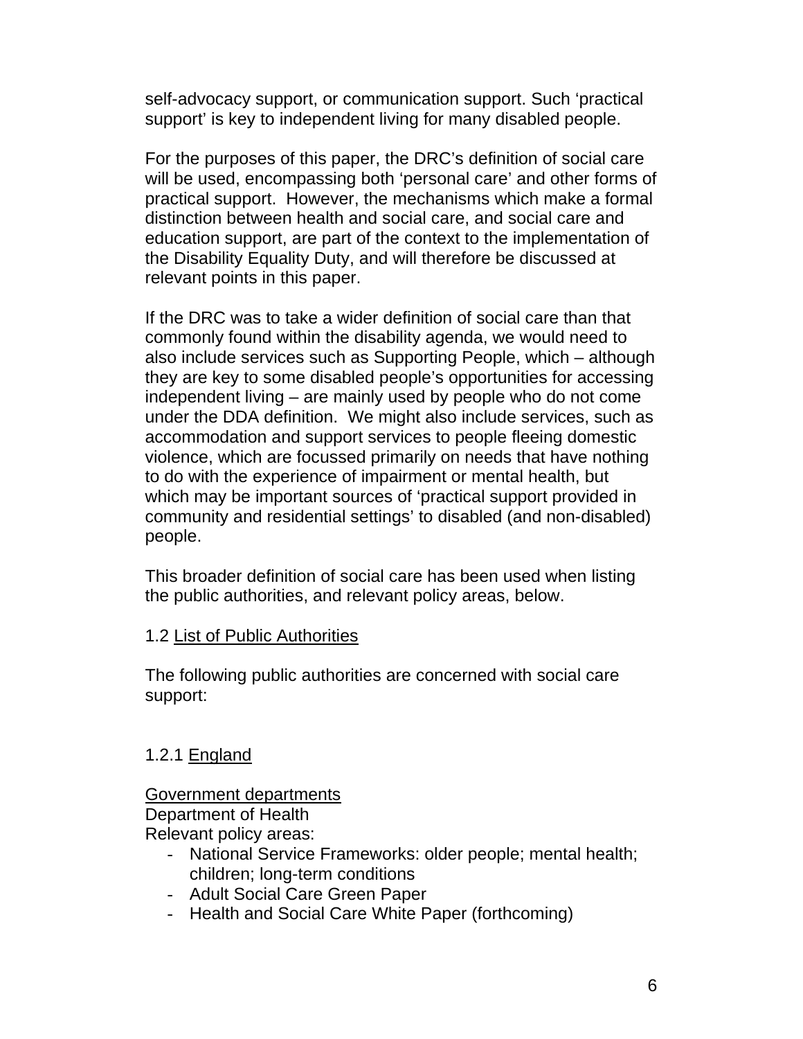self-advocacy support, or communication support. Such 'practical support' is key to independent living for many disabled people.

For the purposes of this paper, the DRC's definition of social care will be used, encompassing both 'personal care' and other forms of practical support. However, the mechanisms which make a formal distinction between health and social care, and social care and education support, are part of the context to the implementation of the Disability Equality Duty, and will therefore be discussed at relevant points in this paper.

If the DRC was to take a wider definition of social care than that commonly found within the disability agenda, we would need to also include services such as Supporting People, which – although they are key to some disabled people's opportunities for accessing independent living – are mainly used by people who do not come under the DDA definition. We might also include services, such as accommodation and support services to people fleeing domestic violence, which are focussed primarily on needs that have nothing to do with the experience of impairment or mental health, but which may be important sources of 'practical support provided in community and residential settings' to disabled (and non-disabled) people.

This broader definition of social care has been used when listing the public authorities, and relevant policy areas, below.

### 1.2 List of Public Authorities

The following public authorities are concerned with social care support:

#### 1.2.1 England

Government departments

Department of Health

Relevant policy areas:

- National Service Frameworks: older people; mental health; children; long-term conditions
- Adult Social Care Green Paper
- Health and Social Care White Paper (forthcoming)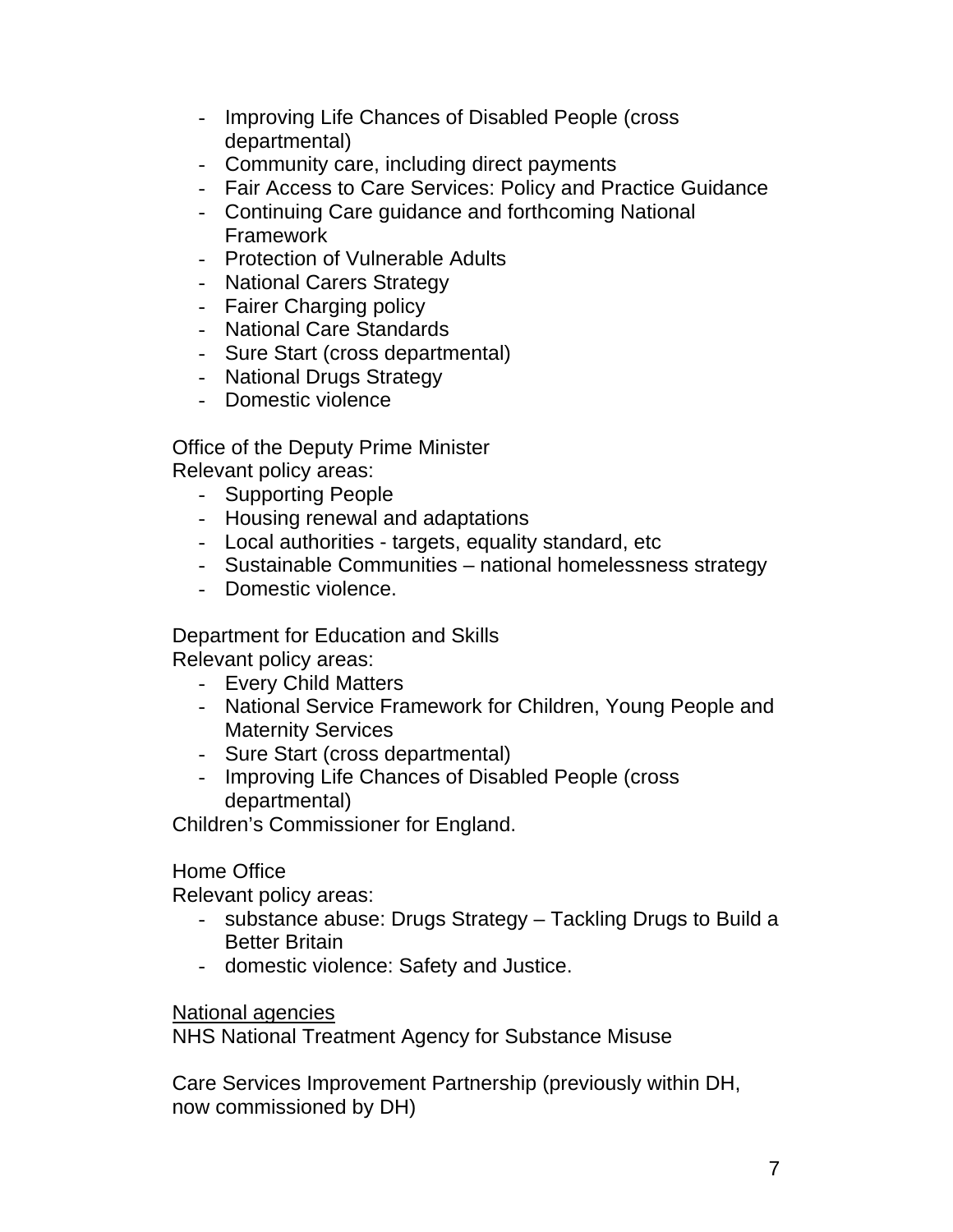- Improving Life Chances of Disabled People (cross departmental)
- Community care, including direct payments
- Fair Access to Care Services: Policy and Practice Guidance
- Continuing Care guidance and forthcoming National Framework
- Protection of Vulnerable Adults
- National Carers Strategy
- Fairer Charging policy
- National Care Standards
- Sure Start (cross departmental)
- National Drugs Strategy
- Domestic violence

Office of the Deputy Prime Minister
Relevant policy areas:

- Supporting People
- Housing renewal and adaptations
- Local authorities - targets, equality standard, etc
- Sustainable Communities – national homelessness strategy
- Domestic violence.

Department for Education and Skills
Relevant policy areas:

- Every Child Matters
- National Service Framework for Children, Young People and Maternity Services
- Sure Start (cross departmental)
- Improving Life Chances of Disabled People (cross departmental)

Children's Commissioner for England.

Home Office
Relevant policy areas:

- substance abuse: Drugs Strategy – Tackling Drugs to Build a Better Britain
- domestic violence: Safety and Justice.

<u>National agencies</u>
NHS National Treatment Agency for Substance Misuse

Care Services Improvement Partnership (previously within DH, now commissioned by DH)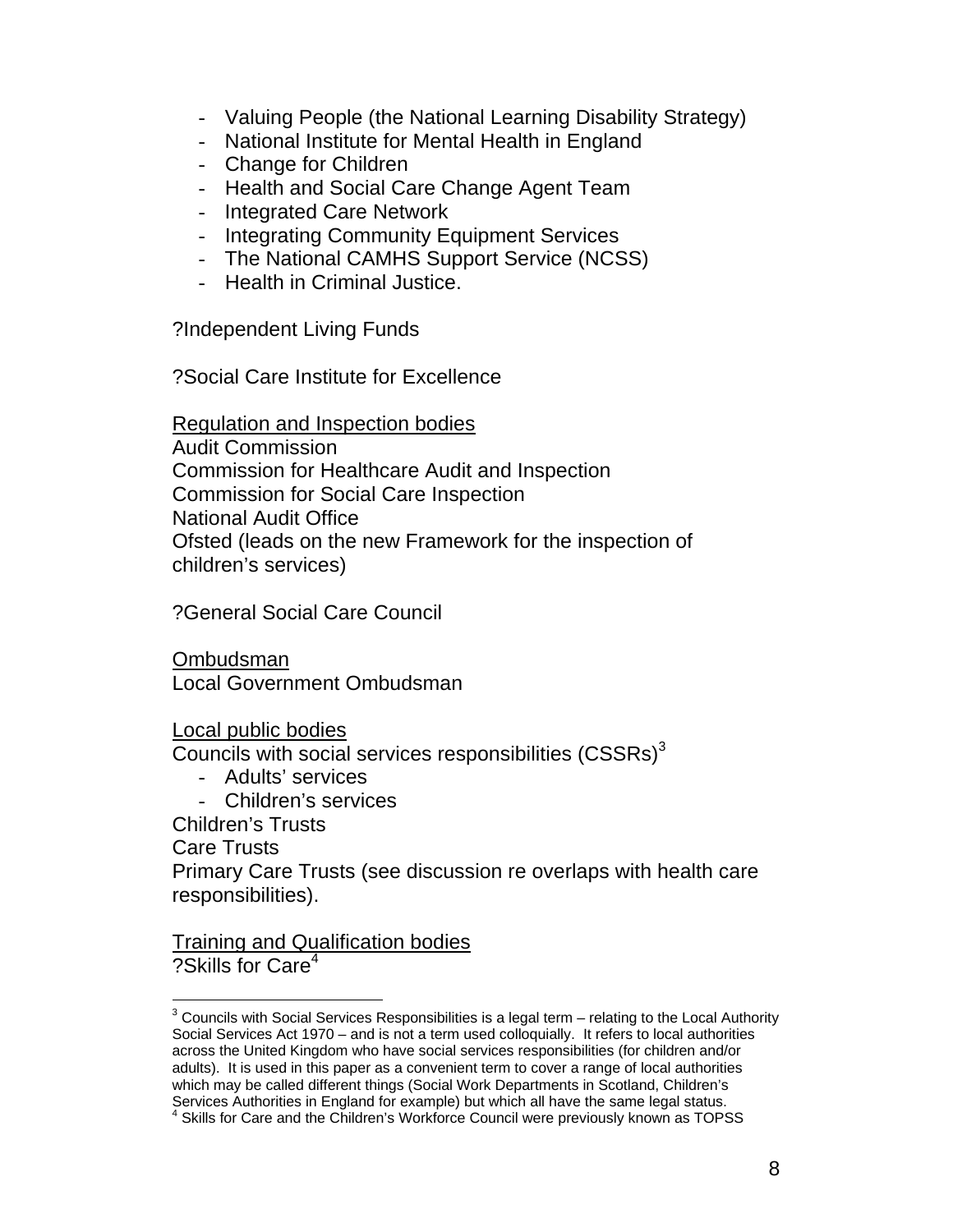- Valuing People (the National Learning Disability Strategy)
- National Institute for Mental Health in England
- Change for Children
- Health and Social Care Change Agent Team
- Integrated Care Network
- Integrating Community Equipment Services
- The National CAMHS Support Service (NCSS)
- Health in Criminal Justice.

?Independent Living Funds

?Social Care Institute for Excellence

<u>Regulation and Inspection bodies</u>
Audit Commission
Commission for Healthcare Audit and Inspection
Commission for Social Care Inspection
National Audit Office
Ofsted (leads on the new Framework for the inspection of children's services)

?General Social Care Council

<u>Ombudsman</u>
Local Government Ombudsman

<u>Local public bodies</u>
Councils with social services responsibilities (CSSRs)[3]

- Adults' services
- Children's services

Children's Trusts
Care Trusts
Primary Care Trusts (see discussion re overlaps with health care responsibilities).

<u>Training and Qualification bodies</u>
?Skills for Care[4]

---

[3] Councils with Social Services Responsibilities is a legal term – relating to the Local Authority Social Services Act 1970 – and is not a term used colloquially. It refers to local authorities across the United Kingdom who have social services responsibilities (for children and/or adults). It is used in this paper as a convenient term to cover a range of local authorities which may be called different things (Social Work Departments in Scotland, Children's Services Authorities in England for example) but which all have the same legal status.

[4] Skills for Care and the Children's Workforce Council were previously known as TOPSS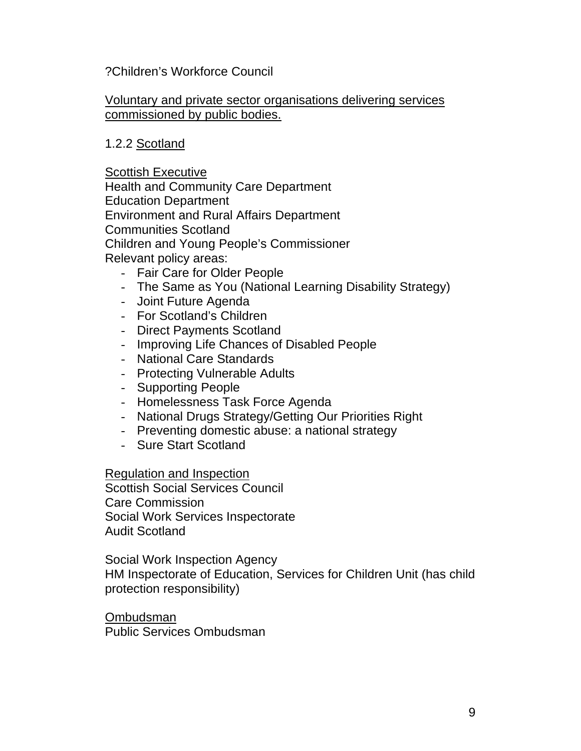?Children's Workforce Council

<u>Voluntary and private sector organisations delivering services commissioned by public bodies.</u>

### 1.2.2 <u>Scotland</u>

<u>Scottish Executive</u>
Health and Community Care Department
Education Department
Environment and Rural Affairs Department
Communities Scotland
Children and Young People's Commissioner
Relevant policy areas:

- Fair Care for Older People
- The Same as You (National Learning Disability Strategy)
- Joint Future Agenda
- For Scotland's Children
- Direct Payments Scotland
- Improving Life Chances of Disabled People
- National Care Standards
- Protecting Vulnerable Adults
- Supporting People
- Homelessness Task Force Agenda
- National Drugs Strategy/Getting Our Priorities Right
- Preventing domestic abuse: a national strategy
- Sure Start Scotland

<u>Regulation and Inspection</u>
Scottish Social Services Council
Care Commission
Social Work Services Inspectorate
Audit Scotland

Social Work Inspection Agency
HM Inspectorate of Education, Services for Children Unit (has child protection responsibility)

<u>Ombudsman</u>
Public Services Ombudsman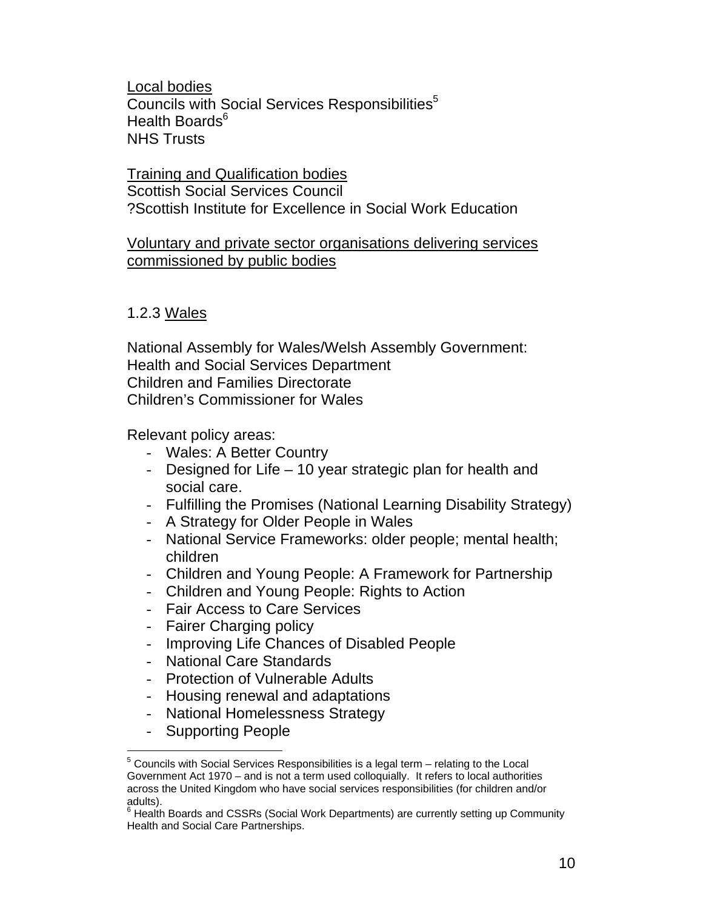Local bodies

Councils with Social Services Responsibilities[5]
Health Boards[6]
NHS Trusts

Training and Qualification bodies

Scottish Social Services Council
?Scottish Institute for Excellence in Social Work Education

Voluntary and private sector organisations delivering services commissioned by public bodies

### 1.2.3 Wales

National Assembly for Wales/Welsh Assembly Government:
Health and Social Services Department
Children and Families Directorate
Children's Commissioner for Wales

Relevant policy areas:

- Wales: A Better Country
- Designed for Life – 10 year strategic plan for health and social care.
- Fulfilling the Promises (National Learning Disability Strategy)
- A Strategy for Older People in Wales
- National Service Frameworks: older people; mental health; children
- Children and Young People: A Framework for Partnership
- Children and Young People: Rights to Action
- Fair Access to Care Services
- Fairer Charging policy
- Improving Life Chances of Disabled People
- National Care Standards
- Protection of Vulnerable Adults
- Housing renewal and adaptations
- National Homelessness Strategy
- Supporting People

---

[5] Councils with Social Services Responsibilities is a legal term – relating to the Local Government Act 1970 – and is not a term used colloquially. It refers to local authorities across the United Kingdom who have social services responsibilities (for children and/or adults).

[6] Health Boards and CSSRs (Social Work Departments) are currently setting up Community Health and Social Care Partnerships.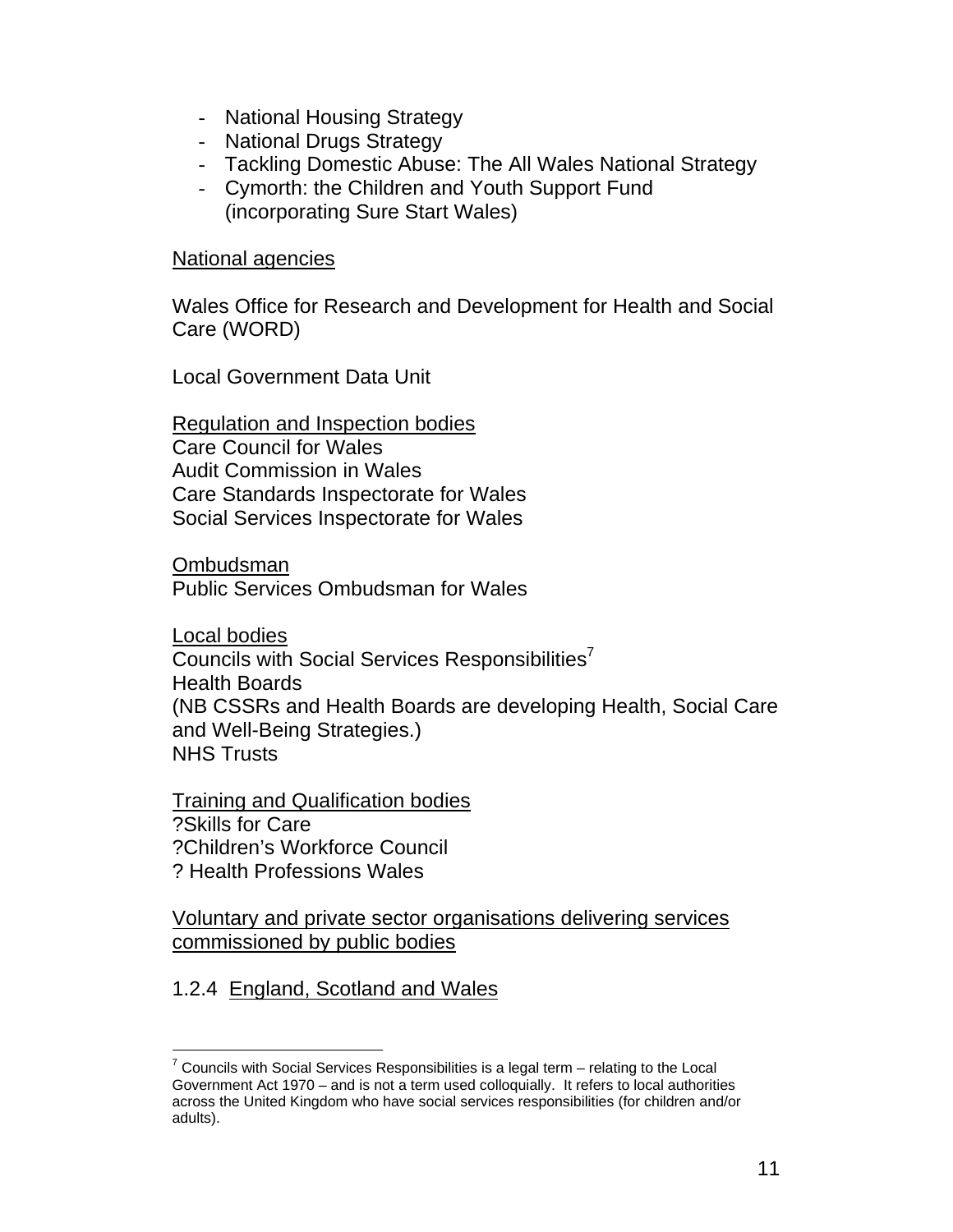- National Housing Strategy
- National Drugs Strategy
- Tackling Domestic Abuse: The All Wales National Strategy
- Cymorth: the Children and Youth Support Fund (incorporating Sure Start Wales)

National agencies

Wales Office for Research and Development for Health and Social Care (WORD)

Local Government Data Unit

Regulation and Inspection bodies
Care Council for Wales
Audit Commission in Wales
Care Standards Inspectorate for Wales
Social Services Inspectorate for Wales

Ombudsman
Public Services Ombudsman for Wales

Local bodies
Councils with Social Services Responsibilities[7]
Health Boards
(NB CSSRs and Health Boards are developing Health, Social Care and Well-Being Strategies.)
NHS Trusts

Training and Qualification bodies
?Skills for Care
?Children's Workforce Council
? Health Professions Wales

Voluntary and private sector organisations delivering services commissioned by public bodies

1.2.4 England, Scotland and Wales

---

[7] Councils with Social Services Responsibilities is a legal term – relating to the Local Government Act 1970 – and is not a term used colloquially. It refers to local authorities across the United Kingdom who have social services responsibilities (for children and/or adults).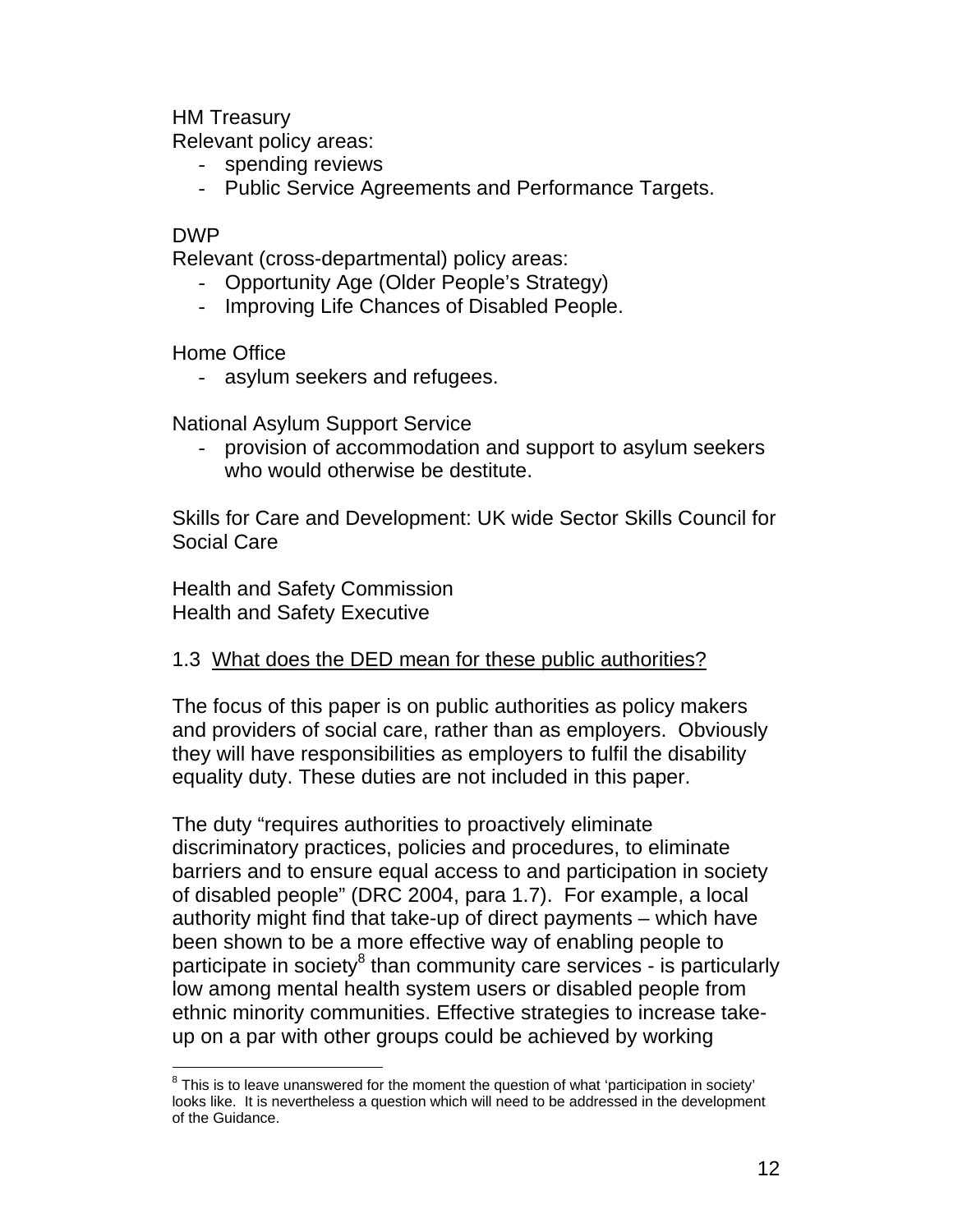HM Treasury
Relevant policy areas:

- spending reviews
- Public Service Agreements and Performance Targets.

DWP
Relevant (cross-departmental) policy areas:

- Opportunity Age (Older People's Strategy)
- Improving Life Chances of Disabled People.

Home Office

- asylum seekers and refugees.

National Asylum Support Service

- provision of accommodation and support to asylum seekers who would otherwise be destitute.

Skills for Care and Development: UK wide Sector Skills Council for Social Care

Health and Safety Commission
Health and Safety Executive

### 1.3 <u>What does the DED mean for these public authorities?</u>

The focus of this paper is on public authorities as policy makers and providers of social care, rather than as employers. Obviously they will have responsibilities as employers to fulfil the disability equality duty. These duties are not included in this paper.

The duty "requires authorities to proactively eliminate discriminatory practices, policies and procedures, to eliminate barriers and to ensure equal access to and participation in society of disabled people" (DRC 2004, para 1.7). For example, a local authority might find that take-up of direct payments – which have been shown to be a more effective way of enabling people to participate in society[8] than community care services - is particularly low among mental health system users or disabled people from ethnic minority communities. Effective strategies to increase take-up on a par with other groups could be achieved by working

[8] This is to leave unanswered for the moment the question of what 'participation in society' looks like. It is nevertheless a question which will need to be addressed in the development of the Guidance.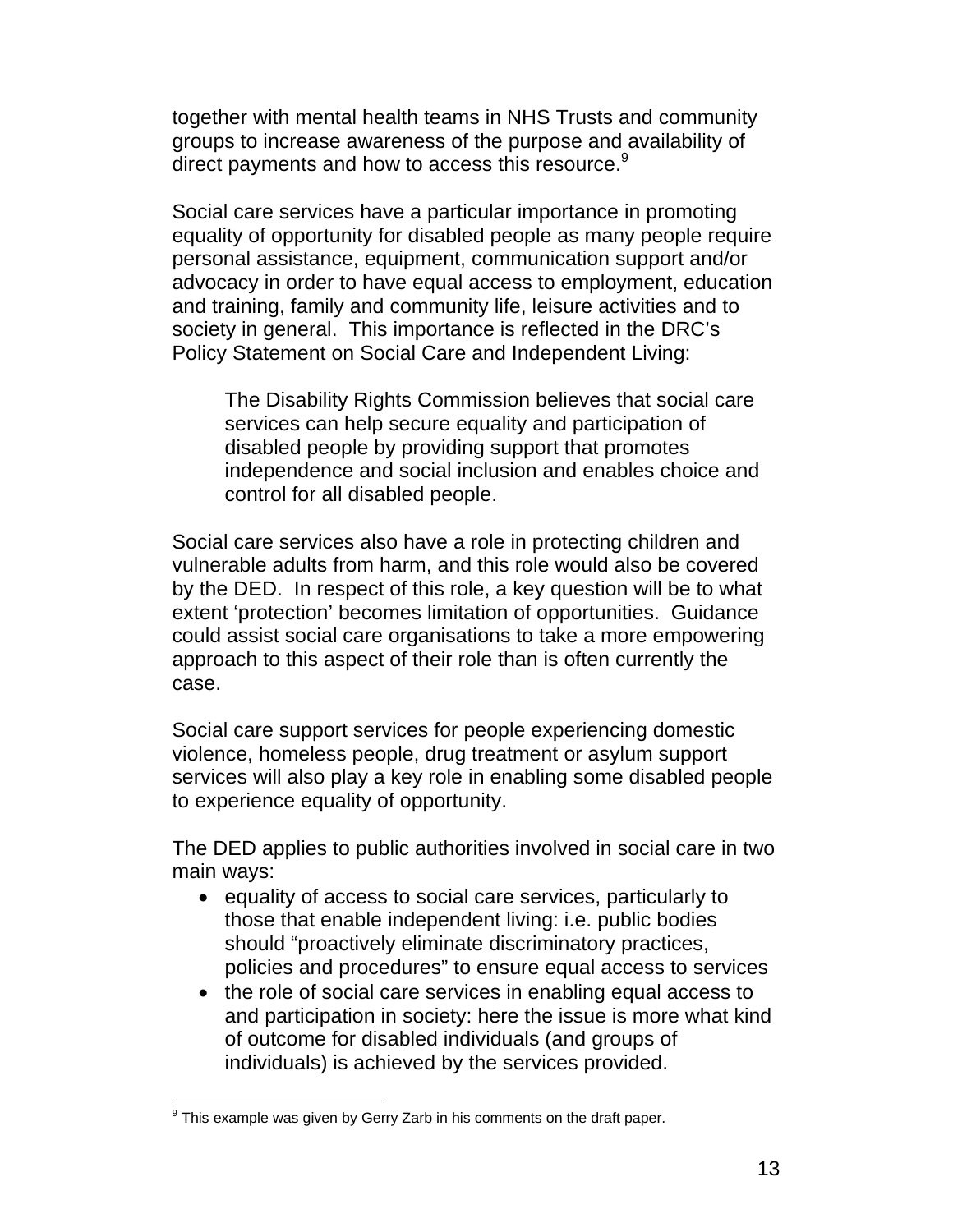together with mental health teams in NHS Trusts and community groups to increase awareness of the purpose and availability of direct payments and how to access this resource.[9]

Social care services have a particular importance in promoting equality of opportunity for disabled people as many people require personal assistance, equipment, communication support and/or advocacy in order to have equal access to employment, education and training, family and community life, leisure activities and to society in general. This importance is reflected in the DRC's Policy Statement on Social Care and Independent Living:

> The Disability Rights Commission believes that social care services can help secure equality and participation of disabled people by providing support that promotes independence and social inclusion and enables choice and control for all disabled people.

Social care services also have a role in protecting children and vulnerable adults from harm, and this role would also be covered by the DED. In respect of this role, a key question will be to what extent 'protection' becomes limitation of opportunities. Guidance could assist social care organisations to take a more empowering approach to this aspect of their role than is often currently the case.

Social care support services for people experiencing domestic violence, homeless people, drug treatment or asylum support services will also play a key role in enabling some disabled people to experience equality of opportunity.

The DED applies to public authorities involved in social care in two main ways:

- equality of access to social care services, particularly to those that enable independent living: i.e. public bodies should "proactively eliminate discriminatory practices, policies and procedures" to ensure equal access to services
- the role of social care services in enabling equal access to and participation in society: here the issue is more what kind of outcome for disabled individuals (and groups of individuals) is achieved by the services provided.

[9] This example was given by Gerry Zarb in his comments on the draft paper.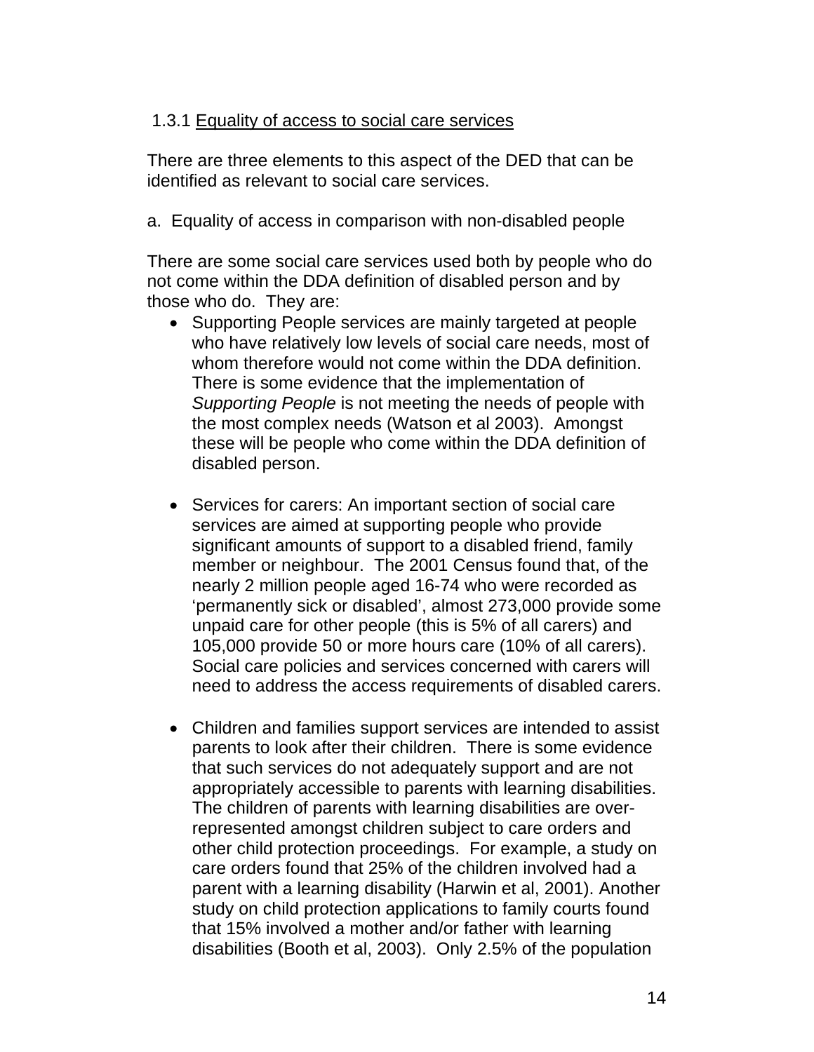### 1.3.1 Equality of access to social care services

There are three elements to this aspect of the DED that can be identified as relevant to social care services.

a. Equality of access in comparison with non-disabled people

There are some social care services used both by people who do not come within the DDA definition of disabled person and by those who do. They are:

- Supporting People services are mainly targeted at people who have relatively low levels of social care needs, most of whom therefore would not come within the DDA definition. There is some evidence that the implementation of *Supporting People* is not meeting the needs of people with the most complex needs (Watson et al 2003). Amongst these will be people who come within the DDA definition of disabled person.

- Services for carers: An important section of social care services are aimed at supporting people who provide significant amounts of support to a disabled friend, family member or neighbour. The 2001 Census found that, of the nearly 2 million people aged 16-74 who were recorded as 'permanently sick or disabled', almost 273,000 provide some unpaid care for other people (this is 5% of all carers) and 105,000 provide 50 or more hours care (10% of all carers). Social care policies and services concerned with carers will need to address the access requirements of disabled carers.

- Children and families support services are intended to assist parents to look after their children. There is some evidence that such services do not adequately support and are not appropriately accessible to parents with learning disabilities. The children of parents with learning disabilities are over-represented amongst children subject to care orders and other child protection proceedings. For example, a study on care orders found that 25% of the children involved had a parent with a learning disability (Harwin et al, 2001). Another study on child protection applications to family courts found that 15% involved a mother and/or father with learning disabilities (Booth et al, 2003). Only 2.5% of the population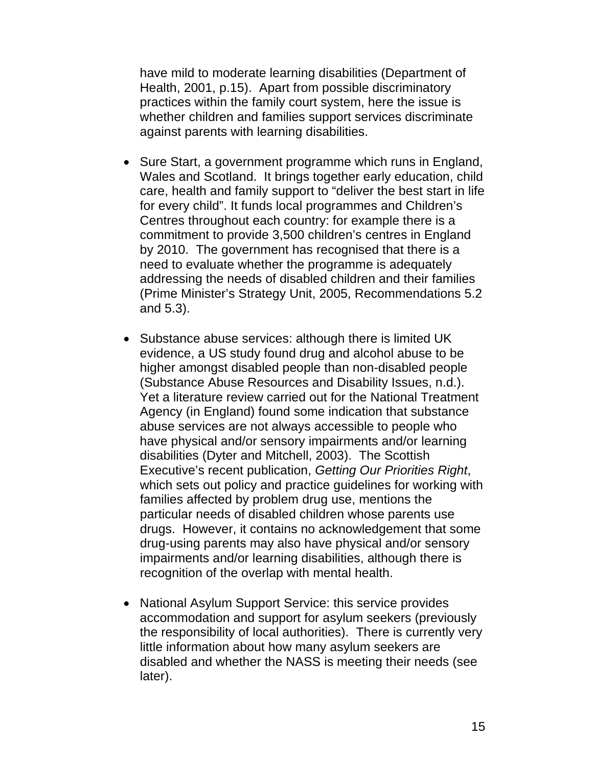have mild to moderate learning disabilities (Department of Health, 2001, p.15). Apart from possible discriminatory practices within the family court system, here the issue is whether children and families support services discriminate against parents with learning disabilities.

- Sure Start, a government programme which runs in England, Wales and Scotland. It brings together early education, child care, health and family support to "deliver the best start in life for every child". It funds local programmes and Children's Centres throughout each country: for example there is a commitment to provide 3,500 children's centres in England by 2010. The government has recognised that there is a need to evaluate whether the programme is adequately addressing the needs of disabled children and their families (Prime Minister's Strategy Unit, 2005, Recommendations 5.2 and 5.3).

- Substance abuse services: although there is limited UK evidence, a US study found drug and alcohol abuse to be higher amongst disabled people than non-disabled people (Substance Abuse Resources and Disability Issues, n.d.). Yet a literature review carried out for the National Treatment Agency (in England) found some indication that substance abuse services are not always accessible to people who have physical and/or sensory impairments and/or learning disabilities (Dyter and Mitchell, 2003). The Scottish Executive's recent publication, *Getting Our Priorities Right*, which sets out policy and practice guidelines for working with families affected by problem drug use, mentions the particular needs of disabled children whose parents use drugs. However, it contains no acknowledgement that some drug-using parents may also have physical and/or sensory impairments and/or learning disabilities, although there is recognition of the overlap with mental health.

- National Asylum Support Service: this service provides accommodation and support for asylum seekers (previously the responsibility of local authorities). There is currently very little information about how many asylum seekers are disabled and whether the NASS is meeting their needs (see later).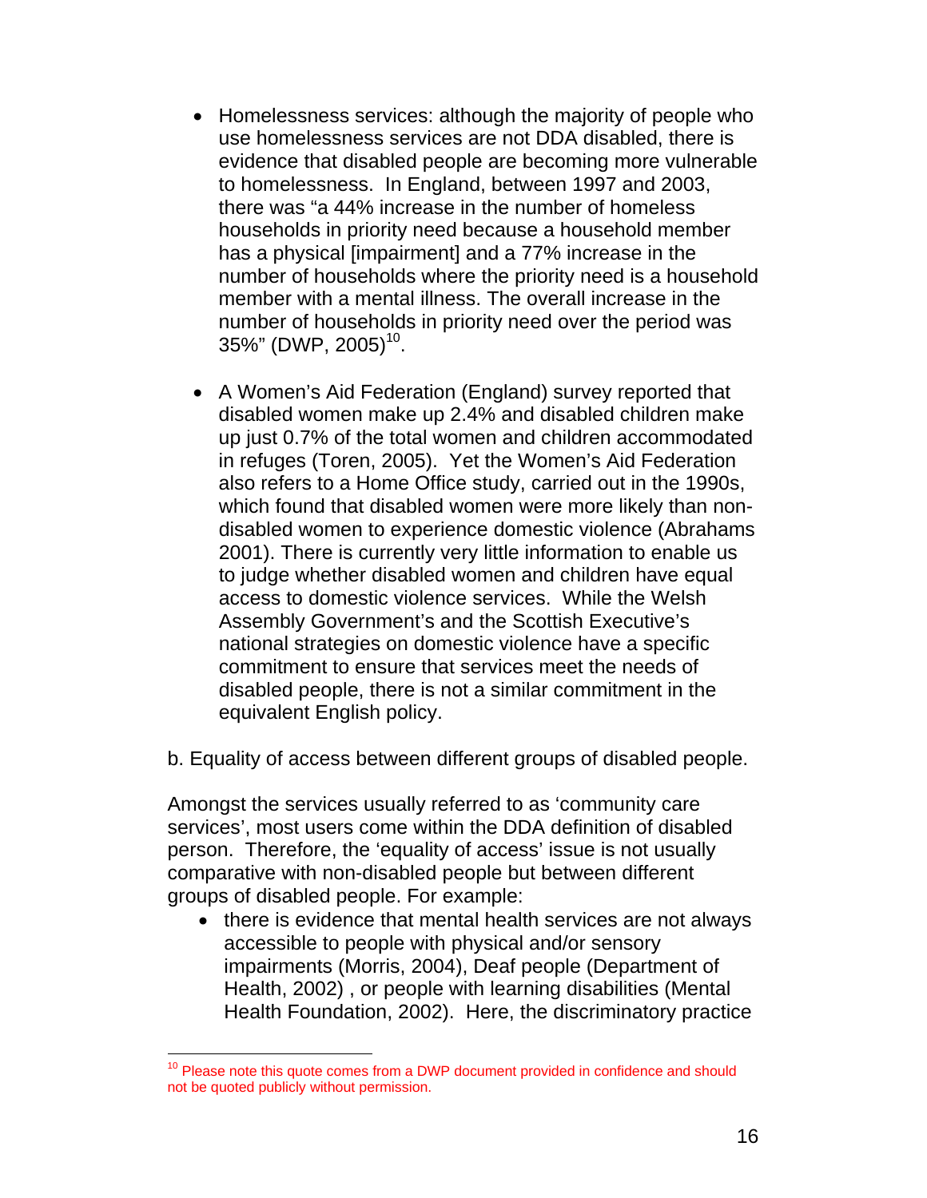- Homelessness services: although the majority of people who use homelessness services are not DDA disabled, there is evidence that disabled people are becoming more vulnerable to homelessness. In England, between 1997 and 2003, there was "a 44% increase in the number of homeless households in priority need because a household member has a physical [impairment] and a 77% increase in the number of households where the priority need is a household member with a mental illness. The overall increase in the number of households in priority need over the period was 35%" (DWP, 2005)[10].

- A Women's Aid Federation (England) survey reported that disabled women make up 2.4% and disabled children make up just 0.7% of the total women and children accommodated in refuges (Toren, 2005). Yet the Women's Aid Federation also refers to a Home Office study, carried out in the 1990s, which found that disabled women were more likely than non-disabled women to experience domestic violence (Abrahams 2001). There is currently very little information to enable us to judge whether disabled women and children have equal access to domestic violence services. While the Welsh Assembly Government's and the Scottish Executive's national strategies on domestic violence have a specific commitment to ensure that services meet the needs of disabled people, there is not a similar commitment in the equivalent English policy.

b. Equality of access between different groups of disabled people.

Amongst the services usually referred to as 'community care services', most users come within the DDA definition of disabled person. Therefore, the 'equality of access' issue is not usually comparative with non-disabled people but between different groups of disabled people. For example:

- there is evidence that mental health services are not always accessible to people with physical and/or sensory impairments (Morris, 2004), Deaf people (Department of Health, 2002) , or people with learning disabilities (Mental Health Foundation, 2002). Here, the discriminatory practice

---

[10] Please note this quote comes from a DWP document provided in confidence and should not be quoted publicly without permission.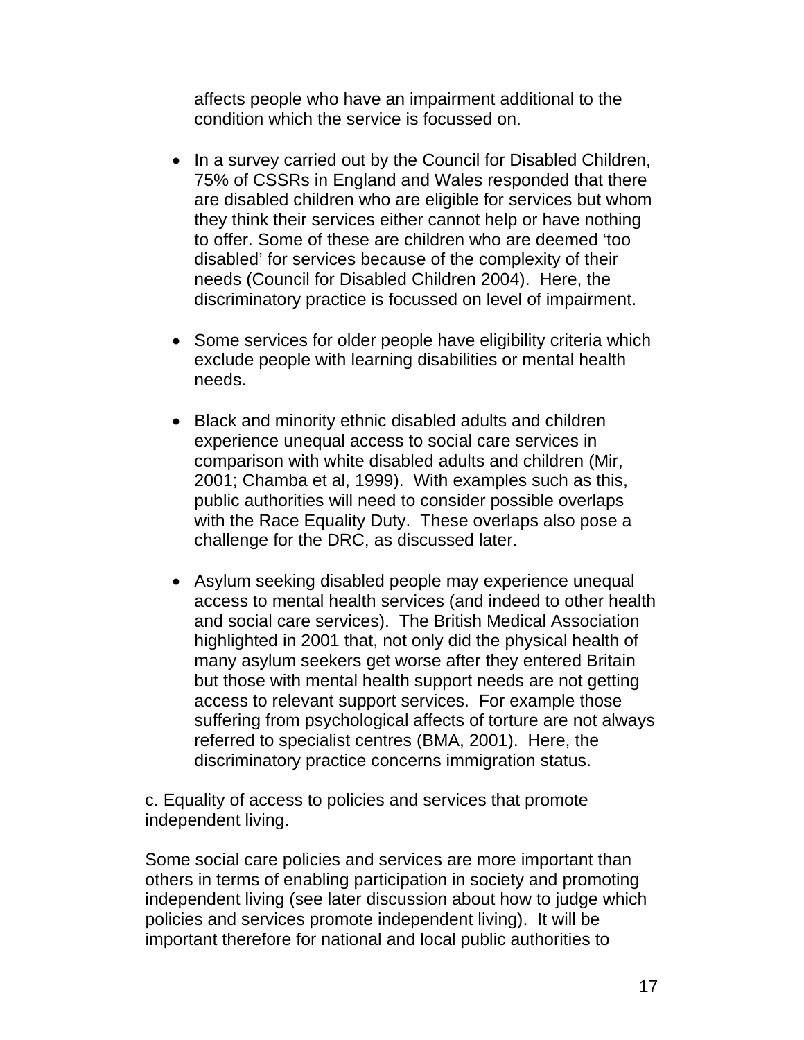affects people who have an impairment additional to the condition which the service is focussed on.

- In a survey carried out by the Council for Disabled Children, 75% of CSSRs in England and Wales responded that there are disabled children who are eligible for services but whom they think their services either cannot help or have nothing to offer. Some of these are children who are deemed 'too disabled' for services because of the complexity of their needs (Council for Disabled Children 2004). Here, the discriminatory practice is focussed on level of impairment.

- Some services for older people have eligibility criteria which exclude people with learning disabilities or mental health needs.

- Black and minority ethnic disabled adults and children experience unequal access to social care services in comparison with white disabled adults and children (Mir, 2001; Chamba et al, 1999). With examples such as this, public authorities will need to consider possible overlaps with the Race Equality Duty. These overlaps also pose a challenge for the DRC, as discussed later.

- Asylum seeking disabled people may experience unequal access to mental health services (and indeed to other health and social care services). The British Medical Association highlighted in 2001 that, not only did the physical health of many asylum seekers get worse after they entered Britain but those with mental health support needs are not getting access to relevant support services. For example those suffering from psychological affects of torture are not always referred to specialist centres (BMA, 2001). Here, the discriminatory practice concerns immigration status.

c. Equality of access to policies and services that promote independent living.

Some social care policies and services are more important than others in terms of enabling participation in society and promoting independent living (see later discussion about how to judge which policies and services promote independent living). It will be important therefore for national and local public authorities to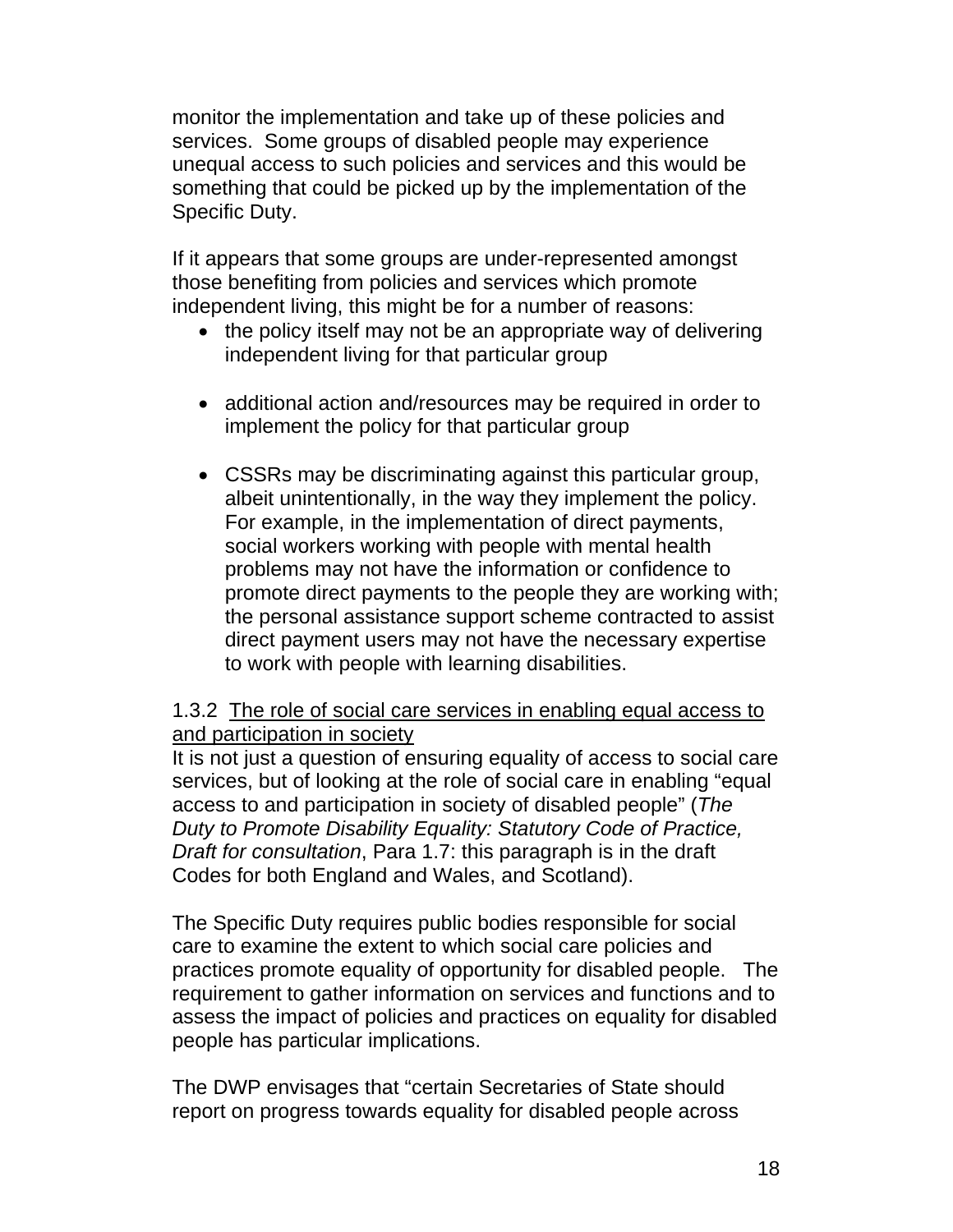monitor the implementation and take up of these policies and services. Some groups of disabled people may experience unequal access to such policies and services and this would be something that could be picked up by the implementation of the Specific Duty.

If it appears that some groups are under-represented amongst those benefiting from policies and services which promote independent living, this might be for a number of reasons:

- the policy itself may not be an appropriate way of delivering independent living for that particular group

- additional action and/resources may be required in order to implement the policy for that particular group

- CSSRs may be discriminating against this particular group, albeit unintentionally, in the way they implement the policy. For example, in the implementation of direct payments, social workers working with people with mental health problems may not have the information or confidence to promote direct payments to the people they are working with; the personal assistance support scheme contracted to assist direct payment users may not have the necessary expertise to work with people with learning disabilities.

1.3.2 <u>The role of social care services in enabling equal access to and participation in society</u>

It is not just a question of ensuring equality of access to social care services, but of looking at the role of social care in enabling "equal access to and participation in society of disabled people" (*The Duty to Promote Disability Equality: Statutory Code of Practice, Draft for consultation*, Para 1.7: this paragraph is in the draft Codes for both England and Wales, and Scotland).

The Specific Duty requires public bodies responsible for social care to examine the extent to which social care policies and practices promote equality of opportunity for disabled people. The requirement to gather information on services and functions and to assess the impact of policies and practices on equality for disabled people has particular implications.

The DWP envisages that "certain Secretaries of State should report on progress towards equality for disabled people across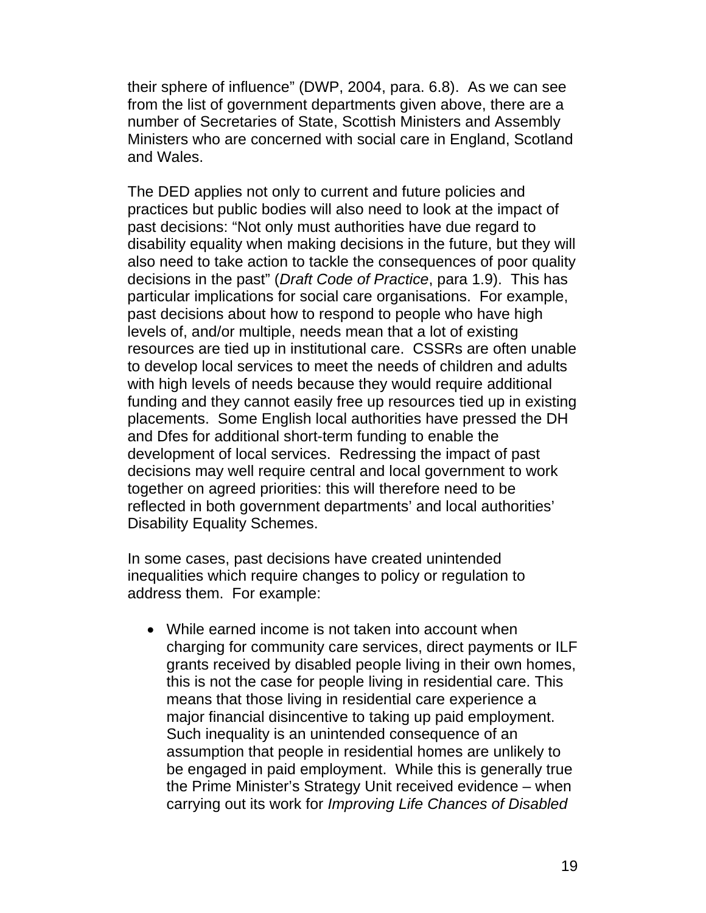their sphere of influence" (DWP, 2004, para. 6.8). As we can see from the list of government departments given above, there are a number of Secretaries of State, Scottish Ministers and Assembly Ministers who are concerned with social care in England, Scotland and Wales.

The DED applies not only to current and future policies and practices but public bodies will also need to look at the impact of past decisions: "Not only must authorities have due regard to disability equality when making decisions in the future, but they will also need to take action to tackle the consequences of poor quality decisions in the past" (*Draft Code of Practice*, para 1.9). This has particular implications for social care organisations. For example, past decisions about how to respond to people who have high levels of, and/or multiple, needs mean that a lot of existing resources are tied up in institutional care. CSSRs are often unable to develop local services to meet the needs of children and adults with high levels of needs because they would require additional funding and they cannot easily free up resources tied up in existing placements. Some English local authorities have pressed the DH and Dfes for additional short-term funding to enable the development of local services. Redressing the impact of past decisions may well require central and local government to work together on agreed priorities: this will therefore need to be reflected in both government departments' and local authorities' Disability Equality Schemes.

In some cases, past decisions have created unintended inequalities which require changes to policy or regulation to address them. For example:

- While earned income is not taken into account when charging for community care services, direct payments or ILF grants received by disabled people living in their own homes, this is not the case for people living in residential care. This means that those living in residential care experience a major financial disincentive to taking up paid employment. Such inequality is an unintended consequence of an assumption that people in residential homes are unlikely to be engaged in paid employment. While this is generally true the Prime Minister's Strategy Unit received evidence – when carrying out its work for *Improving Life Chances of Disabled*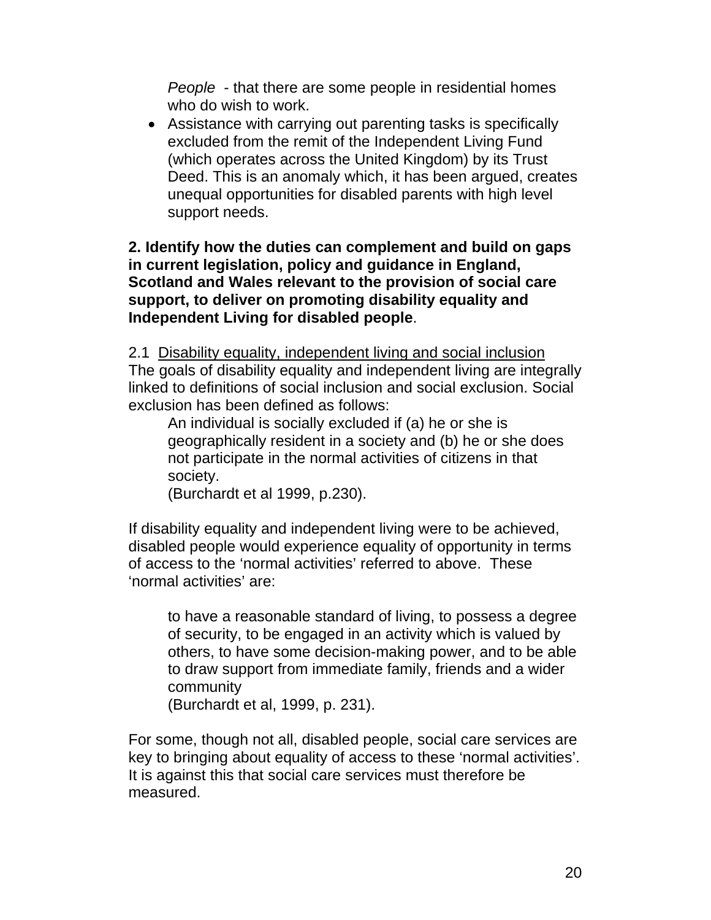*People* - that there are some people in residential homes who do wish to work.

- Assistance with carrying out parenting tasks is specifically excluded from the remit of the Independent Living Fund (which operates across the United Kingdom) by its Trust Deed. This is an anomaly which, it has been argued, creates unequal opportunities for disabled parents with high level support needs.

**2. Identify how the duties can complement and build on gaps in current legislation, policy and guidance in England, Scotland and Wales relevant to the provision of social care support, to deliver on promoting disability equality and Independent Living for disabled people**.

2.1 Disability equality, independent living and social inclusion
The goals of disability equality and independent living are integrally linked to definitions of social inclusion and social exclusion. Social exclusion has been defined as follows:

> An individual is socially excluded if (a) he or she is geographically resident in a society and (b) he or she does not participate in the normal activities of citizens in that society.
> (Burchardt et al 1999, p.230).

If disability equality and independent living were to be achieved, disabled people would experience equality of opportunity in terms of access to the 'normal activities' referred to above. These 'normal activities' are:

> to have a reasonable standard of living, to possess a degree of security, to be engaged in an activity which is valued by others, to have some decision-making power, and to be able to draw support from immediate family, friends and a wider community
> (Burchardt et al, 1999, p. 231).

For some, though not all, disabled people, social care services are key to bringing about equality of access to these 'normal activities'. It is against this that social care services must therefore be measured.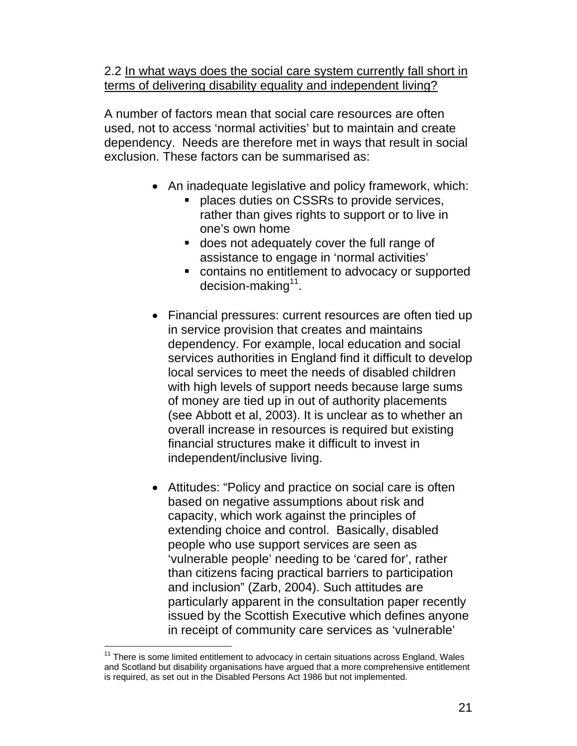2.2 In what ways does the social care system currently fall short in terms of delivering disability equality and independent living?

A number of factors mean that social care resources are often used, not to access 'normal activities' but to maintain and create dependency. Needs are therefore met in ways that result in social exclusion. These factors can be summarised as:

- An inadequate legislative and policy framework, which:
  - places duties on CSSRs to provide services, rather than gives rights to support or to live in one's own home
  - does not adequately cover the full range of assistance to engage in 'normal activities'
  - contains no entitlement to advocacy or supported decision-making[11].

- Financial pressures: current resources are often tied up in service provision that creates and maintains dependency. For example, local education and social services authorities in England find it difficult to develop local services to meet the needs of disabled children with high levels of support needs because large sums of money are tied up in out of authority placements (see Abbott et al, 2003). It is unclear as to whether an overall increase in resources is required but existing financial structures make it difficult to invest in independent/inclusive living.

- Attitudes: "Policy and practice on social care is often based on negative assumptions about risk and capacity, which work against the principles of extending choice and control. Basically, disabled people who use support services are seen as 'vulnerable people' needing to be 'cared for', rather than citizens facing practical barriers to participation and inclusion" (Zarb, 2004). Such attitudes are particularly apparent in the consultation paper recently issued by the Scottish Executive which defines anyone in receipt of community care services as 'vulnerable'

[11] There is some limited entitlement to advocacy in certain situations across England, Wales and Scotland but disability organisations have argued that a more comprehensive entitlement is required, as set out in the Disabled Persons Act 1986 but not implemented.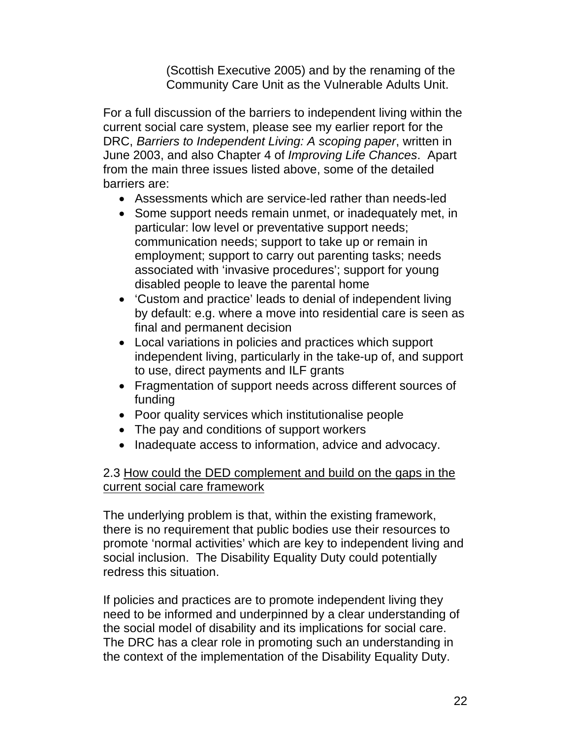(Scottish Executive 2005) and by the renaming of the Community Care Unit as the Vulnerable Adults Unit.

For a full discussion of the barriers to independent living within the current social care system, please see my earlier report for the DRC, *Barriers to Independent Living: A scoping paper*, written in June 2003, and also Chapter 4 of *Improving Life Chances*. Apart from the main three issues listed above, some of the detailed barriers are:

- Assessments which are service-led rather than needs-led
- Some support needs remain unmet, or inadequately met, in particular: low level or preventative support needs; communication needs; support to take up or remain in employment; support to carry out parenting tasks; needs associated with 'invasive procedures'; support for young disabled people to leave the parental home
- 'Custom and practice' leads to denial of independent living by default: e.g. where a move into residential care is seen as final and permanent decision
- Local variations in policies and practices which support independent living, particularly in the take-up of, and support to use, direct payments and ILF grants
- Fragmentation of support needs across different sources of funding
- Poor quality services which institutionalise people
- The pay and conditions of support workers
- Inadequate access to information, advice and advocacy.

### 2.3 <u>How could the DED complement and build on the gaps in the current social care framework</u>

The underlying problem is that, within the existing framework, there is no requirement that public bodies use their resources to promote 'normal activities' which are key to independent living and social inclusion. The Disability Equality Duty could potentially redress this situation.

If policies and practices are to promote independent living they need to be informed and underpinned by a clear understanding of the social model of disability and its implications for social care. The DRC has a clear role in promoting such an understanding in the context of the implementation of the Disability Equality Duty.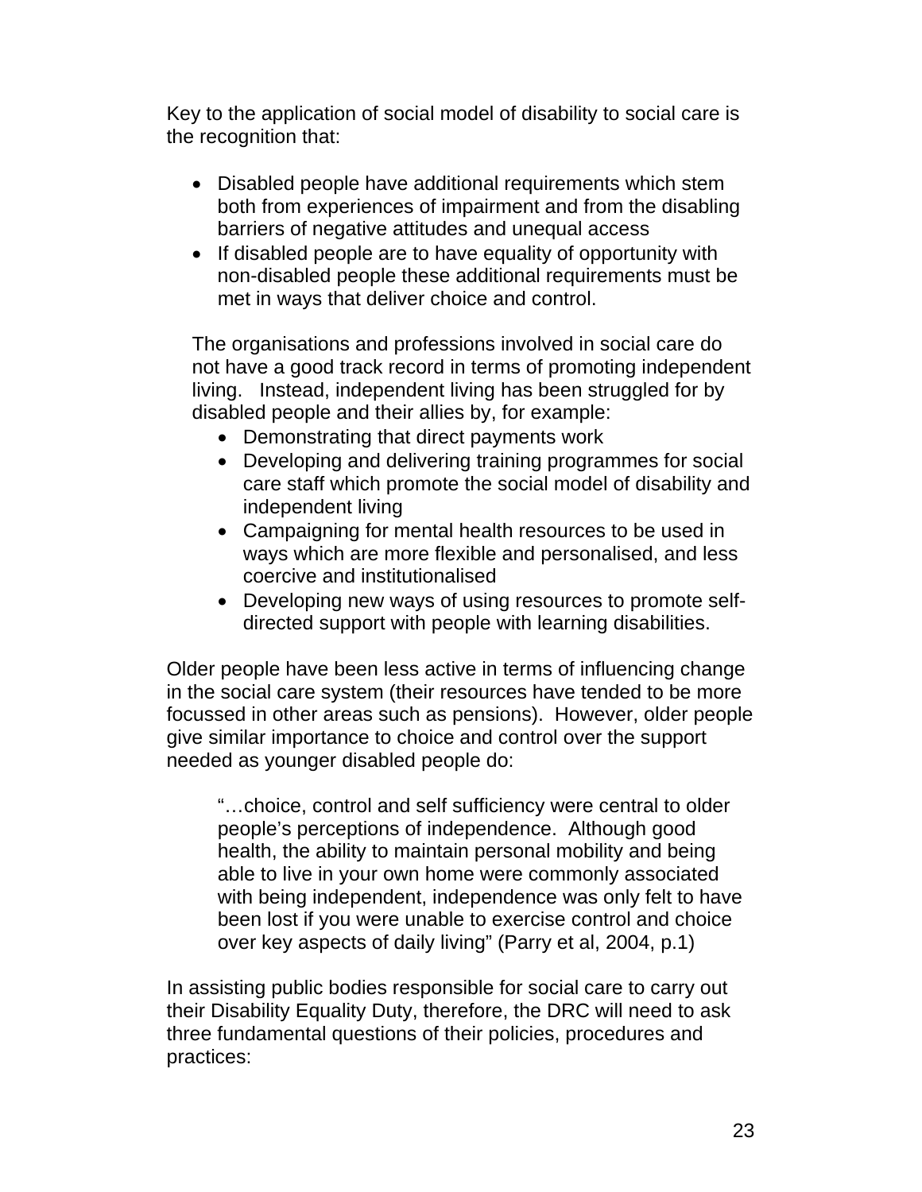Key to the application of social model of disability to social care is the recognition that:

- Disabled people have additional requirements which stem both from experiences of impairment and from the disabling barriers of negative attitudes and unequal access
- If disabled people are to have equality of opportunity with non-disabled people these additional requirements must be met in ways that deliver choice and control.

The organisations and professions involved in social care do not have a good track record in terms of promoting independent living. Instead, independent living has been struggled for by disabled people and their allies by, for example:

- Demonstrating that direct payments work
- Developing and delivering training programmes for social care staff which promote the social model of disability and independent living
- Campaigning for mental health resources to be used in ways which are more flexible and personalised, and less coercive and institutionalised
- Developing new ways of using resources to promote self-directed support with people with learning disabilities.

Older people have been less active in terms of influencing change in the social care system (their resources have tended to be more focussed in other areas such as pensions). However, older people give similar importance to choice and control over the support needed as younger disabled people do:

> "…choice, control and self sufficiency were central to older people's perceptions of independence. Although good health, the ability to maintain personal mobility and being able to live in your own home were commonly associated with being independent, independence was only felt to have been lost if you were unable to exercise control and choice over key aspects of daily living" (Parry et al, 2004, p.1)

In assisting public bodies responsible for social care to carry out their Disability Equality Duty, therefore, the DRC will need to ask three fundamental questions of their policies, procedures and practices: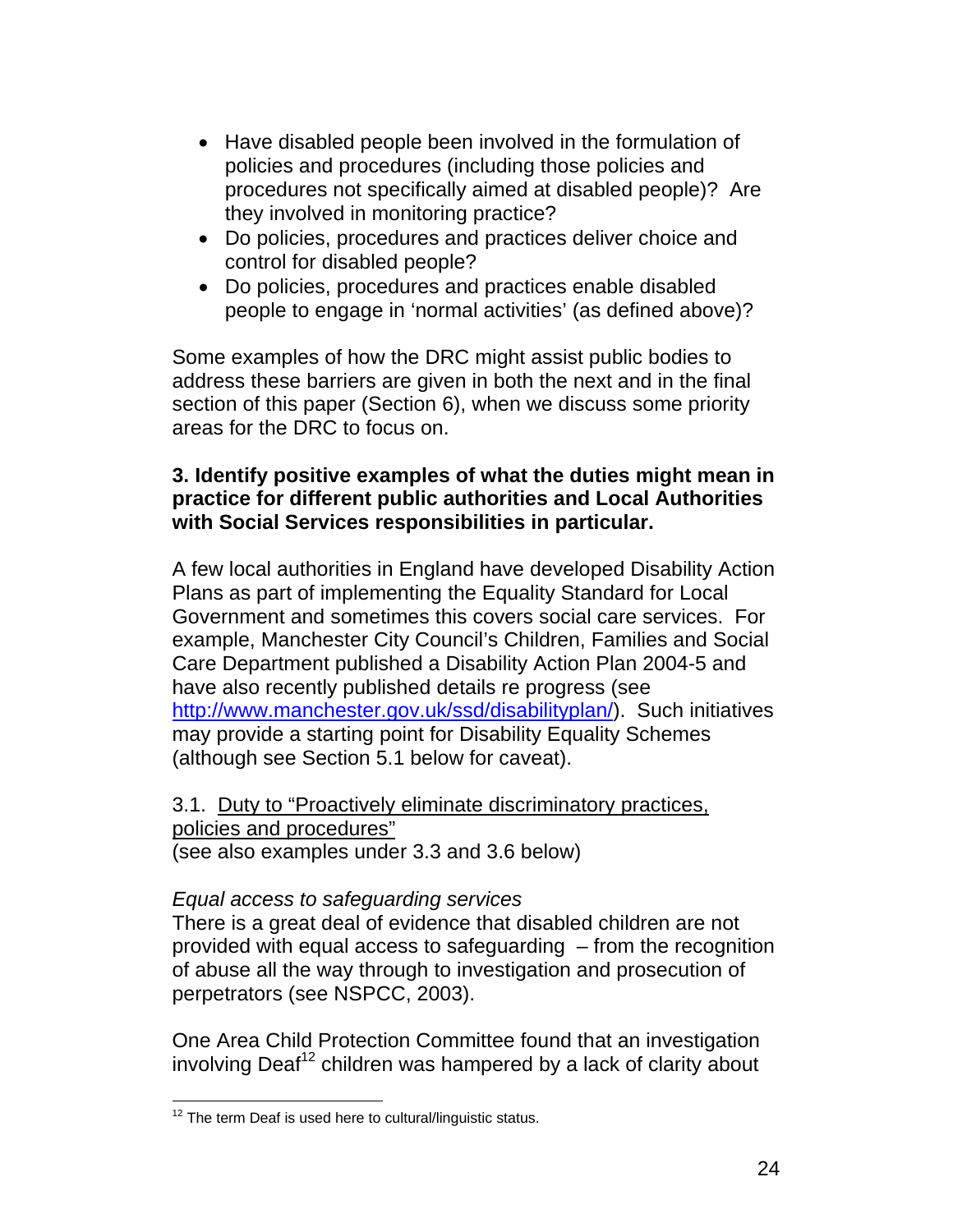- Have disabled people been involved in the formulation of policies and procedures (including those policies and procedures not specifically aimed at disabled people)? Are they involved in monitoring practice?
- Do policies, procedures and practices deliver choice and control for disabled people?
- Do policies, procedures and practices enable disabled people to engage in 'normal activities' (as defined above)?

Some examples of how the DRC might assist public bodies to address these barriers are given in both the next and in the final section of this paper (Section 6), when we discuss some priority areas for the DRC to focus on.

**3. Identify positive examples of what the duties might mean in practice for different public authorities and Local Authorities with Social Services responsibilities in particular.**

A few local authorities in England have developed Disability Action Plans as part of implementing the Equality Standard for Local Government and sometimes this covers social care services. For example, Manchester City Council's Children, Families and Social Care Department published a Disability Action Plan 2004-5 and have also recently published details re progress (see [http://www.manchester.gov.uk/ssd/disabilityplan/](http://www.manchester.gov.uk/ssd/disabilityplan/)). Such initiatives may provide a starting point for Disability Equality Schemes (although see Section 5.1 below for caveat).

3.1. <u>Duty to "Proactively eliminate discriminatory practices, policies and procedures"</u>
(see also examples under 3.3 and 3.6 below)

*Equal access to safeguarding services*
There is a great deal of evidence that disabled children are not provided with equal access to safeguarding – from the recognition of abuse all the way through to investigation and prosecution of perpetrators (see NSPCC, 2003).

One Area Child Protection Committee found that an investigation involving Deaf[12] children was hampered by a lack of clarity about

[12] The term Deaf is used here to cultural/linguistic status.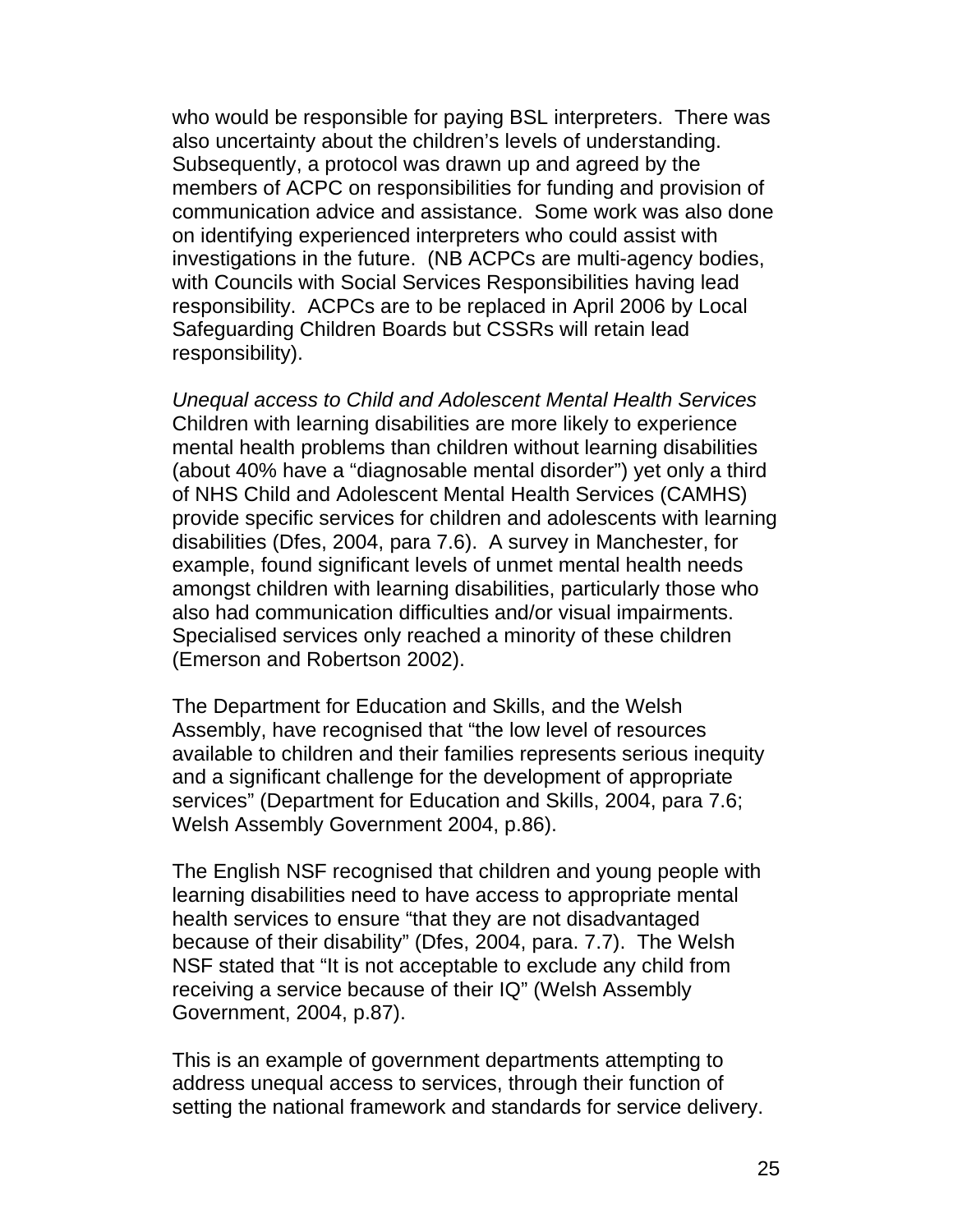who would be responsible for paying BSL interpreters. There was also uncertainty about the children's levels of understanding. Subsequently, a protocol was drawn up and agreed by the members of ACPC on responsibilities for funding and provision of communication advice and assistance. Some work was also done on identifying experienced interpreters who could assist with investigations in the future. (NB ACPCs are multi-agency bodies, with Councils with Social Services Responsibilities having lead responsibility. ACPCs are to be replaced in April 2006 by Local Safeguarding Children Boards but CSSRs will retain lead responsibility).

*Unequal access to Child and Adolescent Mental Health Services*
Children with learning disabilities are more likely to experience mental health problems than children without learning disabilities (about 40% have a "diagnosable mental disorder") yet only a third of NHS Child and Adolescent Mental Health Services (CAMHS) provide specific services for children and adolescents with learning disabilities (Dfes, 2004, para 7.6). A survey in Manchester, for example, found significant levels of unmet mental health needs amongst children with learning disabilities, particularly those who also had communication difficulties and/or visual impairments. Specialised services only reached a minority of these children (Emerson and Robertson 2002).

The Department for Education and Skills, and the Welsh Assembly, have recognised that "the low level of resources available to children and their families represents serious inequity and a significant challenge for the development of appropriate services" (Department for Education and Skills, 2004, para 7.6; Welsh Assembly Government 2004, p.86).

The English NSF recognised that children and young people with learning disabilities need to have access to appropriate mental health services to ensure "that they are not disadvantaged because of their disability" (Dfes, 2004, para. 7.7). The Welsh NSF stated that "It is not acceptable to exclude any child from receiving a service because of their IQ" (Welsh Assembly Government, 2004, p.87).

This is an example of government departments attempting to address unequal access to services, through their function of setting the national framework and standards for service delivery.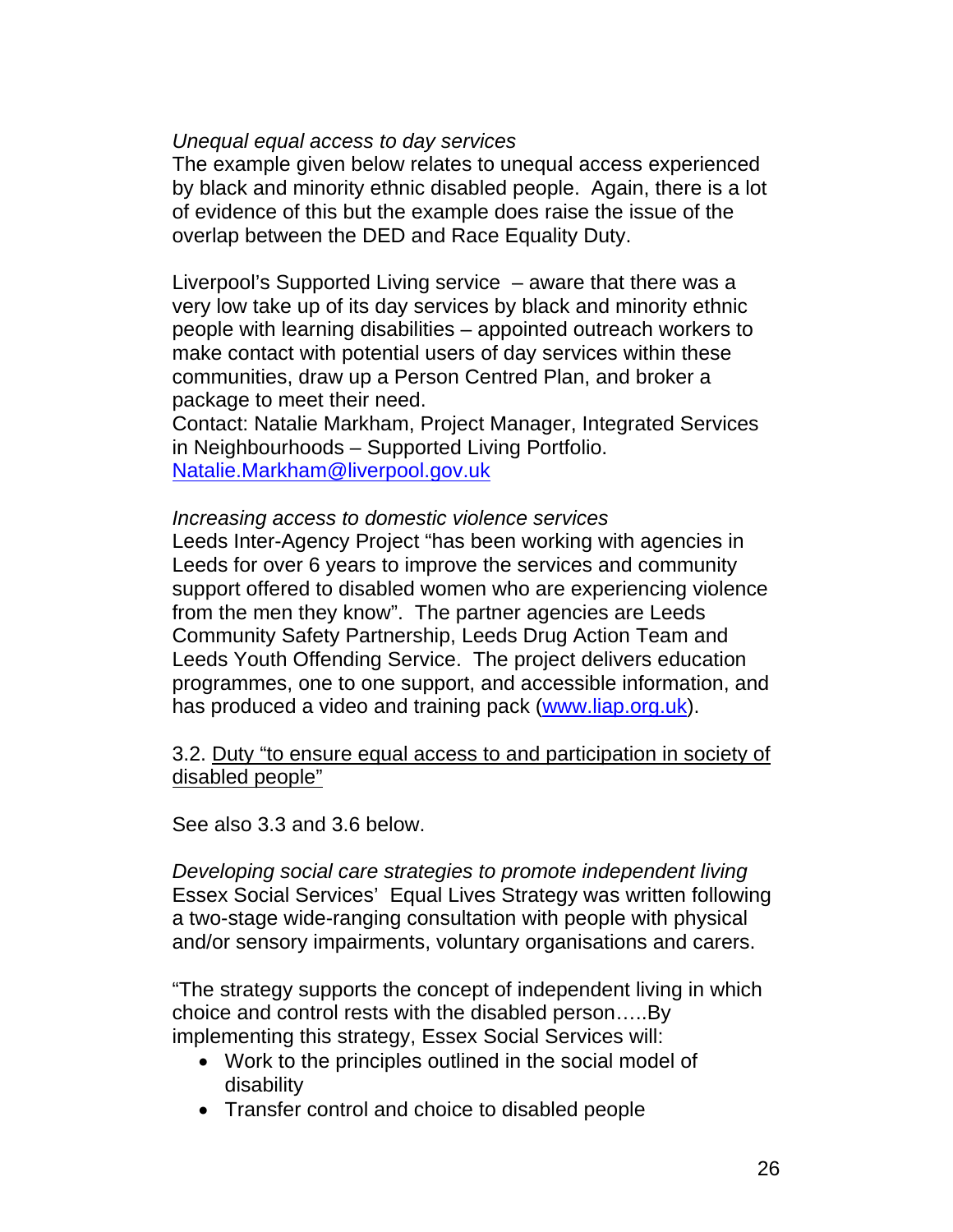*Unequal equal access to day services*
The example given below relates to unequal access experienced by black and minority ethnic disabled people. Again, there is a lot of evidence of this but the example does raise the issue of the overlap between the DED and Race Equality Duty.

Liverpool's Supported Living service – aware that there was a very low take up of its day services by black and minority ethnic people with learning disabilities – appointed outreach workers to make contact with potential users of day services within these communities, draw up a Person Centred Plan, and broker a package to meet their need.
Contact: Natalie Markham, Project Manager, Integrated Services in Neighbourhoods – Supported Living Portfolio.
[Natalie.Markham@liverpool.gov.uk](mailto:Natalie.Markham@liverpool.gov.uk)

*Increasing access to domestic violence services*
Leeds Inter-Agency Project "has been working with agencies in Leeds for over 6 years to improve the services and community support offered to disabled women who are experiencing violence from the men they know". The partner agencies are Leeds Community Safety Partnership, Leeds Drug Action Team and Leeds Youth Offending Service. The project delivers education programmes, one to one support, and accessible information, and has produced a video and training pack ([www.liap.org.uk](http://www.liap.org.uk)).

3.2. <u>Duty "to ensure equal access to and participation in society of disabled people"</u>

See also 3.3 and 3.6 below.

*Developing social care strategies to promote independent living*
Essex Social Services' Equal Lives Strategy was written following a two-stage wide-ranging consultation with people with physical and/or sensory impairments, voluntary organisations and carers.

"The strategy supports the concept of independent living in which choice and control rests with the disabled person…..By implementing this strategy, Essex Social Services will:

- Work to the principles outlined in the social model of disability
- Transfer control and choice to disabled people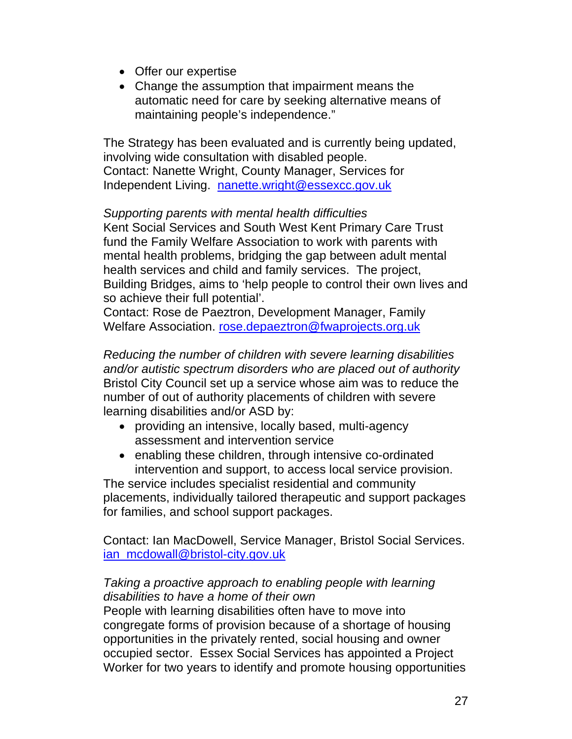- Offer our expertise
- Change the assumption that impairment means the automatic need for care by seeking alternative means of maintaining people's independence."

The Strategy has been evaluated and is currently being updated, involving wide consultation with disabled people.
Contact: Nanette Wright, County Manager, Services for Independent Living. nanette.wright@essexcc.gov.uk

*Supporting parents with mental health difficulties*
Kent Social Services and South West Kent Primary Care Trust fund the Family Welfare Association to work with parents with mental health problems, bridging the gap between adult mental health services and child and family services. The project, Building Bridges, aims to 'help people to control their own lives and so achieve their full potential'.
Contact: Rose de Paeztron, Development Manager, Family Welfare Association. rose.depaeztron@fwaprojects.org.uk

*Reducing the number of children with severe learning disabilities and/or autistic spectrum disorders who are placed out of authority*
Bristol City Council set up a service whose aim was to reduce the number of out of authority placements of children with severe learning disabilities and/or ASD by:

- providing an intensive, locally based, multi-agency assessment and intervention service
- enabling these children, through intensive co-ordinated intervention and support, to access local service provision.

The service includes specialist residential and community placements, individually tailored therapeutic and support packages for families, and school support packages.

Contact: Ian MacDowell, Service Manager, Bristol Social Services. ian_mcdowall@bristol-city.gov.uk

*Taking a proactive approach to enabling people with learning disabilities to have a home of their own*
People with learning disabilities often have to move into congregate forms of provision because of a shortage of housing opportunities in the privately rented, social housing and owner occupied sector. Essex Social Services has appointed a Project Worker for two years to identify and promote housing opportunities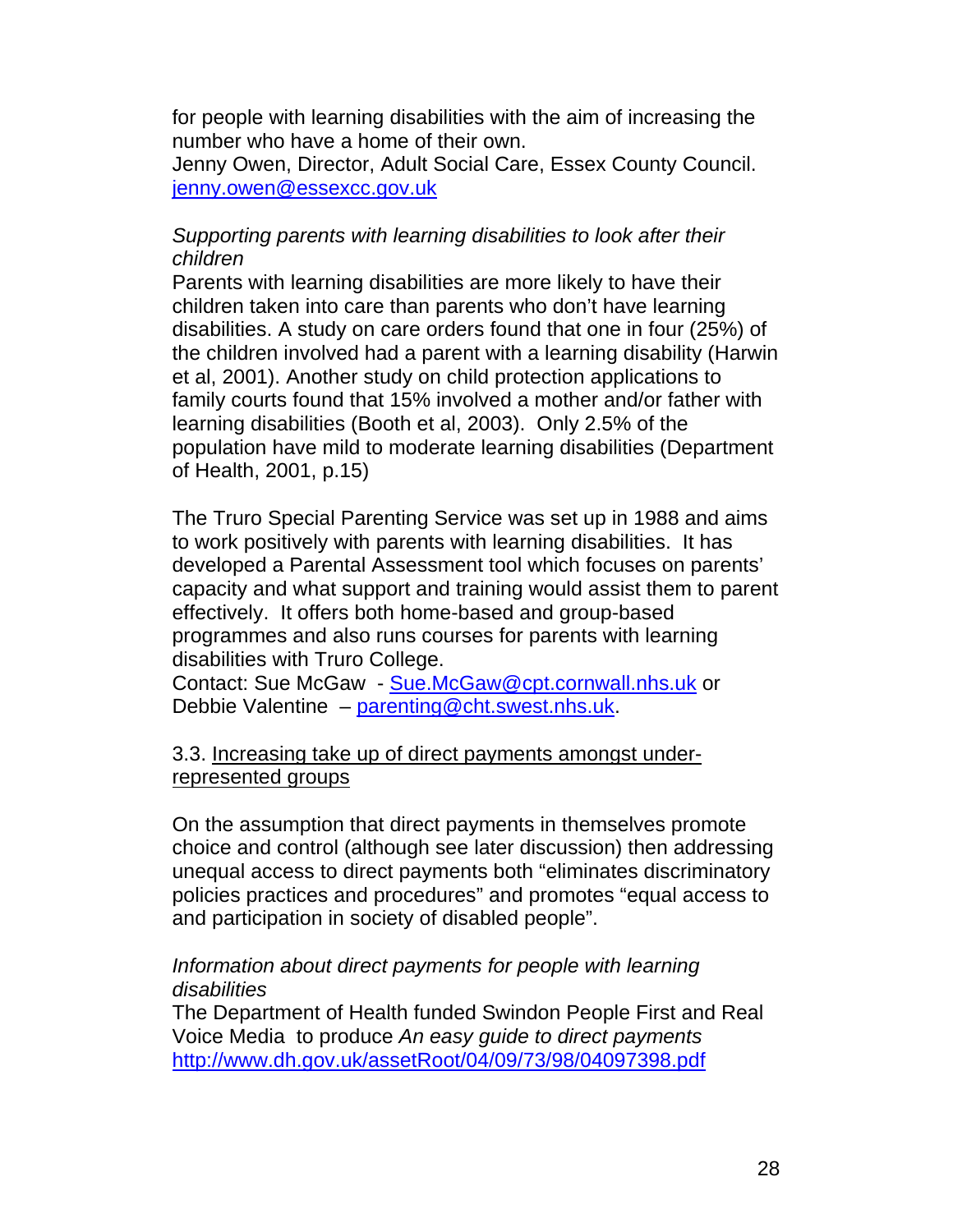for people with learning disabilities with the aim of increasing the number who have a home of their own.
Jenny Owen, Director, Adult Social Care, Essex County Council.
jenny.owen@essexcc.gov.uk

*Supporting parents with learning disabilities to look after their children*
Parents with learning disabilities are more likely to have their children taken into care than parents who don't have learning disabilities. A study on care orders found that one in four (25%) of the children involved had a parent with a learning disability (Harwin et al, 2001). Another study on child protection applications to family courts found that 15% involved a mother and/or father with learning disabilities (Booth et al, 2003). Only 2.5% of the population have mild to moderate learning disabilities (Department of Health, 2001, p.15)

The Truro Special Parenting Service was set up in 1988 and aims to work positively with parents with learning disabilities. It has developed a Parental Assessment tool which focuses on parents' capacity and what support and training would assist them to parent effectively. It offers both home-based and group-based programmes and also runs courses for parents with learning disabilities with Truro College.
Contact: Sue McGaw - Sue.McGaw@cpt.cornwall.nhs.uk or Debbie Valentine – parenting@cht.swest.nhs.uk.

3.3. Increasing take up of direct payments amongst under-represented groups

On the assumption that direct payments in themselves promote choice and control (although see later discussion) then addressing unequal access to direct payments both "eliminates discriminatory policies practices and procedures" and promotes "equal access to and participation in society of disabled people".

*Information about direct payments for people with learning disabilities*
The Department of Health funded Swindon People First and Real Voice Media to produce *An easy guide to direct payments*
http://www.dh.gov.uk/assetRoot/04/09/73/98/04097398.pdf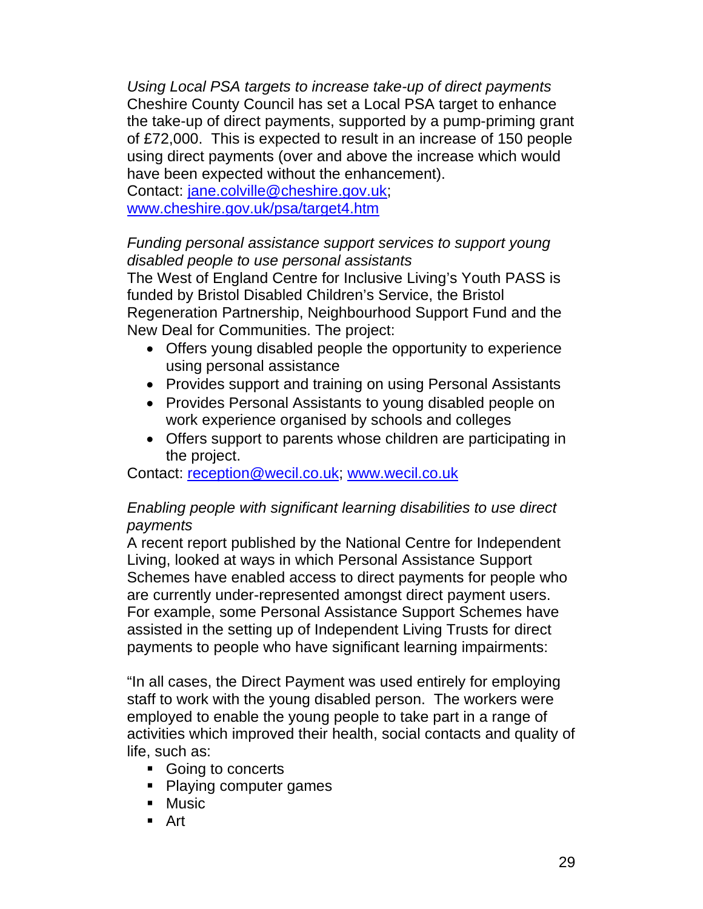*Using Local PSA targets to increase take-up of direct payments*
Cheshire County Council has set a Local PSA target to enhance the take-up of direct payments, supported by a pump-priming grant of £72,000. This is expected to result in an increase of 150 people using direct payments (over and above the increase which would have been expected without the enhancement).
Contact: jane.colville@cheshire.gov.uk; www.cheshire.gov.uk/psa/target4.htm

*Funding personal assistance support services to support young disabled people to use personal assistants*
The West of England Centre for Inclusive Living's Youth PASS is funded by Bristol Disabled Children's Service, the Bristol Regeneration Partnership, Neighbourhood Support Fund and the New Deal for Communities. The project:

- Offers young disabled people the opportunity to experience using personal assistance
- Provides support and training on using Personal Assistants
- Provides Personal Assistants to young disabled people on work experience organised by schools and colleges
- Offers support to parents whose children are participating in the project.

Contact: reception@wecil.co.uk; www.wecil.co.uk

*Enabling people with significant learning disabilities to use direct payments*
A recent report published by the National Centre for Independent Living, looked at ways in which Personal Assistance Support Schemes have enabled access to direct payments for people who are currently under-represented amongst direct payment users. For example, some Personal Assistance Support Schemes have assisted in the setting up of Independent Living Trusts for direct payments to people who have significant learning impairments:

"In all cases, the Direct Payment was used entirely for employing staff to work with the young disabled person. The workers were employed to enable the young people to take part in a range of activities which improved their health, social contacts and quality of life, such as:

- Going to concerts
- Playing computer games
- Music
- Art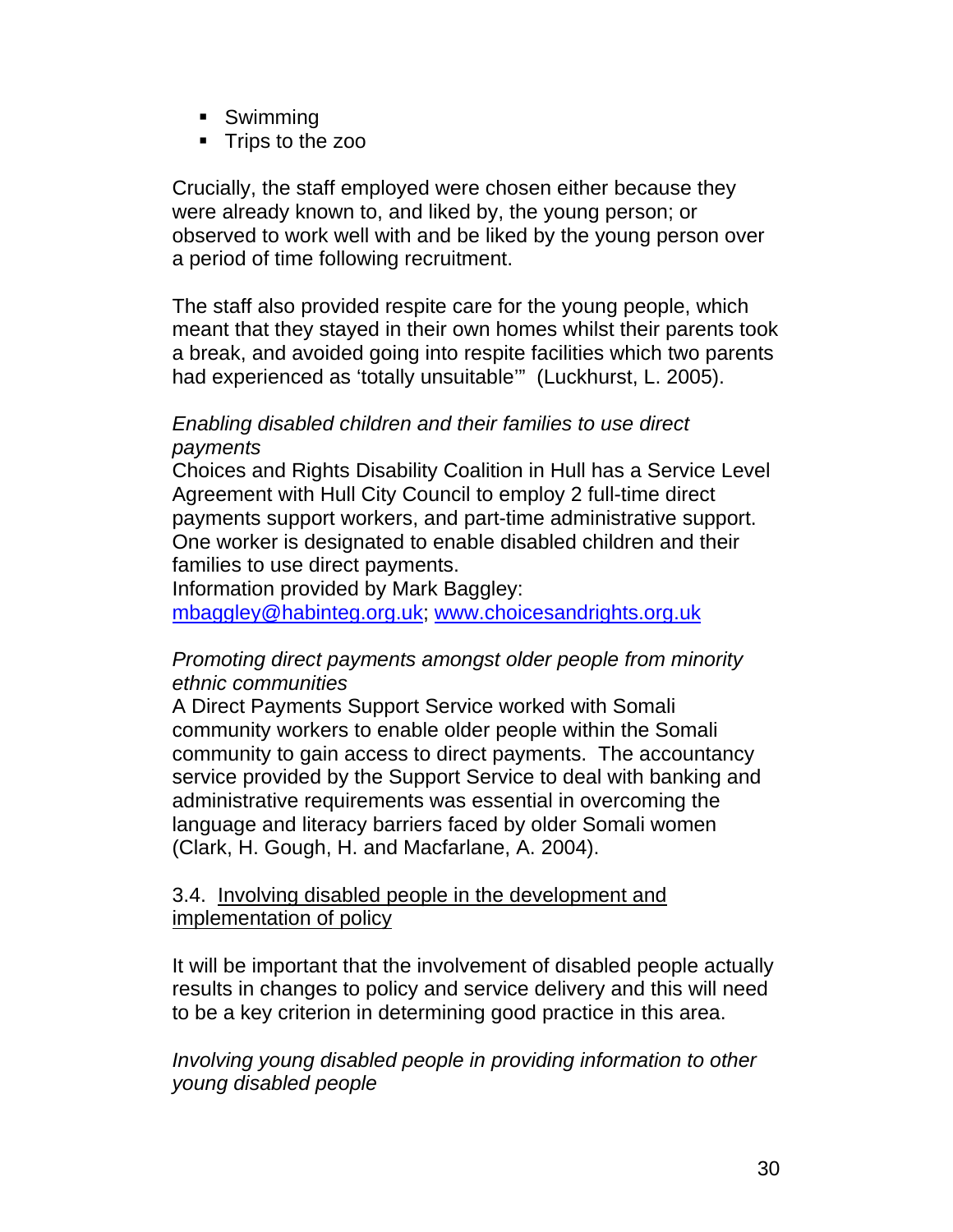- Swimming
- Trips to the zoo

Crucially, the staff employed were chosen either because they were already known to, and liked by, the young person; or observed to work well with and be liked by the young person over a period of time following recruitment.

The staff also provided respite care for the young people, which meant that they stayed in their own homes whilst their parents took a break, and avoided going into respite facilities which two parents had experienced as 'totally unsuitable'" (Luckhurst, L. 2005).

*Enabling disabled children and their families to use direct payments*

Choices and Rights Disability Coalition in Hull has a Service Level Agreement with Hull City Council to employ 2 full-time direct payments support workers, and part-time administrative support. One worker is designated to enable disabled children and their families to use direct payments.
Information provided by Mark Baggley:
[mbaggley@habinteg.org.uk](mailto:mbaggley@habinteg.org.uk); [www.choicesandrights.org.uk](http://www.choicesandrights.org.uk)

*Promoting direct payments amongst older people from minority ethnic communities*

A Direct Payments Support Service worked with Somali community workers to enable older people within the Somali community to gain access to direct payments. The accountancy service provided by the Support Service to deal with banking and administrative requirements was essential in overcoming the language and literacy barriers faced by older Somali women (Clark, H. Gough, H. and Macfarlane, A. 2004).

### 3.4. <u>Involving disabled people in the development and implementation of policy</u>

It will be important that the involvement of disabled people actually results in changes to policy and service delivery and this will need to be a key criterion in determining good practice in this area.

*Involving young disabled people in providing information to other young disabled people*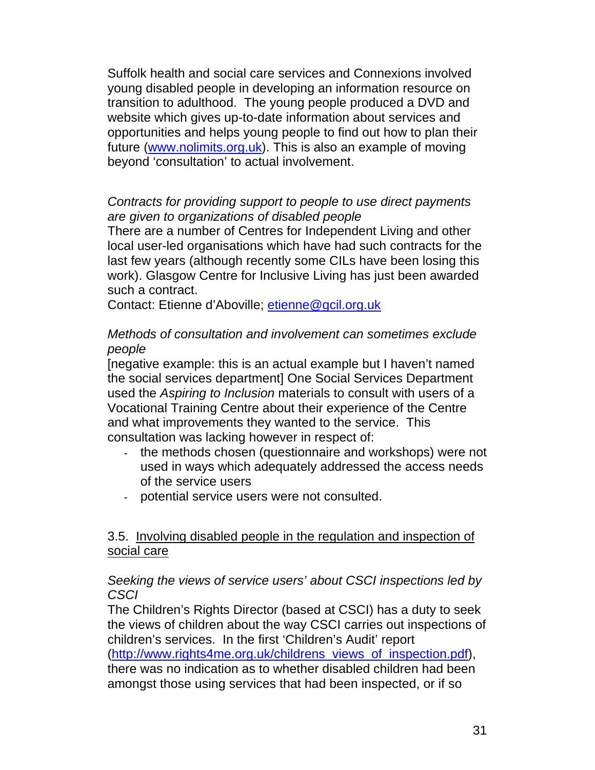Suffolk health and social care services and Connexions involved young disabled people in developing an information resource on transition to adulthood. The young people produced a DVD and website which gives up-to-date information about services and opportunities and helps young people to find out how to plan their future ([www.nolimits.org.uk](http://www.nolimits.org.uk)). This is also an example of moving beyond 'consultation' to actual involvement.

*Contracts for providing support to people to use direct payments are given to organizations of disabled people*

There are a number of Centres for Independent Living and other local user-led organisations which have had such contracts for the last few years (although recently some CILs have been losing this work). Glasgow Centre for Inclusive Living has just been awarded such a contract.

Contact: Etienne d'Aboville; [etienne@gcil.org.uk](mailto:etienne@gcil.org.uk)

*Methods of consultation and involvement can sometimes exclude people*

[negative example: this is an actual example but I haven't named the social services department] One Social Services Department used the *Aspiring to Inclusion* materials to consult with users of a Vocational Training Centre about their experience of the Centre and what improvements they wanted to the service. This consultation was lacking however in respect of:

- the methods chosen (questionnaire and workshops) were not used in ways which adequately addressed the access needs of the service users
- potential service users were not consulted.

### 3.5. Involving disabled people in the regulation and inspection of social care

*Seeking the views of service users' about CSCI inspections led by CSCI*

The Children's Rights Director (based at CSCI) has a duty to seek the views of children about the way CSCI carries out inspections of children's services. In the first 'Children's Audit' report ([http://www.rights4me.org.uk/childrens_views_of_inspection.pdf](http://www.rights4me.org.uk/childrens_views_of_inspection.pdf)), there was no indication as to whether disabled children had been amongst those using services that had been inspected, or if so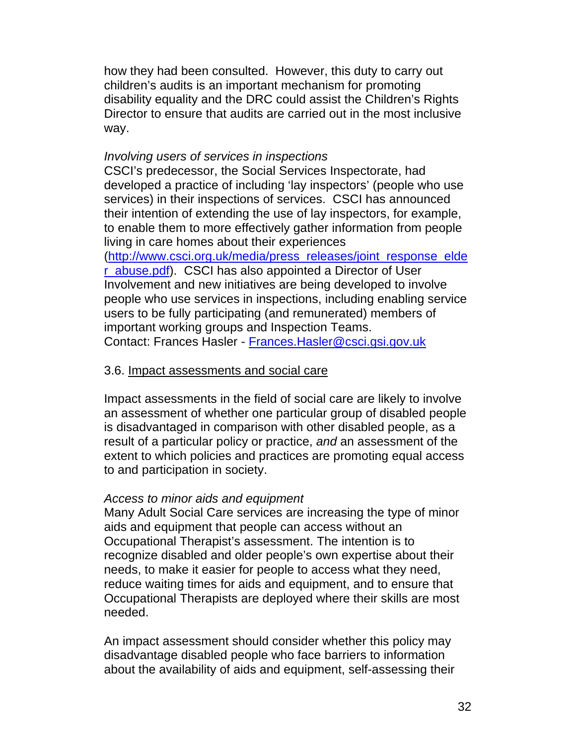how they had been consulted. However, this duty to carry out children's audits is an important mechanism for promoting disability equality and the DRC could assist the Children's Rights Director to ensure that audits are carried out in the most inclusive way.

*Involving users of services in inspections*
CSCI's predecessor, the Social Services Inspectorate, had developed a practice of including 'lay inspectors' (people who use services) in their inspections of services. CSCI has announced their intention of extending the use of lay inspectors, for example, to enable them to more effectively gather information from people living in care homes about their experiences (http://www.csci.org.uk/media/press_releases/joint_response_elder_abuse.pdf). CSCI has also appointed a Director of User Involvement and new initiatives are being developed to involve people who use services in inspections, including enabling service users to be fully participating (and remunerated) members of important working groups and Inspection Teams.
Contact: Frances Hasler - Frances.Hasler@csci.gsi.gov.uk

3.6. Impact assessments and social care

Impact assessments in the field of social care are likely to involve an assessment of whether one particular group of disabled people is disadvantaged in comparison with other disabled people, as a result of a particular policy or practice, *and* an assessment of the extent to which policies and practices are promoting equal access to and participation in society.

*Access to minor aids and equipment*
Many Adult Social Care services are increasing the type of minor aids and equipment that people can access without an Occupational Therapist's assessment. The intention is to recognize disabled and older people's own expertise about their needs, to make it easier for people to access what they need, reduce waiting times for aids and equipment, and to ensure that Occupational Therapists are deployed where their skills are most needed.

An impact assessment should consider whether this policy may disadvantage disabled people who face barriers to information about the availability of aids and equipment, self-assessing their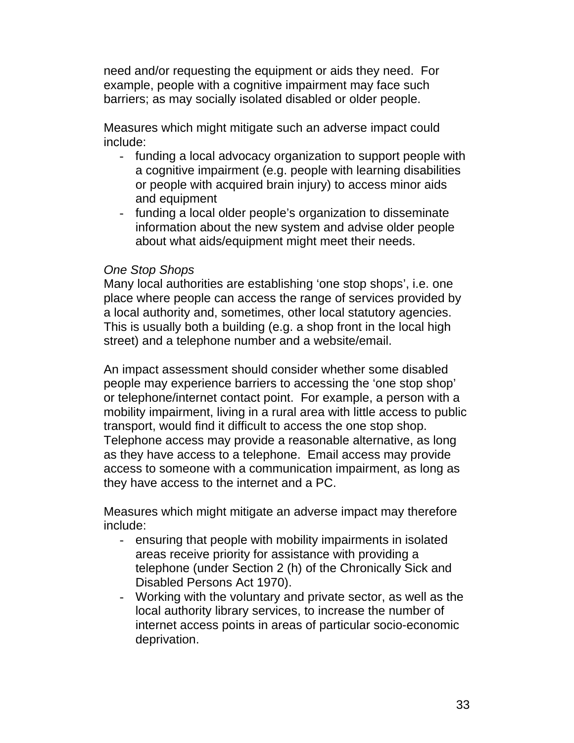need and/or requesting the equipment or aids they need.  For example, people with a cognitive impairment may face such barriers; as may socially isolated disabled or older people.

Measures which might mitigate such an adverse impact could include:

- funding a local advocacy organization to support people with a cognitive impairment (e.g. people with learning disabilities or people with acquired brain injury) to access minor aids and equipment
- funding a local older people's organization to disseminate information about the new system and advise older people about what aids/equipment might meet their needs.

*One Stop Shops*

Many local authorities are establishing 'one stop shops', i.e. one place where people can access the range of services provided by a local authority and, sometimes, other local statutory agencies. This is usually both a building (e.g. a shop front in the local high street) and a telephone number and a website/email.

An impact assessment should consider whether some disabled people may experience barriers to accessing the 'one stop shop' or telephone/internet contact point.  For example, a person with a mobility impairment, living in a rural area with little access to public transport, would find it difficult to access the one stop shop. Telephone access may provide a reasonable alternative, as long as they have access to a telephone.  Email access may provide access to someone with a communication impairment, as long as they have access to the internet and a PC.

Measures which might mitigate an adverse impact may therefore include:

- ensuring that people with mobility impairments in isolated areas receive priority for assistance with providing a telephone (under Section 2 (h) of the Chronically Sick and Disabled Persons Act 1970).
- Working with the voluntary and private sector, as well as the local authority library services, to increase the number of internet access points in areas of particular socio-economic deprivation.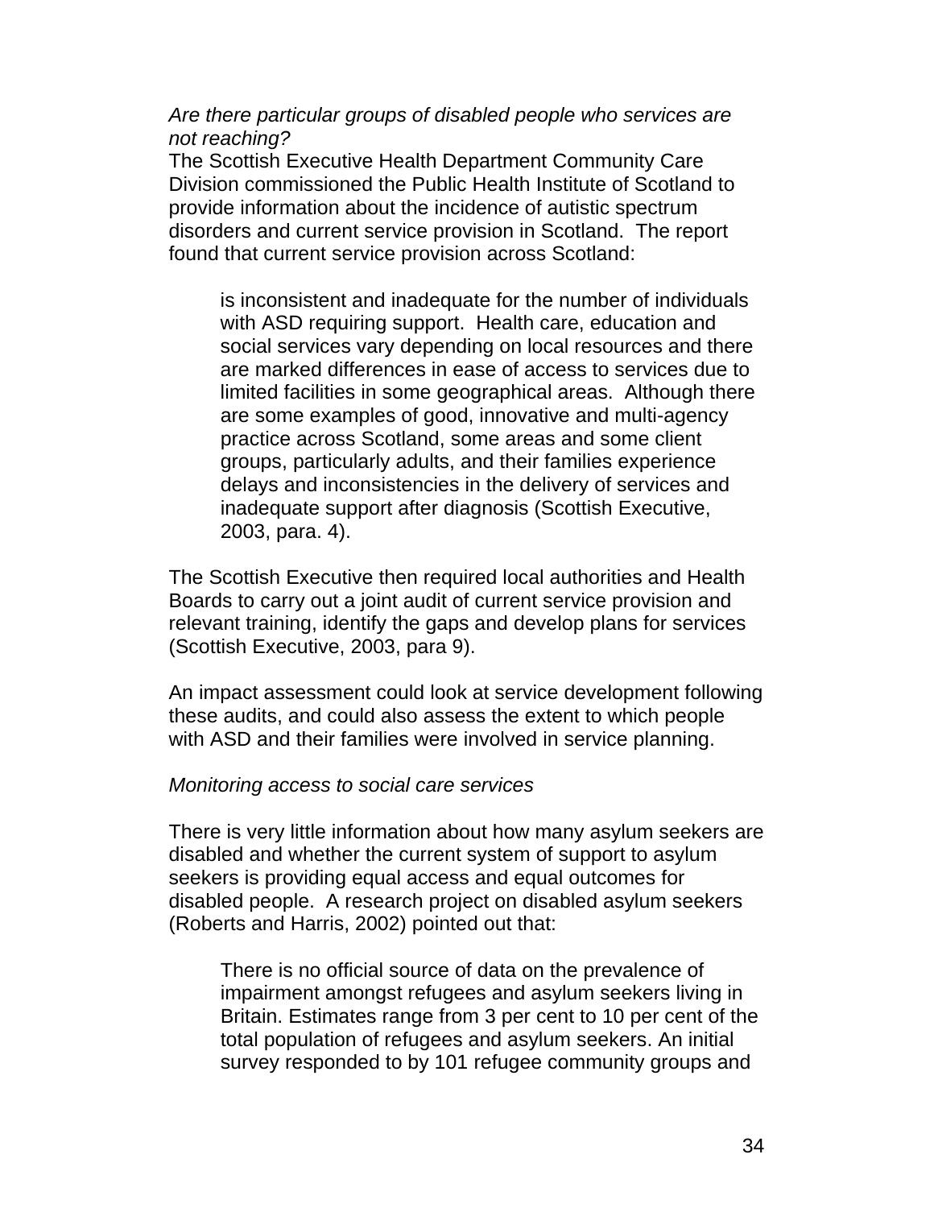*Are there particular groups of disabled people who services are not reaching?*

The Scottish Executive Health Department Community Care Division commissioned the Public Health Institute of Scotland to provide information about the incidence of autistic spectrum disorders and current service provision in Scotland. The report found that current service provision across Scotland:

> is inconsistent and inadequate for the number of individuals with ASD requiring support. Health care, education and social services vary depending on local resources and there are marked differences in ease of access to services due to limited facilities in some geographical areas. Although there are some examples of good, innovative and multi-agency practice across Scotland, some areas and some client groups, particularly adults, and their families experience delays and inconsistencies in the delivery of services and inadequate support after diagnosis (Scottish Executive, 2003, para. 4).

The Scottish Executive then required local authorities and Health Boards to carry out a joint audit of current service provision and relevant training, identify the gaps and develop plans for services (Scottish Executive, 2003, para 9).

An impact assessment could look at service development following these audits, and could also assess the extent to which people with ASD and their families were involved in service planning.

*Monitoring access to social care services*

There is very little information about how many asylum seekers are disabled and whether the current system of support to asylum seekers is providing equal access and equal outcomes for disabled people. A research project on disabled asylum seekers (Roberts and Harris, 2002) pointed out that:

> There is no official source of data on the prevalence of impairment amongst refugees and asylum seekers living in Britain. Estimates range from 3 per cent to 10 per cent of the total population of refugees and asylum seekers. An initial survey responded to by 101 refugee community groups and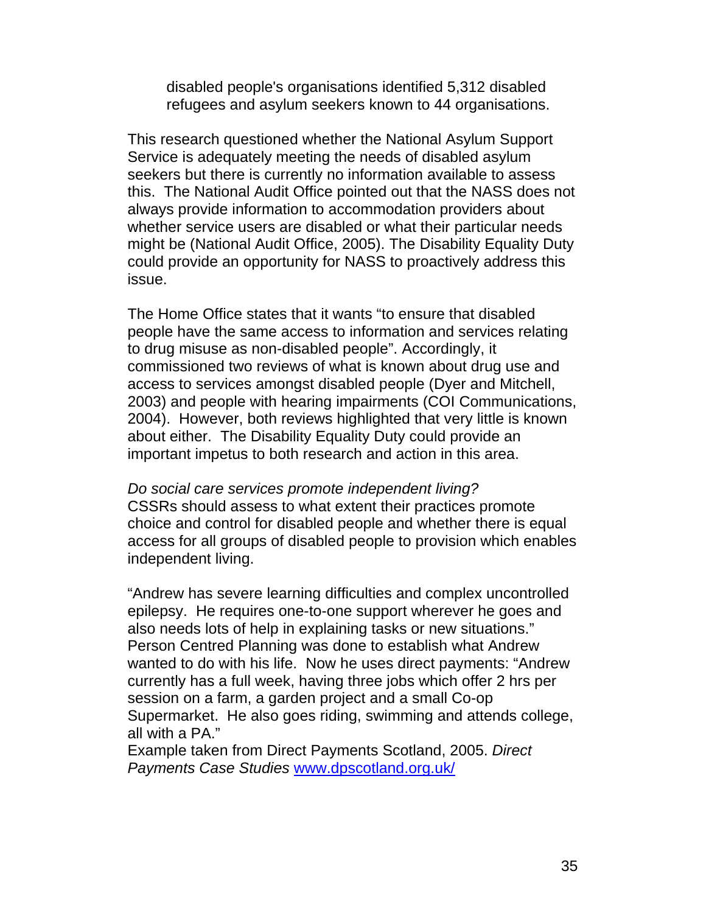disabled people's organisations identified 5,312 disabled refugees and asylum seekers known to 44 organisations.

This research questioned whether the National Asylum Support Service is adequately meeting the needs of disabled asylum seekers but there is currently no information available to assess this. The National Audit Office pointed out that the NASS does not always provide information to accommodation providers about whether service users are disabled or what their particular needs might be (National Audit Office, 2005). The Disability Equality Duty could provide an opportunity for NASS to proactively address this issue.

The Home Office states that it wants "to ensure that disabled people have the same access to information and services relating to drug misuse as non-disabled people". Accordingly, it commissioned two reviews of what is known about drug use and access to services amongst disabled people (Dyer and Mitchell, 2003) and people with hearing impairments (COI Communications, 2004). However, both reviews highlighted that very little is known about either. The Disability Equality Duty could provide an important impetus to both research and action in this area.

*Do social care services promote independent living?*
CSSRs should assess to what extent their practices promote choice and control for disabled people and whether there is equal access for all groups of disabled people to provision which enables independent living.

"Andrew has severe learning difficulties and complex uncontrolled epilepsy. He requires one-to-one support wherever he goes and also needs lots of help in explaining tasks or new situations." Person Centred Planning was done to establish what Andrew wanted to do with his life. Now he uses direct payments: "Andrew currently has a full week, having three jobs which offer 2 hrs per session on a farm, a garden project and a small Co-op Supermarket. He also goes riding, swimming and attends college, all with a PA."
Example taken from Direct Payments Scotland, 2005. *Direct Payments Case Studies* www.dpscotland.org.uk/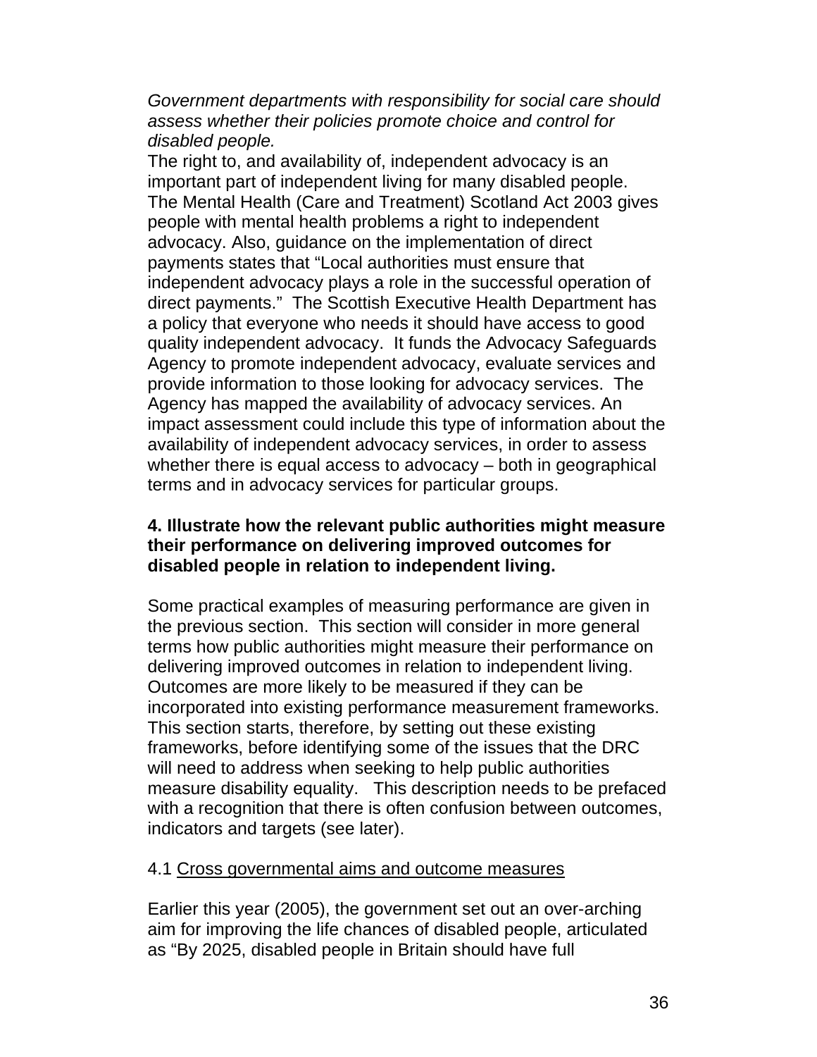*Government departments with responsibility for social care should assess whether their policies promote choice and control for disabled people.*

The right to, and availability of, independent advocacy is an important part of independent living for many disabled people. The Mental Health (Care and Treatment) Scotland Act 2003 gives people with mental health problems a right to independent advocacy. Also, guidance on the implementation of direct payments states that “Local authorities must ensure that independent advocacy plays a role in the successful operation of direct payments.” The Scottish Executive Health Department has a policy that everyone who needs it should have access to good quality independent advocacy. It funds the Advocacy Safeguards Agency to promote independent advocacy, evaluate services and provide information to those looking for advocacy services. The Agency has mapped the availability of advocacy services. An impact assessment could include this type of information about the availability of independent advocacy services, in order to assess whether there is equal access to advocacy – both in geographical terms and in advocacy services for particular groups.

## 4. Illustrate how the relevant public authorities might measure their performance on delivering improved outcomes for disabled people in relation to independent living.

Some practical examples of measuring performance are given in the previous section. This section will consider in more general terms how public authorities might measure their performance on delivering improved outcomes in relation to independent living. Outcomes are more likely to be measured if they can be incorporated into existing performance measurement frameworks. This section starts, therefore, by setting out these existing frameworks, before identifying some of the issues that the DRC will need to address when seeking to help public authorities measure disability equality. This description needs to be prefaced with a recognition that there is often confusion between outcomes, indicators and targets (see later).

### 4.1 Cross governmental aims and outcome measures

Earlier this year (2005), the government set out an over-arching aim for improving the life chances of disabled people, articulated as “By 2025, disabled people in Britain should have full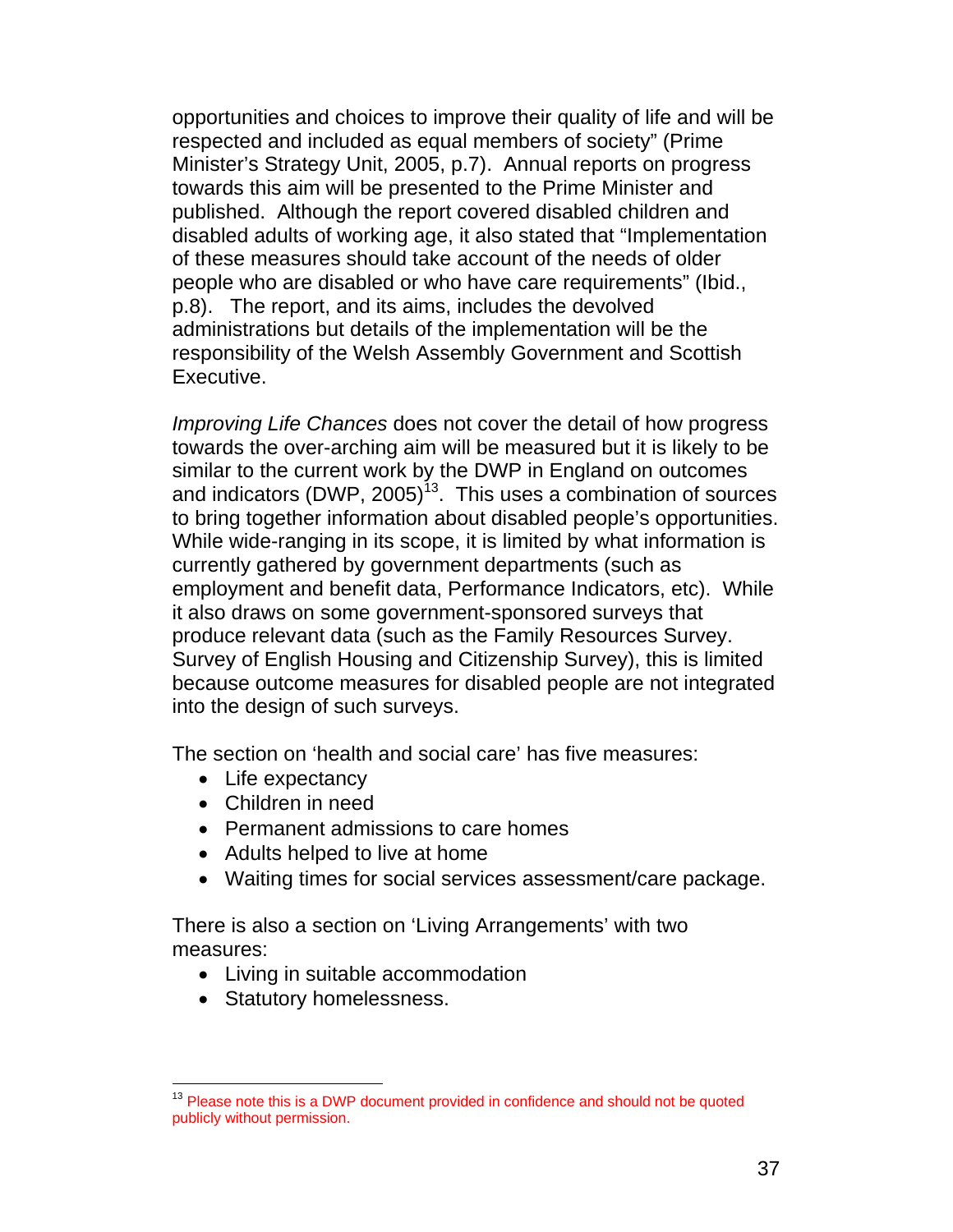opportunities and choices to improve their quality of life and will be respected and included as equal members of society" (Prime Minister's Strategy Unit, 2005, p.7). Annual reports on progress towards this aim will be presented to the Prime Minister and published. Although the report covered disabled children and disabled adults of working age, it also stated that "Implementation of these measures should take account of the needs of older people who are disabled or who have care requirements" (Ibid., p.8). The report, and its aims, includes the devolved administrations but details of the implementation will be the responsibility of the Welsh Assembly Government and Scottish Executive.

*Improving Life Chances* does not cover the detail of how progress towards the over-arching aim will be measured but it is likely to be similar to the current work by the DWP in England on outcomes and indicators (DWP, 2005)[13]. This uses a combination of sources to bring together information about disabled people's opportunities. While wide-ranging in its scope, it is limited by what information is currently gathered by government departments (such as employment and benefit data, Performance Indicators, etc). While it also draws on some government-sponsored surveys that produce relevant data (such as the Family Resources Survey. Survey of English Housing and Citizenship Survey), this is limited because outcome measures for disabled people are not integrated into the design of such surveys.

The section on 'health and social care' has five measures:

- Life expectancy
- Children in need
- Permanent admissions to care homes
- Adults helped to live at home
- Waiting times for social services assessment/care package.

There is also a section on 'Living Arrangements' with two measures:

- Living in suitable accommodation
- Statutory homelessness.

[13] Please note this is a DWP document provided in confidence and should not be quoted publicly without permission.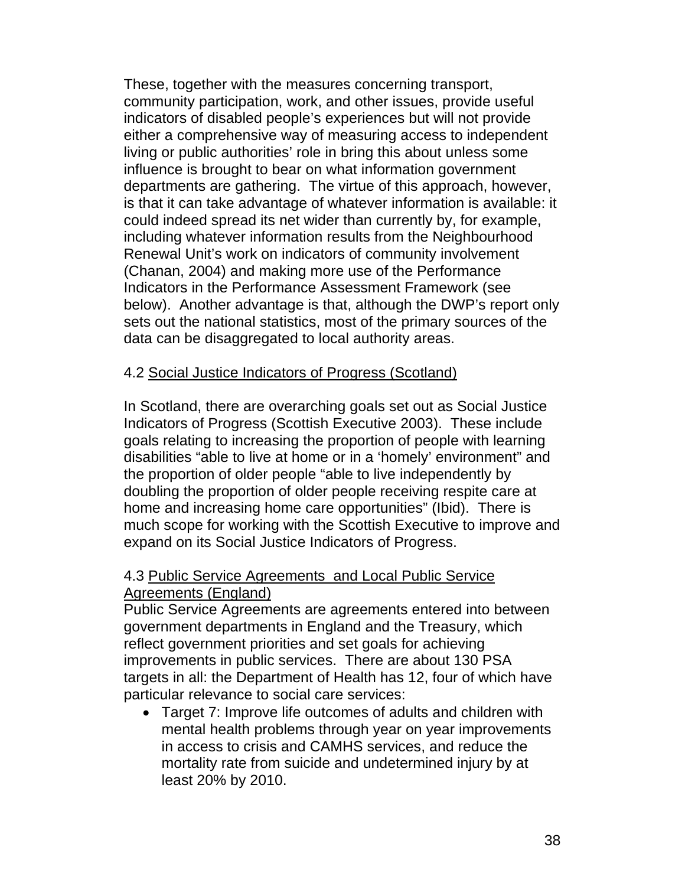These, together with the measures concerning transport, community participation, work, and other issues, provide useful indicators of disabled people's experiences but will not provide either a comprehensive way of measuring access to independent living or public authorities' role in bring this about unless some influence is brought to bear on what information government departments are gathering. The virtue of this approach, however, is that it can take advantage of whatever information is available: it could indeed spread its net wider than currently by, for example, including whatever information results from the Neighbourhood Renewal Unit's work on indicators of community involvement (Chanan, 2004) and making more use of the Performance Indicators in the Performance Assessment Framework (see below). Another advantage is that, although the DWP's report only sets out the national statistics, most of the primary sources of the data can be disaggregated to local authority areas.

### 4.2 <u>Social Justice Indicators of Progress (Scotland)</u>

In Scotland, there are overarching goals set out as Social Justice Indicators of Progress (Scottish Executive 2003). These include goals relating to increasing the proportion of people with learning disabilities "able to live at home or in a 'homely' environment" and the proportion of older people "able to live independently by doubling the proportion of older people receiving respite care at home and increasing home care opportunities" (Ibid). There is much scope for working with the Scottish Executive to improve and expand on its Social Justice Indicators of Progress.

### 4.3 <u>Public Service Agreements and Local Public Service Agreements (England)</u>

Public Service Agreements are agreements entered into between government departments in England and the Treasury, which reflect government priorities and set goals for achieving improvements in public services. There are about 130 PSA targets in all: the Department of Health has 12, four of which have particular relevance to social care services:

- Target 7: Improve life outcomes of adults and children with mental health problems through year on year improvements in access to crisis and CAMHS services, and reduce the mortality rate from suicide and undetermined injury by at least 20% by 2010.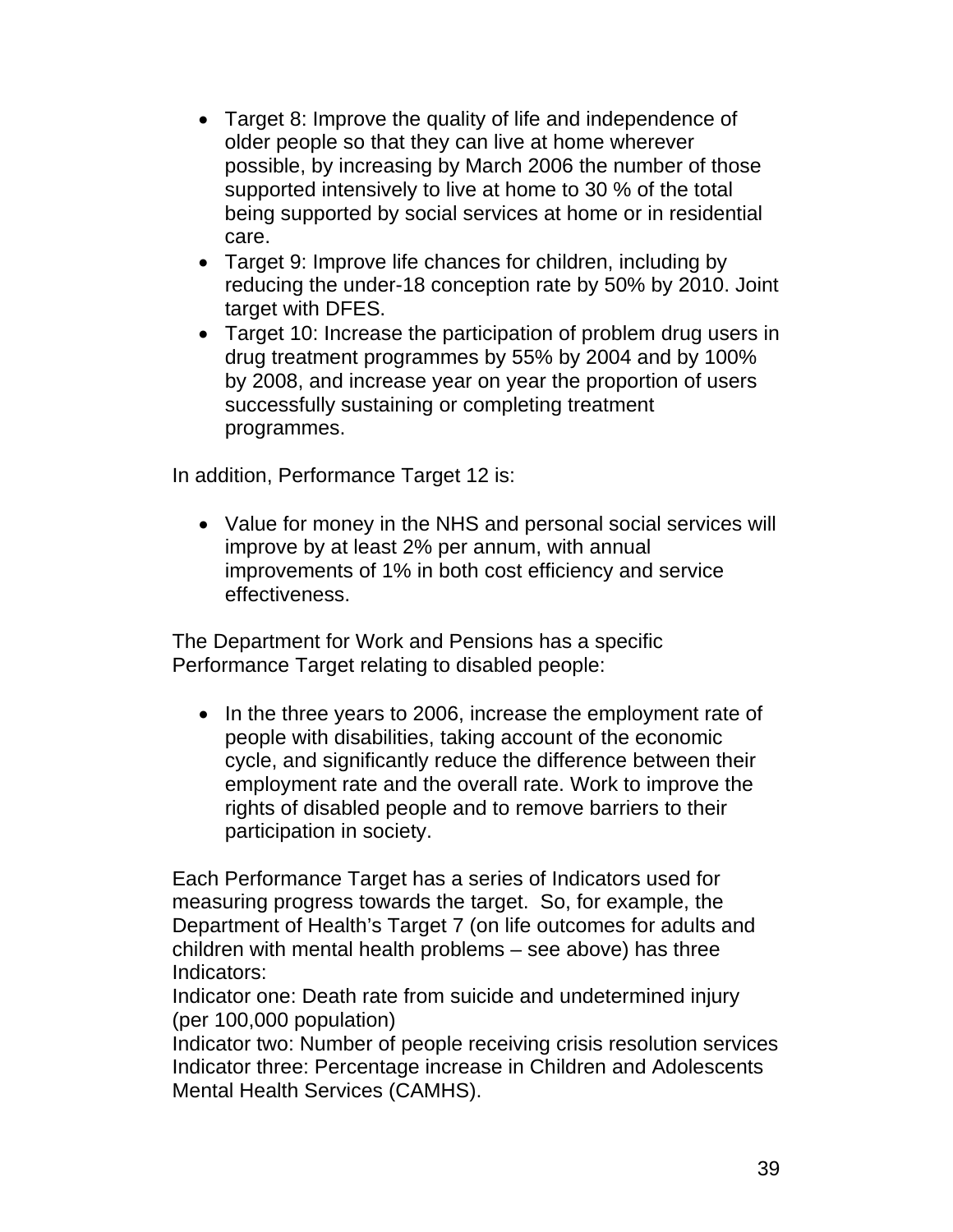- Target 8: Improve the quality of life and independence of older people so that they can live at home wherever possible, by increasing by March 2006 the number of those supported intensively to live at home to 30 % of the total being supported by social services at home or in residential care.
- Target 9: Improve life chances for children, including by reducing the under-18 conception rate by 50% by 2010. Joint target with DFES.
- Target 10: Increase the participation of problem drug users in drug treatment programmes by 55% by 2004 and by 100% by 2008, and increase year on year the proportion of users successfully sustaining or completing treatment programmes.

In addition, Performance Target 12 is:

- Value for money in the NHS and personal social services will improve by at least 2% per annum, with annual improvements of 1% in both cost efficiency and service effectiveness.

The Department for Work and Pensions has a specific Performance Target relating to disabled people:

- In the three years to 2006, increase the employment rate of people with disabilities, taking account of the economic cycle, and significantly reduce the difference between their employment rate and the overall rate. Work to improve the rights of disabled people and to remove barriers to their participation in society.

Each Performance Target has a series of Indicators used for measuring progress towards the target. So, for example, the Department of Health's Target 7 (on life outcomes for adults and children with mental health problems – see above) has three Indicators:

Indicator one: Death rate from suicide and undetermined injury (per 100,000 population)

Indicator two: Number of people receiving crisis resolution services

Indicator three: Percentage increase in Children and Adolescents Mental Health Services (CAMHS).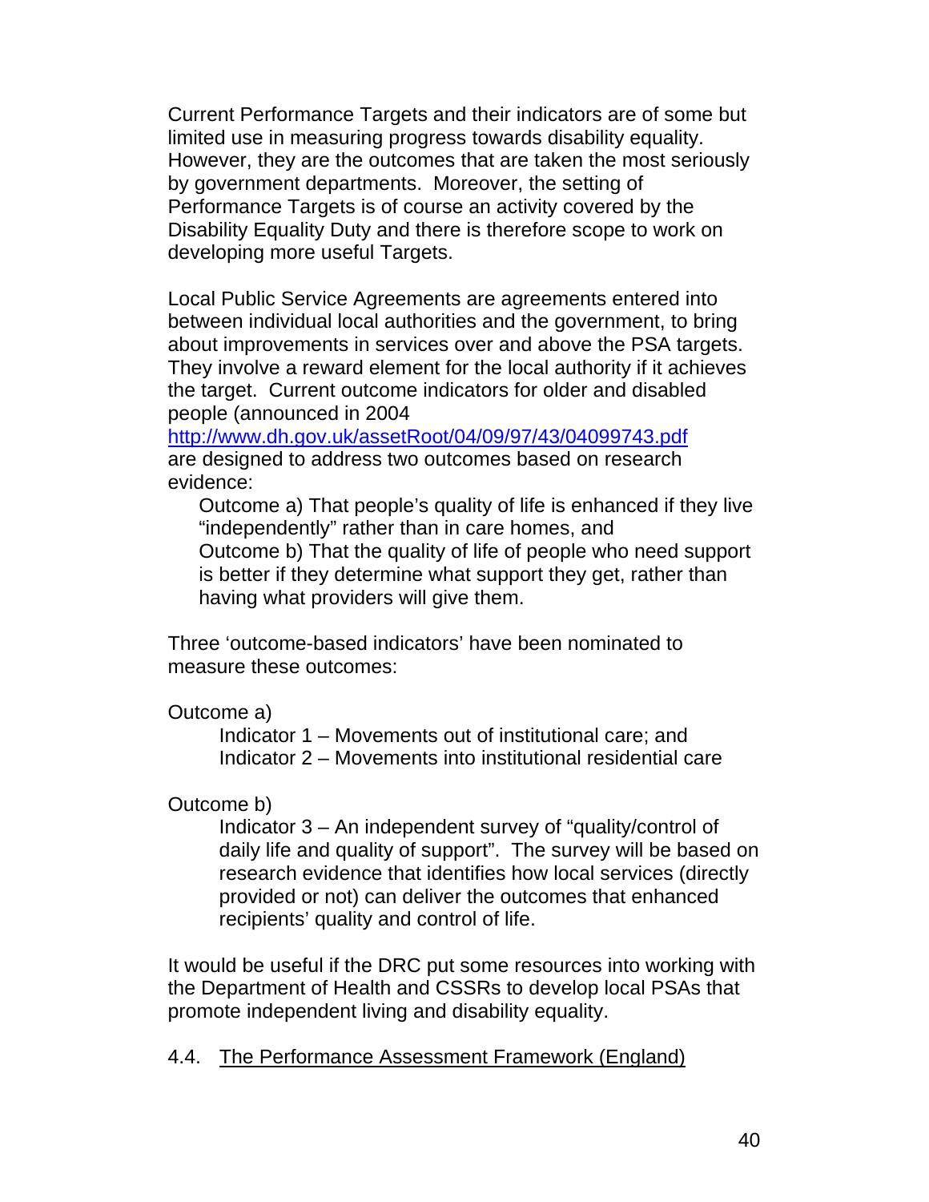Current Performance Targets and their indicators are of some but limited use in measuring progress towards disability equality. However, they are the outcomes that are taken the most seriously by government departments. Moreover, the setting of Performance Targets is of course an activity covered by the Disability Equality Duty and there is therefore scope to work on developing more useful Targets.

Local Public Service Agreements are agreements entered into between individual local authorities and the government, to bring about improvements in services over and above the PSA targets. They involve a reward element for the local authority if it achieves the target. Current outcome indicators for older and disabled people (announced in 2004 [http://www.dh.gov.uk/assetRoot/04/09/97/43/04099743.pdf](http://www.dh.gov.uk/assetRoot/04/09/97/43/04099743.pdf) are designed to address two outcomes based on research evidence:

> Outcome a) That people's quality of life is enhanced if they live "independently" rather than in care homes, and
>
> Outcome b) That the quality of life of people who need support is better if they determine what support they get, rather than having what providers will give them.

Three 'outcome-based indicators' have been nominated to measure these outcomes:

Outcome a)

- Indicator 1 – Movements out of institutional care; and
- Indicator 2 – Movements into institutional residential care

Outcome b)

- Indicator 3 – An independent survey of "quality/control of daily life and quality of support". The survey will be based on research evidence that identifies how local services (directly provided or not) can deliver the outcomes that enhanced recipients' quality and control of life.

It would be useful if the DRC put some resources into working with the Department of Health and CSSRs to develop local PSAs that promote independent living and disability equality.

### 4.4. The Performance Assessment Framework (England)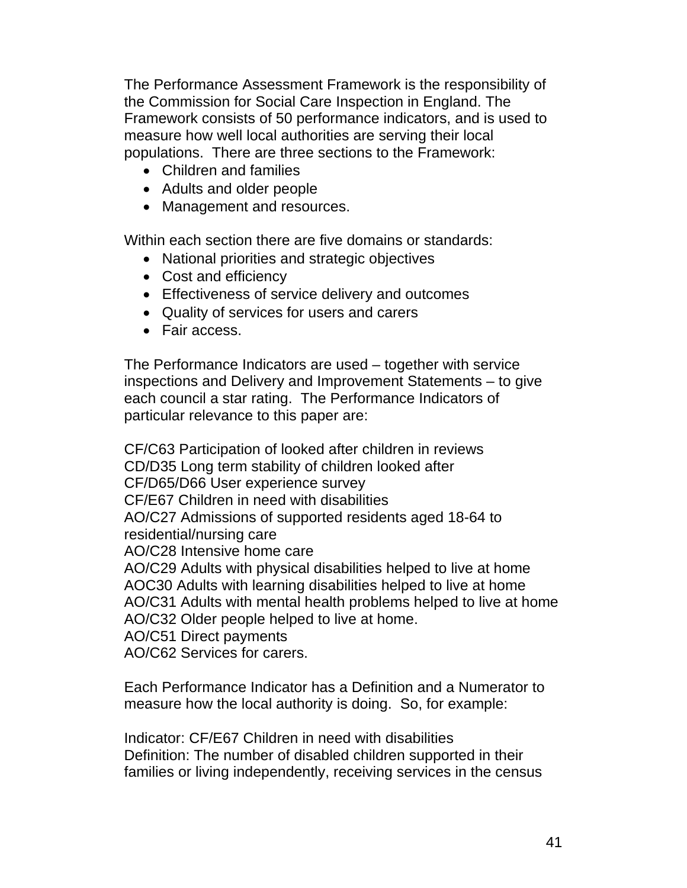The Performance Assessment Framework is the responsibility of the Commission for Social Care Inspection in England. The Framework consists of 50 performance indicators, and is used to measure how well local authorities are serving their local populations. There are three sections to the Framework:

- Children and families
- Adults and older people
- Management and resources.

Within each section there are five domains or standards:

- National priorities and strategic objectives
- Cost and efficiency
- Effectiveness of service delivery and outcomes
- Quality of services for users and carers
- Fair access.

The Performance Indicators are used – together with service inspections and Delivery and Improvement Statements – to give each council a star rating. The Performance Indicators of particular relevance to this paper are:

CF/C63 Participation of looked after children in reviews
CD/D35 Long term stability of children looked after
CF/D65/D66 User experience survey
CF/E67 Children in need with disabilities
AO/C27 Admissions of supported residents aged 18-64 to residential/nursing care
AO/C28 Intensive home care
AO/C29 Adults with physical disabilities helped to live at home
AOC30 Adults with learning disabilities helped to live at home
AO/C31 Adults with mental health problems helped to live at home
AO/C32 Older people helped to live at home.
AO/C51 Direct payments
AO/C62 Services for carers.

Each Performance Indicator has a Definition and a Numerator to measure how the local authority is doing. So, for example:

Indicator: CF/E67 Children in need with disabilities
Definition: The number of disabled children supported in their families or living independently, receiving services in the census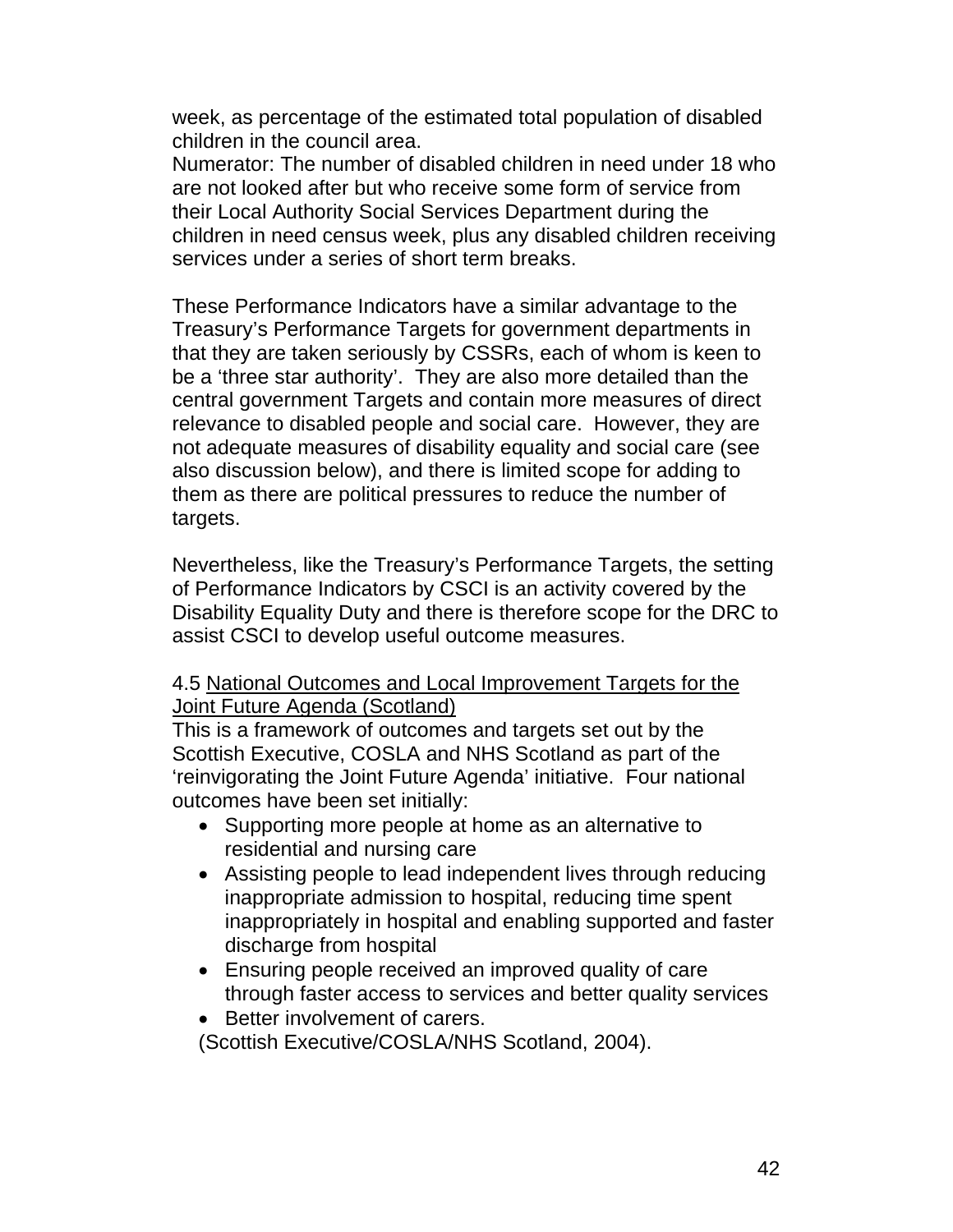week, as percentage of the estimated total population of disabled children in the council area.
Numerator: The number of disabled children in need under 18 who are not looked after but who receive some form of service from their Local Authority Social Services Department during the children in need census week, plus any disabled children receiving services under a series of short term breaks.

These Performance Indicators have a similar advantage to the Treasury's Performance Targets for government departments in that they are taken seriously by CSSRs, each of whom is keen to be a 'three star authority'. They are also more detailed than the central government Targets and contain more measures of direct relevance to disabled people and social care. However, they are not adequate measures of disability equality and social care (see also discussion below), and there is limited scope for adding to them as there are political pressures to reduce the number of targets.

Nevertheless, like the Treasury's Performance Targets, the setting of Performance Indicators by CSCI is an activity covered by the Disability Equality Duty and there is therefore scope for the DRC to assist CSCI to develop useful outcome measures.

4.5 <u>National Outcomes and Local Improvement Targets for the Joint Future Agenda (Scotland)</u>
This is a framework of outcomes and targets set out by the Scottish Executive, COSLA and NHS Scotland as part of the 'reinvigorating the Joint Future Agenda' initiative. Four national outcomes have been set initially:

- Supporting more people at home as an alternative to residential and nursing care
- Assisting people to lead independent lives through reducing inappropriate admission to hospital, reducing time spent inappropriately in hospital and enabling supported and faster discharge from hospital
- Ensuring people received an improved quality of care through faster access to services and better quality services
- Better involvement of carers.

(Scottish Executive/COSLA/NHS Scotland, 2004).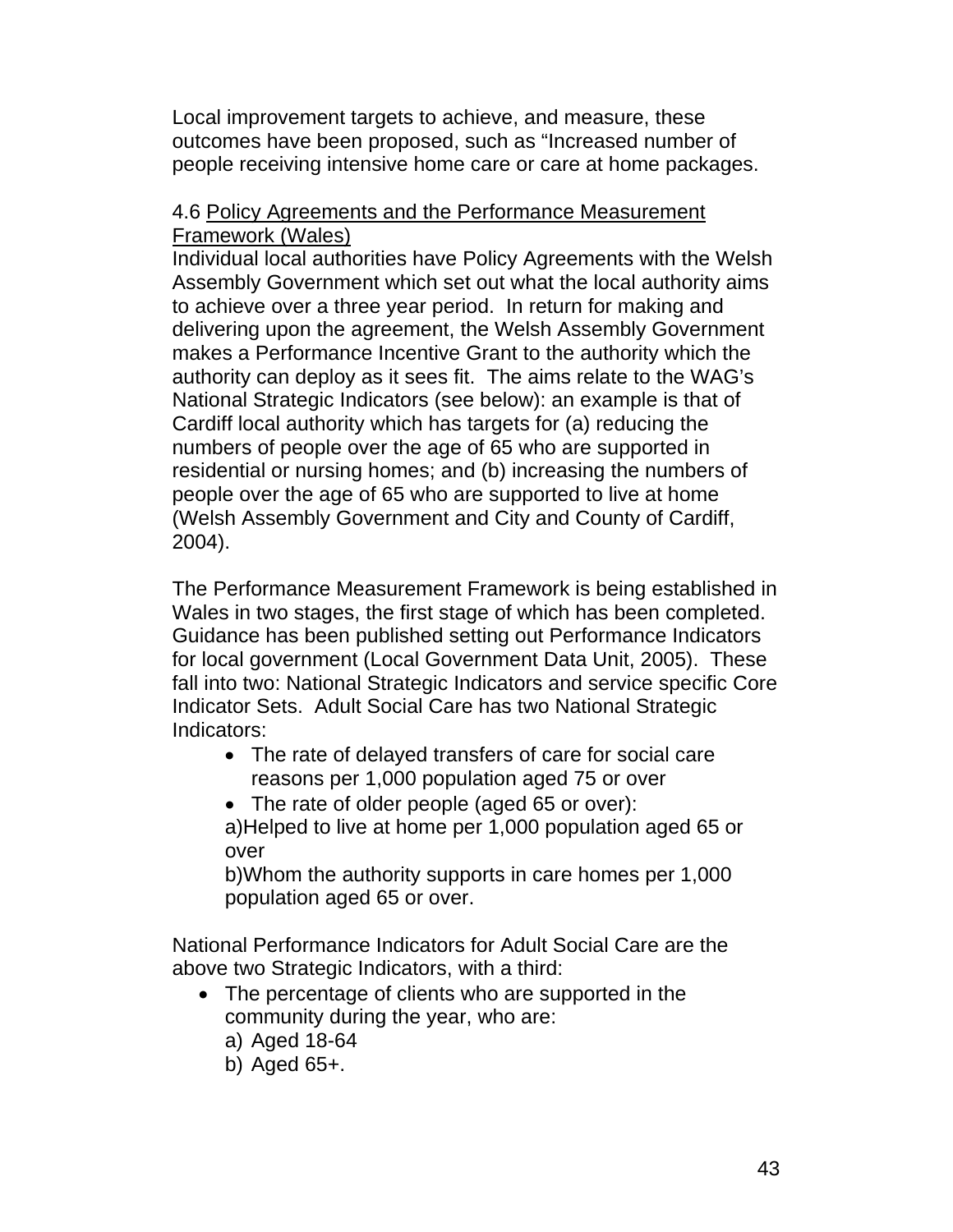Local improvement targets to achieve, and measure, these outcomes have been proposed, such as "Increased number of people receiving intensive home care or care at home packages.

4.6 Policy Agreements and the Performance Measurement Framework (Wales)

Individual local authorities have Policy Agreements with the Welsh Assembly Government which set out what the local authority aims to achieve over a three year period. In return for making and delivering upon the agreement, the Welsh Assembly Government makes a Performance Incentive Grant to the authority which the authority can deploy as it sees fit. The aims relate to the WAG's National Strategic Indicators (see below): an example is that of Cardiff local authority which has targets for (a) reducing the numbers of people over the age of 65 who are supported in residential or nursing homes; and (b) increasing the numbers of people over the age of 65 who are supported to live at home (Welsh Assembly Government and City and County of Cardiff, 2004).

The Performance Measurement Framework is being established in Wales in two stages, the first stage of which has been completed. Guidance has been published setting out Performance Indicators for local government (Local Government Data Unit, 2005). These fall into two: National Strategic Indicators and service specific Core Indicator Sets. Adult Social Care has two National Strategic Indicators:

- The rate of delayed transfers of care for social care reasons per 1,000 population aged 75 or over
- The rate of older people (aged 65 or over):
  a)Helped to live at home per 1,000 population aged 65 or over
  b)Whom the authority supports in care homes per 1,000 population aged 65 or over.

National Performance Indicators for Adult Social Care are the above two Strategic Indicators, with a third:

- The percentage of clients who are supported in the community during the year, who are:
  a) Aged 18-64
  b) Aged 65+.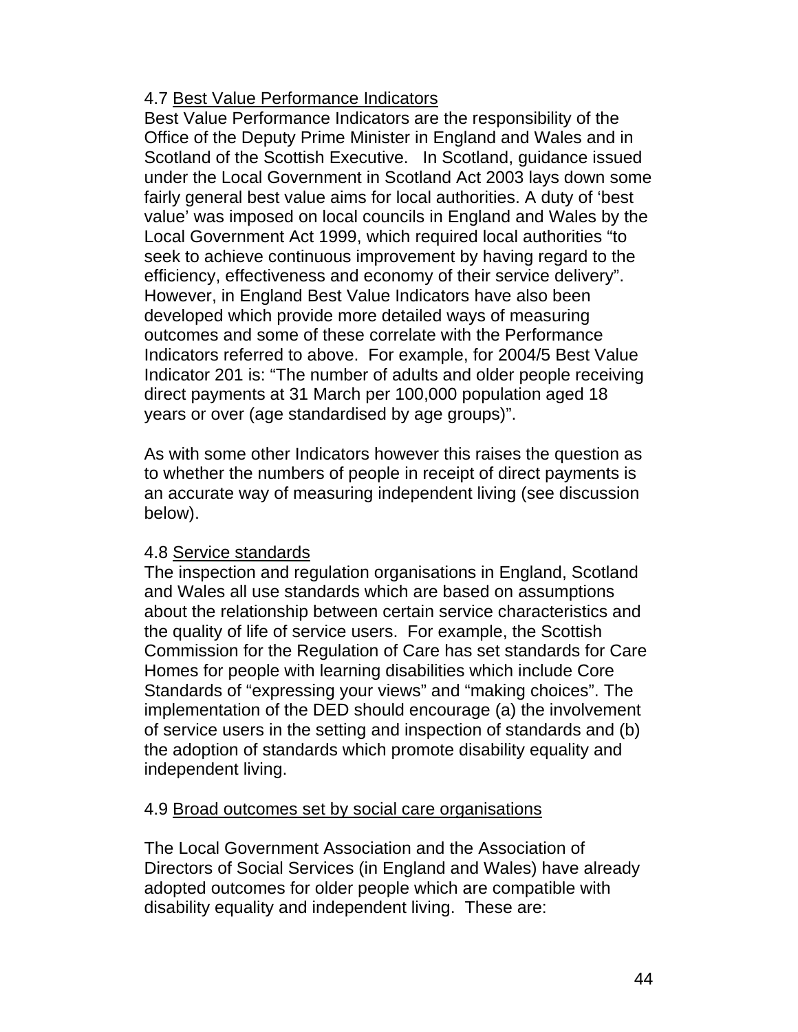4.7 Best Value Performance Indicators

Best Value Performance Indicators are the responsibility of the Office of the Deputy Prime Minister in England and Wales and in Scotland of the Scottish Executive. In Scotland, guidance issued under the Local Government in Scotland Act 2003 lays down some fairly general best value aims for local authorities. A duty of 'best value' was imposed on local councils in England and Wales by the Local Government Act 1999, which required local authorities "to seek to achieve continuous improvement by having regard to the efficiency, effectiveness and economy of their service delivery". However, in England Best Value Indicators have also been developed which provide more detailed ways of measuring outcomes and some of these correlate with the Performance Indicators referred to above. For example, for 2004/5 Best Value Indicator 201 is: "The number of adults and older people receiving direct payments at 31 March per 100,000 population aged 18 years or over (age standardised by age groups)".

As with some other Indicators however this raises the question as to whether the numbers of people in receipt of direct payments is an accurate way of measuring independent living (see discussion below).

4.8 Service standards

The inspection and regulation organisations in England, Scotland and Wales all use standards which are based on assumptions about the relationship between certain service characteristics and the quality of life of service users. For example, the Scottish Commission for the Regulation of Care has set standards for Care Homes for people with learning disabilities which include Core Standards of "expressing your views" and "making choices". The implementation of the DED should encourage (a) the involvement of service users in the setting and inspection of standards and (b) the adoption of standards which promote disability equality and independent living.

4.9 Broad outcomes set by social care organisations

The Local Government Association and the Association of Directors of Social Services (in England and Wales) have already adopted outcomes for older people which are compatible with disability equality and independent living. These are: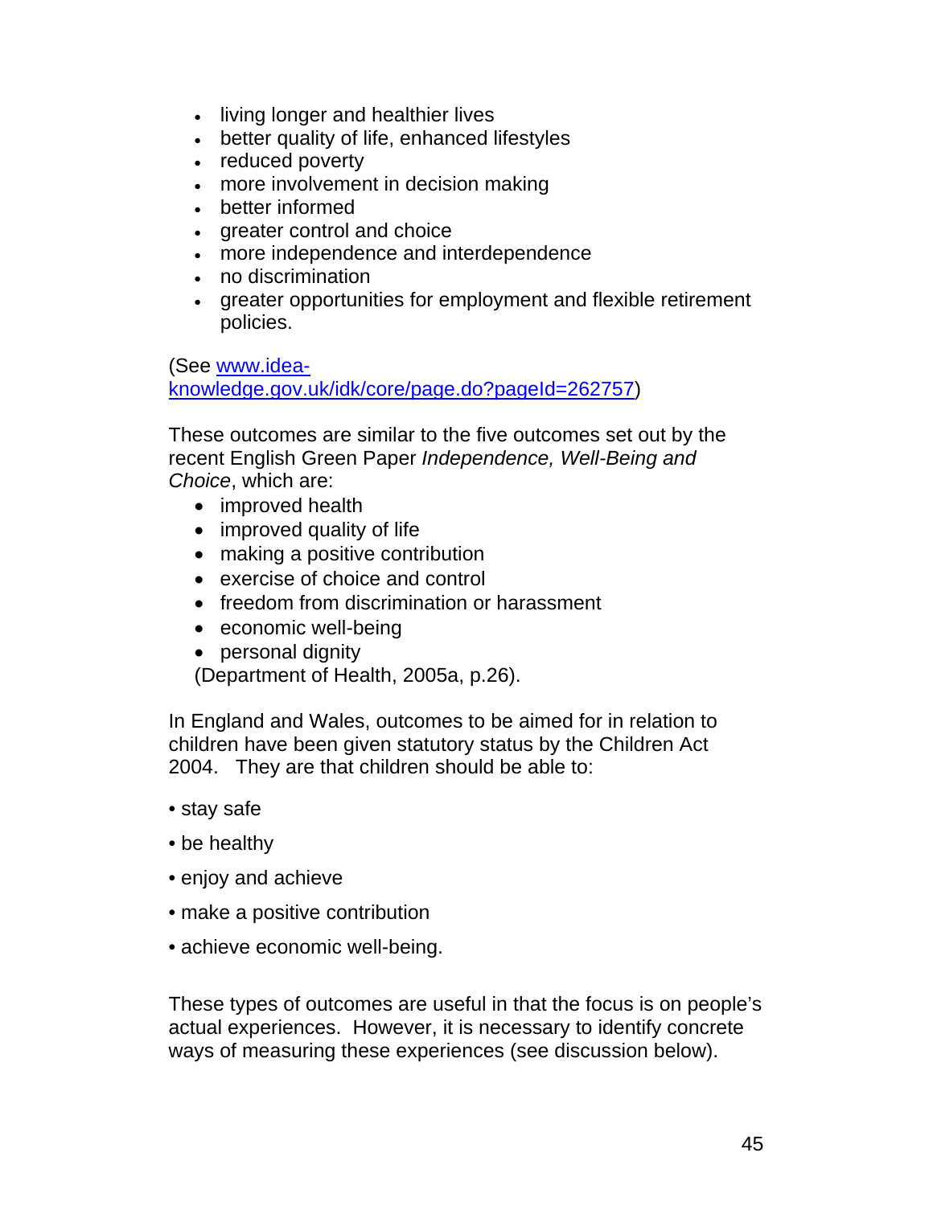- living longer and healthier lives
- better quality of life, enhanced lifestyles
- reduced poverty
- more involvement in decision making
- better informed
- greater control and choice
- more independence and interdependence
- no discrimination
- greater opportunities for employment and flexible retirement policies.

(See [www.idea-knowledge.gov.uk/idk/core/page.do?pageId=262757](www.idea-knowledge.gov.uk/idk/core/page.do?pageId=262757))

These outcomes are similar to the five outcomes set out by the recent English Green Paper *Independence, Well-Being and Choice*, which are:

- improved health
- improved quality of life
- making a positive contribution
- exercise of choice and control
- freedom from discrimination or harassment
- economic well-being
- personal dignity

(Department of Health, 2005a, p.26).

In England and Wales, outcomes to be aimed for in relation to children have been given statutory status by the Children Act 2004. They are that children should be able to:

- stay safe
- be healthy
- enjoy and achieve
- make a positive contribution
- achieve economic well-being.

These types of outcomes are useful in that the focus is on people's actual experiences. However, it is necessary to identify concrete ways of measuring these experiences (see discussion below).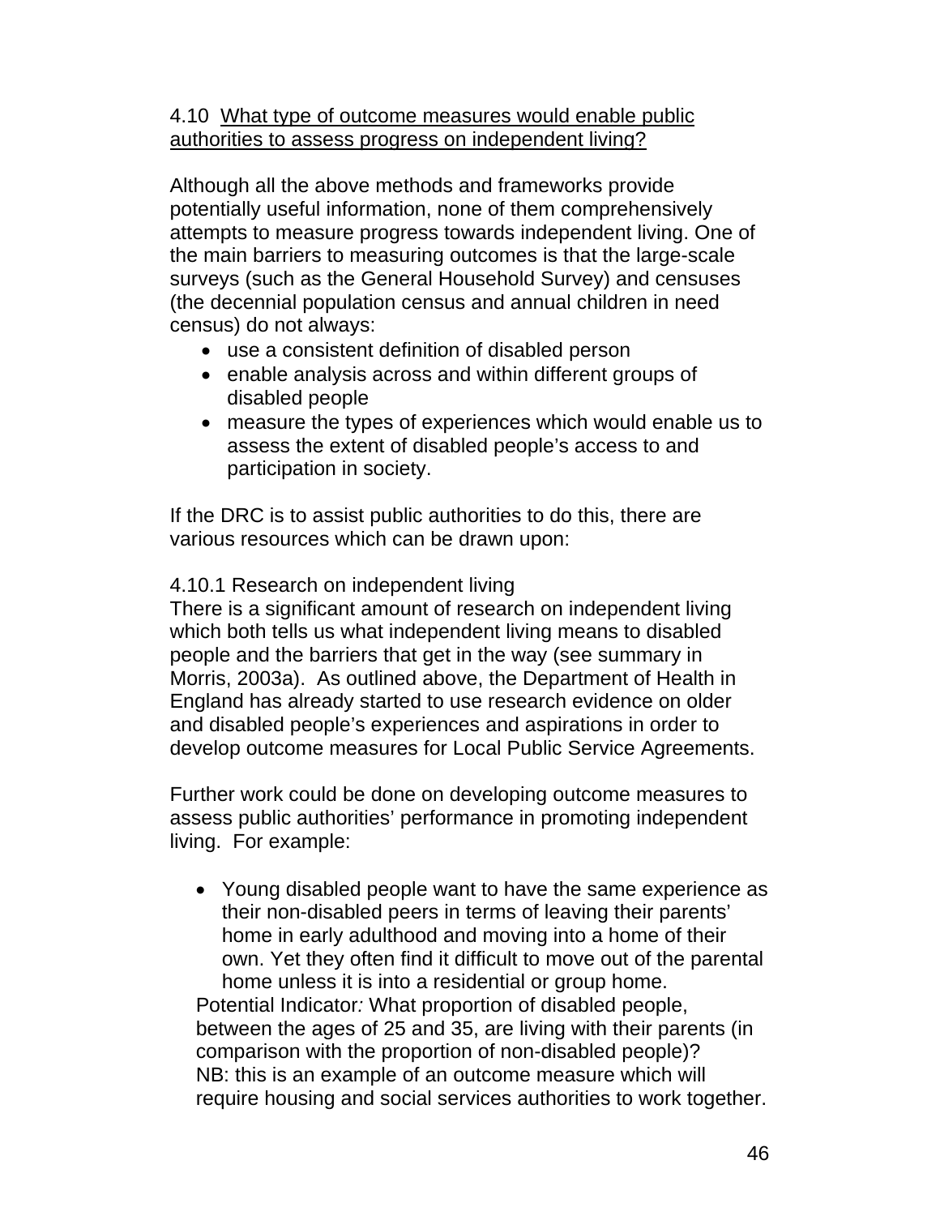### 4.10 What type of outcome measures would enable public authorities to assess progress on independent living?

Although all the above methods and frameworks provide potentially useful information, none of them comprehensively attempts to measure progress towards independent living. One of the main barriers to measuring outcomes is that the large-scale surveys (such as the General Household Survey) and censuses (the decennial population census and annual children in need census) do not always:

- use a consistent definition of disabled person
- enable analysis across and within different groups of disabled people
- measure the types of experiences which would enable us to assess the extent of disabled people's access to and participation in society.

If the DRC is to assist public authorities to do this, there are various resources which can be drawn upon:

#### 4.10.1 Research on independent living

There is a significant amount of research on independent living which both tells us what independent living means to disabled people and the barriers that get in the way (see summary in Morris, 2003a). As outlined above, the Department of Health in England has already started to use research evidence on older and disabled people's experiences and aspirations in order to develop outcome measures for Local Public Service Agreements.

Further work could be done on developing outcome measures to assess public authorities' performance in promoting independent living. For example:

- Young disabled people want to have the same experience as their non-disabled peers in terms of leaving their parents' home in early adulthood and moving into a home of their own. Yet they often find it difficult to move out of the parental home unless it is into a residential or group home.

  Potential Indicator*:* What proportion of disabled people, between the ages of 25 and 35, are living with their parents (in comparison with the proportion of non-disabled people)?
  NB: this is an example of an outcome measure which will require housing and social services authorities to work together.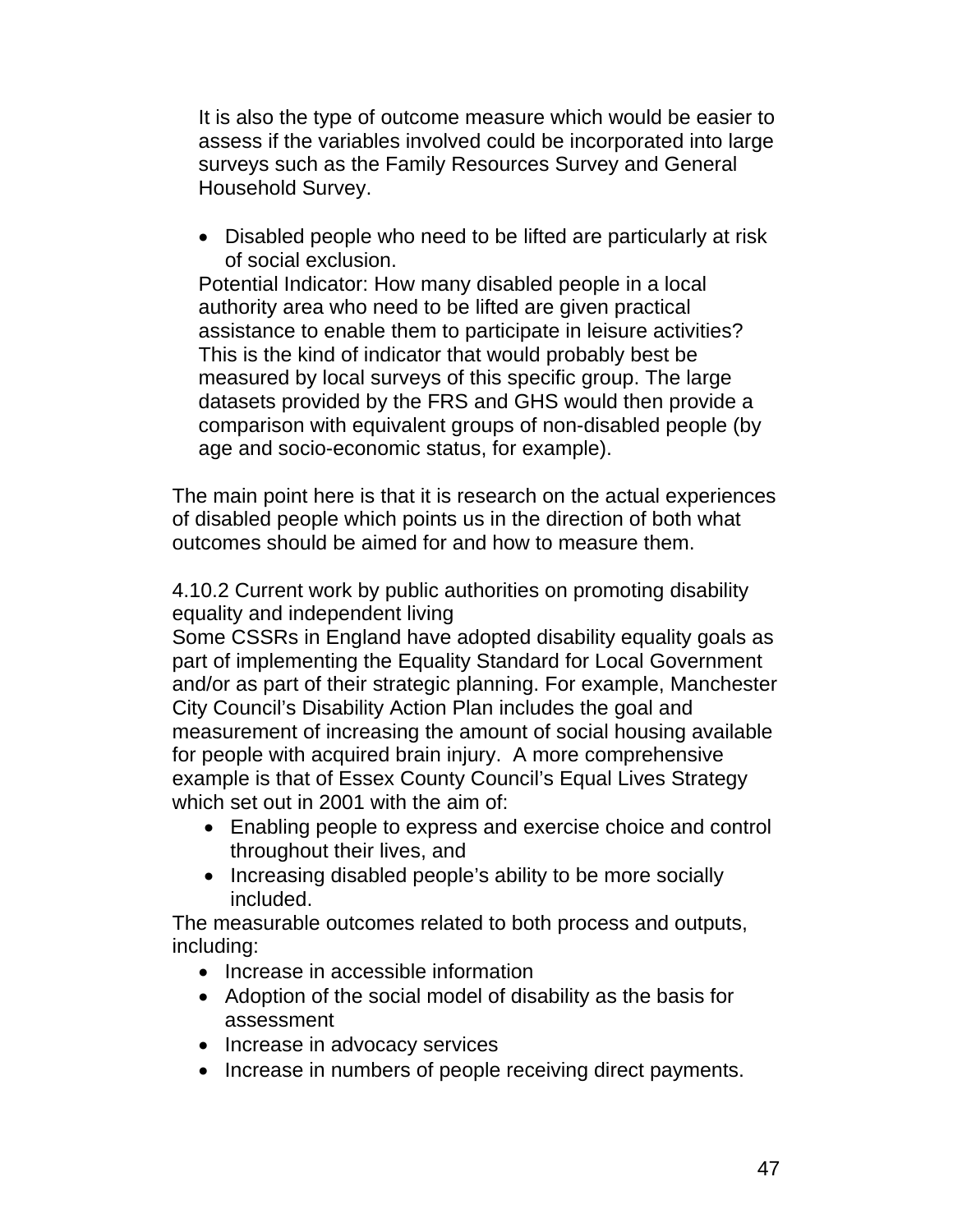It is also the type of outcome measure which would be easier to assess if the variables involved could be incorporated into large surveys such as the Family Resources Survey and General Household Survey.

- Disabled people who need to be lifted are particularly at risk of social exclusion.

Potential Indicator: How many disabled people in a local authority area who need to be lifted are given practical assistance to enable them to participate in leisure activities? This is the kind of indicator that would probably best be measured by local surveys of this specific group. The large datasets provided by the FRS and GHS would then provide a comparison with equivalent groups of non-disabled people (by age and socio-economic status, for example).

The main point here is that it is research on the actual experiences of disabled people which points us in the direction of both what outcomes should be aimed for and how to measure them.

4.10.2 Current work by public authorities on promoting disability equality and independent living

Some CSSRs in England have adopted disability equality goals as part of implementing the Equality Standard for Local Government and/or as part of their strategic planning. For example, Manchester City Council's Disability Action Plan includes the goal and measurement of increasing the amount of social housing available for people with acquired brain injury. A more comprehensive example is that of Essex County Council's Equal Lives Strategy which set out in 2001 with the aim of:

- Enabling people to express and exercise choice and control throughout their lives, and
- Increasing disabled people's ability to be more socially included.

The measurable outcomes related to both process and outputs, including:

- Increase in accessible information
- Adoption of the social model of disability as the basis for assessment
- Increase in advocacy services
- Increase in numbers of people receiving direct payments.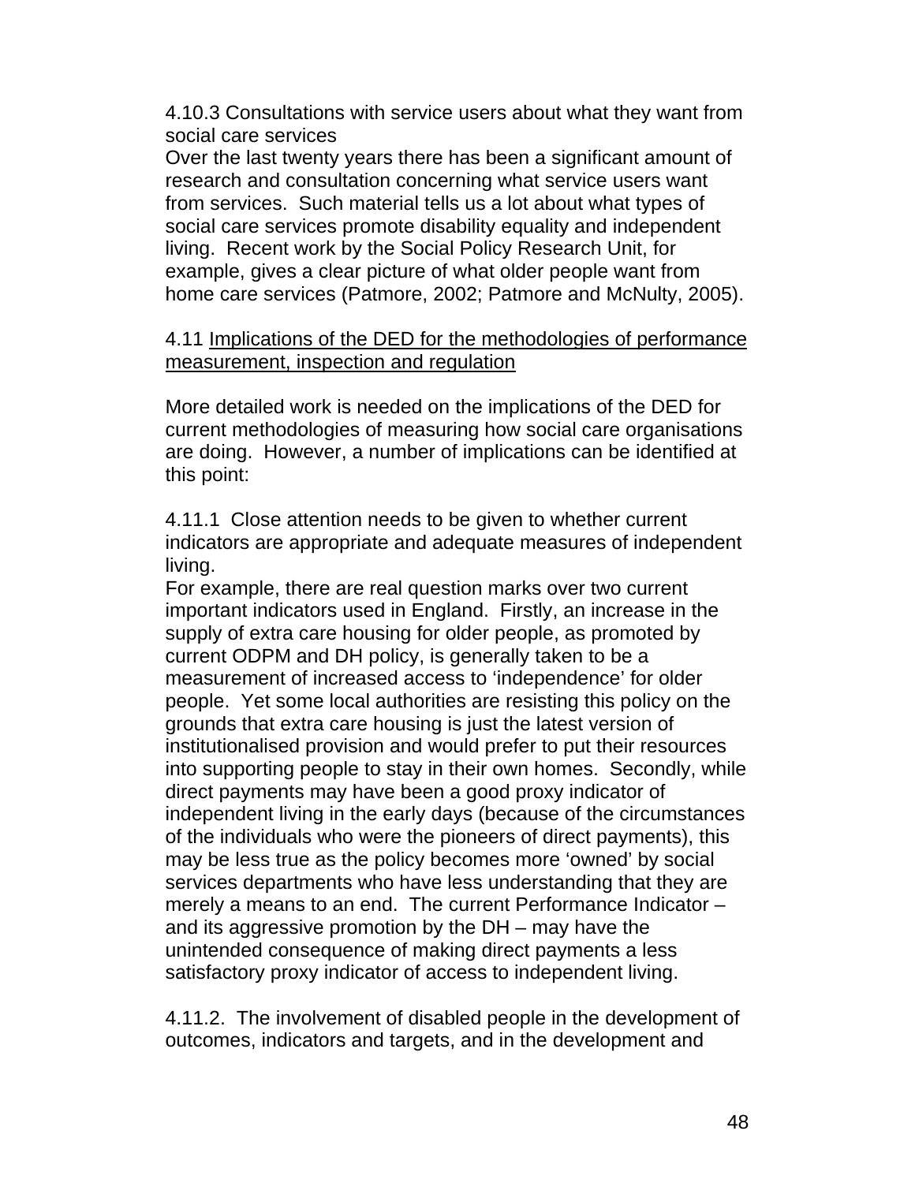4.10.3 Consultations with service users about what they want from social care services

Over the last twenty years there has been a significant amount of research and consultation concerning what service users want from services. Such material tells us a lot about what types of social care services promote disability equality and independent living. Recent work by the Social Policy Research Unit, for example, gives a clear picture of what older people want from home care services (Patmore, 2002; Patmore and McNulty, 2005).

4.11 Implications of the DED for the methodologies of performance measurement, inspection and regulation

More detailed work is needed on the implications of the DED for current methodologies of measuring how social care organisations are doing. However, a number of implications can be identified at this point:

4.11.1 Close attention needs to be given to whether current indicators are appropriate and adequate measures of independent living.

For example, there are real question marks over two current important indicators used in England. Firstly, an increase in the supply of extra care housing for older people, as promoted by current ODPM and DH policy, is generally taken to be a measurement of increased access to 'independence' for older people. Yet some local authorities are resisting this policy on the grounds that extra care housing is just the latest version of institutionalised provision and would prefer to put their resources into supporting people to stay in their own homes. Secondly, while direct payments may have been a good proxy indicator of independent living in the early days (because of the circumstances of the individuals who were the pioneers of direct payments), this may be less true as the policy becomes more 'owned' by social services departments who have less understanding that they are merely a means to an end. The current Performance Indicator – and its aggressive promotion by the DH – may have the unintended consequence of making direct payments a less satisfactory proxy indicator of access to independent living.

4.11.2. The involvement of disabled people in the development of outcomes, indicators and targets, and in the development and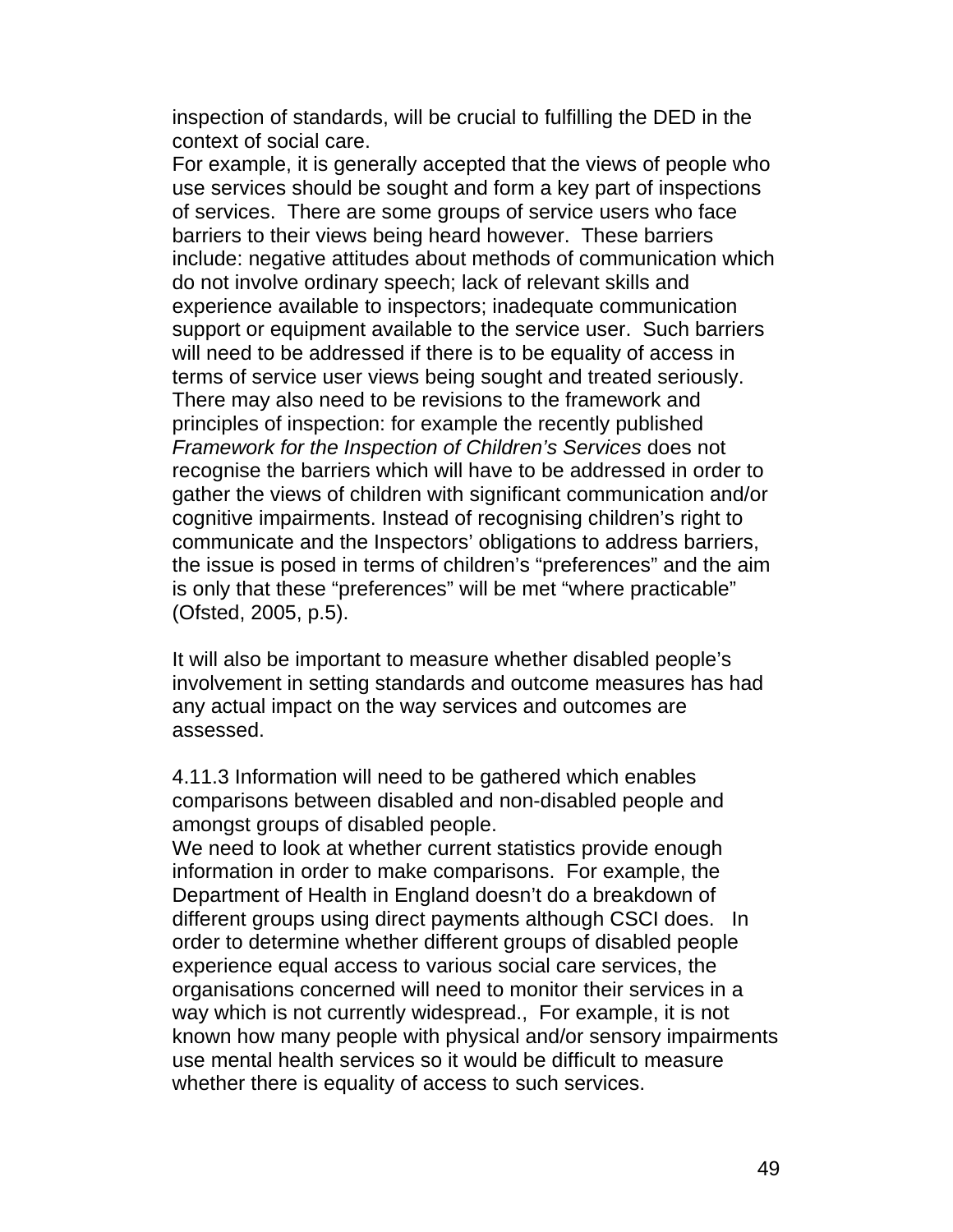inspection of standards, will be crucial to fulfilling the DED in the context of social care.

For example, it is generally accepted that the views of people who use services should be sought and form a key part of inspections of services. There are some groups of service users who face barriers to their views being heard however. These barriers include: negative attitudes about methods of communication which do not involve ordinary speech; lack of relevant skills and experience available to inspectors; inadequate communication support or equipment available to the service user. Such barriers will need to be addressed if there is to be equality of access in terms of service user views being sought and treated seriously. There may also need to be revisions to the framework and principles of inspection: for example the recently published *Framework for the Inspection of Children's Services* does not recognise the barriers which will have to be addressed in order to gather the views of children with significant communication and/or cognitive impairments. Instead of recognising children's right to communicate and the Inspectors' obligations to address barriers, the issue is posed in terms of children's "preferences" and the aim is only that these "preferences" will be met "where practicable" (Ofsted, 2005, p.5).

It will also be important to measure whether disabled people's involvement in setting standards and outcome measures has had any actual impact on the way services and outcomes are assessed.

4.11.3 Information will need to be gathered which enables comparisons between disabled and non-disabled people and amongst groups of disabled people.

We need to look at whether current statistics provide enough information in order to make comparisons. For example, the Department of Health in England doesn't do a breakdown of different groups using direct payments although CSCI does. In order to determine whether different groups of disabled people experience equal access to various social care services, the organisations concerned will need to monitor their services in a way which is not currently widespread., For example, it is not known how many people with physical and/or sensory impairments use mental health services so it would be difficult to measure whether there is equality of access to such services.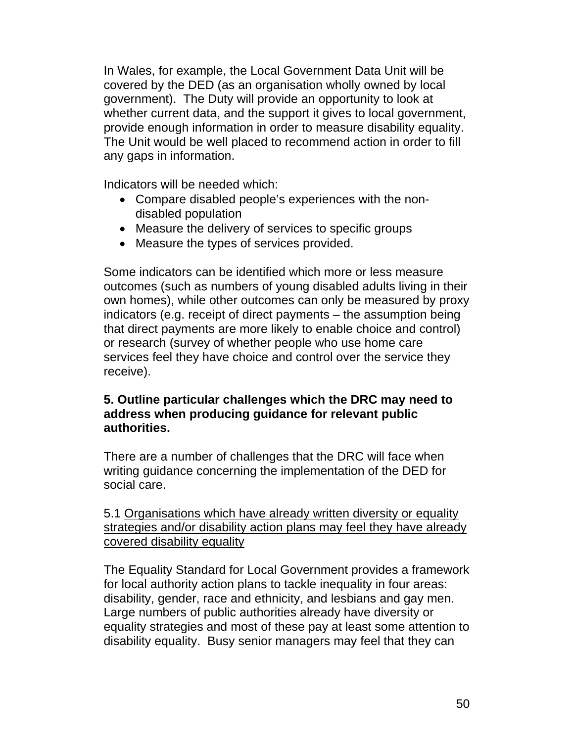In Wales, for example, the Local Government Data Unit will be covered by the DED (as an organisation wholly owned by local government). The Duty will provide an opportunity to look at whether current data, and the support it gives to local government, provide enough information in order to measure disability equality. The Unit would be well placed to recommend action in order to fill any gaps in information.

Indicators will be needed which:

- Compare disabled people's experiences with the non-disabled population
- Measure the delivery of services to specific groups
- Measure the types of services provided.

Some indicators can be identified which more or less measure outcomes (such as numbers of young disabled adults living in their own homes), while other outcomes can only be measured by proxy indicators (e.g. receipt of direct payments – the assumption being that direct payments are more likely to enable choice and control) or research (survey of whether people who use home care services feel they have choice and control over the service they receive).

**5. Outline particular challenges which the DRC may need to address when producing guidance for relevant public authorities.**

There are a number of challenges that the DRC will face when writing guidance concerning the implementation of the DED for social care.

5.1 <u>Organisations which have already written diversity or equality strategies and/or disability action plans may feel they have already covered disability equality</u>

The Equality Standard for Local Government provides a framework for local authority action plans to tackle inequality in four areas: disability, gender, race and ethnicity, and lesbians and gay men. Large numbers of public authorities already have diversity or equality strategies and most of these pay at least some attention to disability equality. Busy senior managers may feel that they can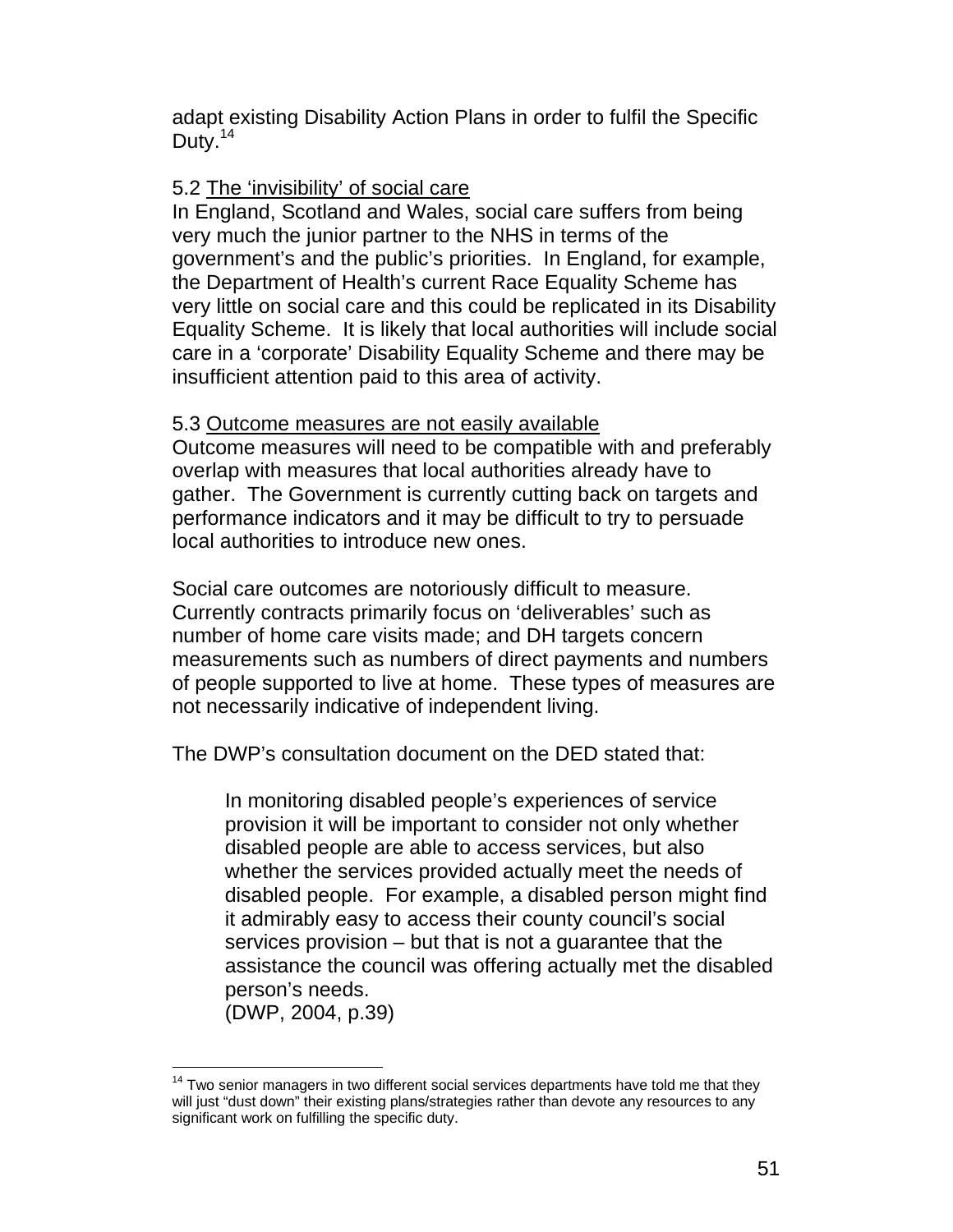adapt existing Disability Action Plans in order to fulfil the Specific Duty.[14]

5.2 <u>The 'invisibility' of social care</u>

In England, Scotland and Wales, social care suffers from being very much the junior partner to the NHS in terms of the government's and the public's priorities. In England, for example, the Department of Health's current Race Equality Scheme has very little on social care and this could be replicated in its Disability Equality Scheme. It is likely that local authorities will include social care in a 'corporate' Disability Equality Scheme and there may be insufficient attention paid to this area of activity.

5.3 <u>Outcome measures are not easily available</u>

Outcome measures will need to be compatible with and preferably overlap with measures that local authorities already have to gather. The Government is currently cutting back on targets and performance indicators and it may be difficult to try to persuade local authorities to introduce new ones.

Social care outcomes are notoriously difficult to measure. Currently contracts primarily focus on 'deliverables' such as number of home care visits made; and DH targets concern measurements such as numbers of direct payments and numbers of people supported to live at home. These types of measures are not necessarily indicative of independent living.

The DWP's consultation document on the DED stated that:

> In monitoring disabled people's experiences of service provision it will be important to consider not only whether disabled people are able to access services, but also whether the services provided actually meet the needs of disabled people. For example, a disabled person might find it admirably easy to access their county council's social services provision – but that is not a guarantee that the assistance the council was offering actually met the disabled person's needs.
> (DWP, 2004, p.39)

---

[14] Two senior managers in two different social services departments have told me that they will just "dust down" their existing plans/strategies rather than devote any resources to any significant work on fulfilling the specific duty.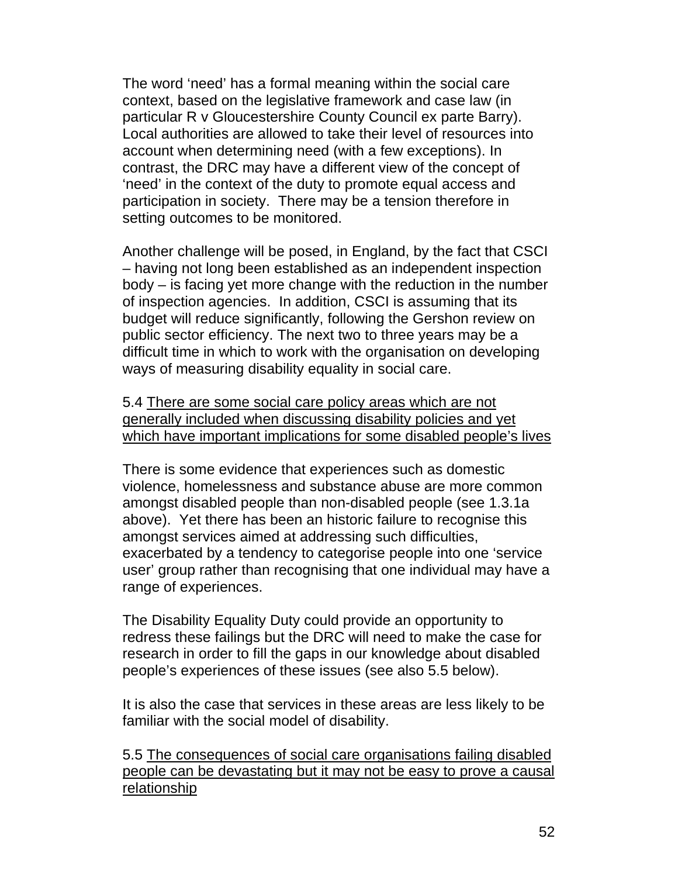The word 'need' has a formal meaning within the social care context, based on the legislative framework and case law (in particular R v Gloucestershire County Council ex parte Barry). Local authorities are allowed to take their level of resources into account when determining need (with a few exceptions). In contrast, the DRC may have a different view of the concept of 'need' in the context of the duty to promote equal access and participation in society. There may be a tension therefore in setting outcomes to be monitored.

Another challenge will be posed, in England, by the fact that CSCI – having not long been established as an independent inspection body – is facing yet more change with the reduction in the number of inspection agencies. In addition, CSCI is assuming that its budget will reduce significantly, following the Gershon review on public sector efficiency. The next two to three years may be a difficult time in which to work with the organisation on developing ways of measuring disability equality in social care.

5.4 <u>There are some social care policy areas which are not generally included when discussing disability policies and yet which have important implications for some disabled people's lives</u>

There is some evidence that experiences such as domestic violence, homelessness and substance abuse are more common amongst disabled people than non-disabled people (see 1.3.1a above). Yet there has been an historic failure to recognise this amongst services aimed at addressing such difficulties, exacerbated by a tendency to categorise people into one 'service user' group rather than recognising that one individual may have a range of experiences.

The Disability Equality Duty could provide an opportunity to redress these failings but the DRC will need to make the case for research in order to fill the gaps in our knowledge about disabled people's experiences of these issues (see also 5.5 below).

It is also the case that services in these areas are less likely to be familiar with the social model of disability.

5.5 <u>The consequences of social care organisations failing disabled people can be devastating but it may not be easy to prove a causal relationship</u>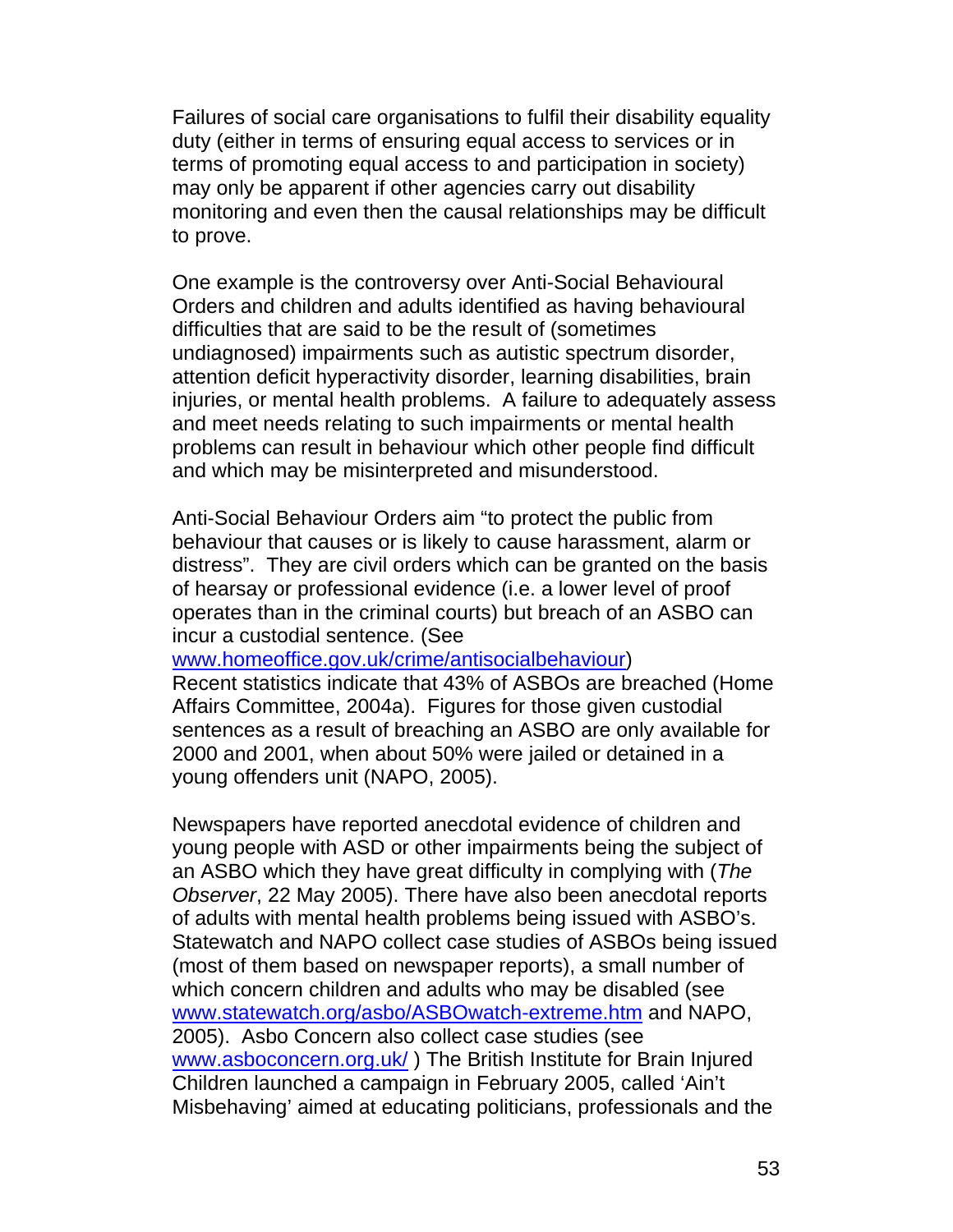Failures of social care organisations to fulfil their disability equality duty (either in terms of ensuring equal access to services or in terms of promoting equal access to and participation in society) may only be apparent if other agencies carry out disability monitoring and even then the causal relationships may be difficult to prove.

One example is the controversy over Anti-Social Behavioural Orders and children and adults identified as having behavioural difficulties that are said to be the result of (sometimes undiagnosed) impairments such as autistic spectrum disorder, attention deficit hyperactivity disorder, learning disabilities, brain injuries, or mental health problems. A failure to adequately assess and meet needs relating to such impairments or mental health problems can result in behaviour which other people find difficult and which may be misinterpreted and misunderstood.

Anti-Social Behaviour Orders aim "to protect the public from behaviour that causes or is likely to cause harassment, alarm or distress". They are civil orders which can be granted on the basis of hearsay or professional evidence (i.e. a lower level of proof operates than in the criminal courts) but breach of an ASBO can incur a custodial sentence. (See www.homeoffice.gov.uk/crime/antisocialbehaviour)
Recent statistics indicate that 43% of ASBOs are breached (Home Affairs Committee, 2004a). Figures for those given custodial sentences as a result of breaching an ASBO are only available for 2000 and 2001, when about 50% were jailed or detained in a young offenders unit (NAPO, 2005).

Newspapers have reported anecdotal evidence of children and young people with ASD or other impairments being the subject of an ASBO which they have great difficulty in complying with (*The Observer*, 22 May 2005). There have also been anecdotal reports of adults with mental health problems being issued with ASBO's. Statewatch and NAPO collect case studies of ASBOs being issued (most of them based on newspaper reports), a small number of which concern children and adults who may be disabled (see www.statewatch.org/asbo/ASBOwatch-extreme.htm and NAPO, 2005). Asbo Concern also collect case studies (see www.asboconcern.org.uk/ ) The British Institute for Brain Injured Children launched a campaign in February 2005, called 'Ain't Misbehaving' aimed at educating politicians, professionals and the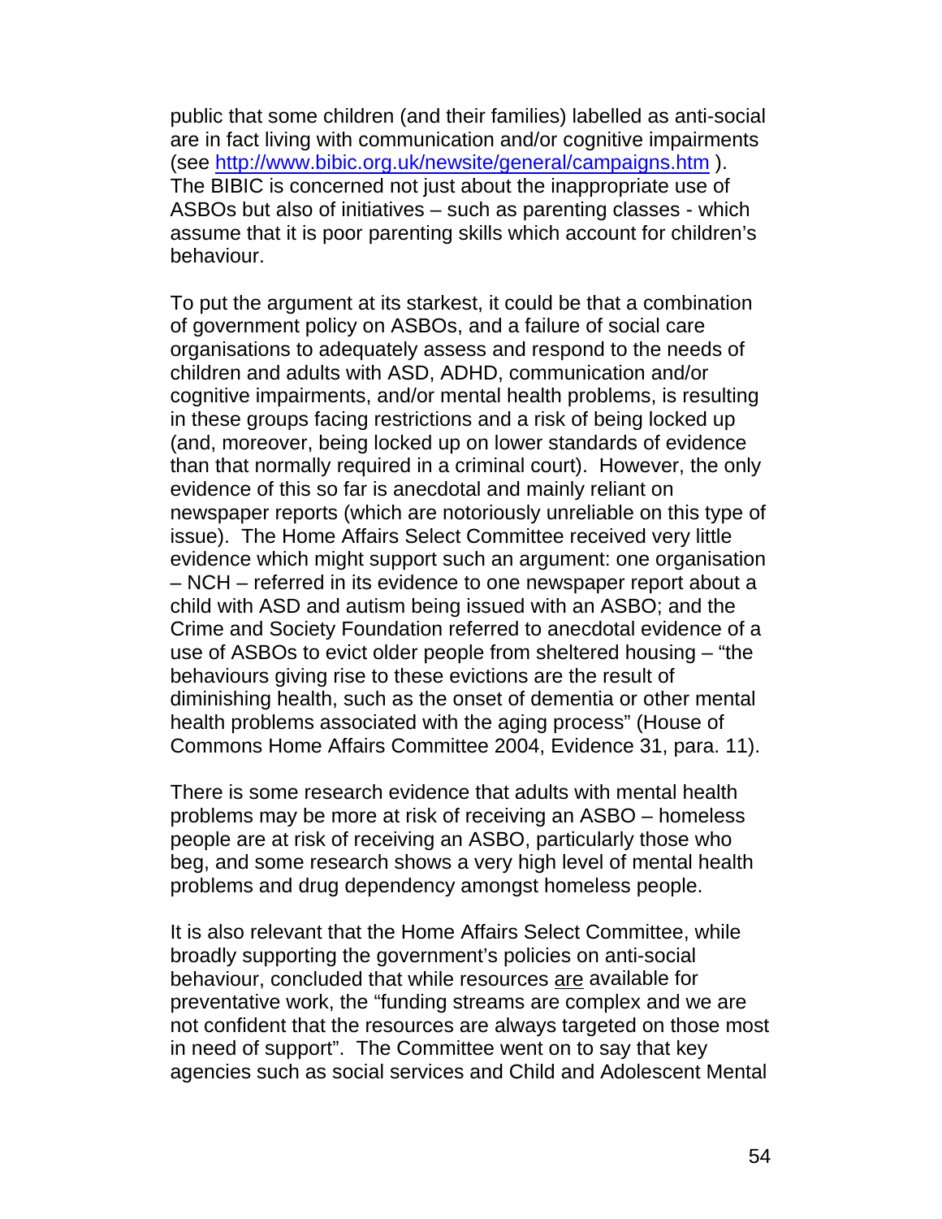public that some children (and their families) labelled as anti-social are in fact living with communication and/or cognitive impairments (see [http://www.bibic.org.uk/newsite/general/campaigns.htm](http://www.bibic.org.uk/newsite/general/campaigns.htm) ). The BIBIC is concerned not just about the inappropriate use of ASBOs but also of initiatives – such as parenting classes - which assume that it is poor parenting skills which account for children's behaviour.

To put the argument at its starkest, it could be that a combination of government policy on ASBOs, and a failure of social care organisations to adequately assess and respond to the needs of children and adults with ASD, ADHD, communication and/or cognitive impairments, and/or mental health problems, is resulting in these groups facing restrictions and a risk of being locked up (and, moreover, being locked up on lower standards of evidence than that normally required in a criminal court). However, the only evidence of this so far is anecdotal and mainly reliant on newspaper reports (which are notoriously unreliable on this type of issue). The Home Affairs Select Committee received very little evidence which might support such an argument: one organisation – NCH – referred in its evidence to one newspaper report about a child with ASD and autism being issued with an ASBO; and the Crime and Society Foundation referred to anecdotal evidence of a use of ASBOs to evict older people from sheltered housing – "the behaviours giving rise to these evictions are the result of diminishing health, such as the onset of dementia or other mental health problems associated with the aging process" (House of Commons Home Affairs Committee 2004, Evidence 31, para. 11).

There is some research evidence that adults with mental health problems may be more at risk of receiving an ASBO – homeless people are at risk of receiving an ASBO, particularly those who beg, and some research shows a very high level of mental health problems and drug dependency amongst homeless people.

It is also relevant that the Home Affairs Select Committee, while broadly supporting the government's policies on anti-social behaviour, concluded that while resources <u>are</u> available for preventative work, the "funding streams are complex and we are not confident that the resources are always targeted on those most in need of support". The Committee went on to say that key agencies such as social services and Child and Adolescent Mental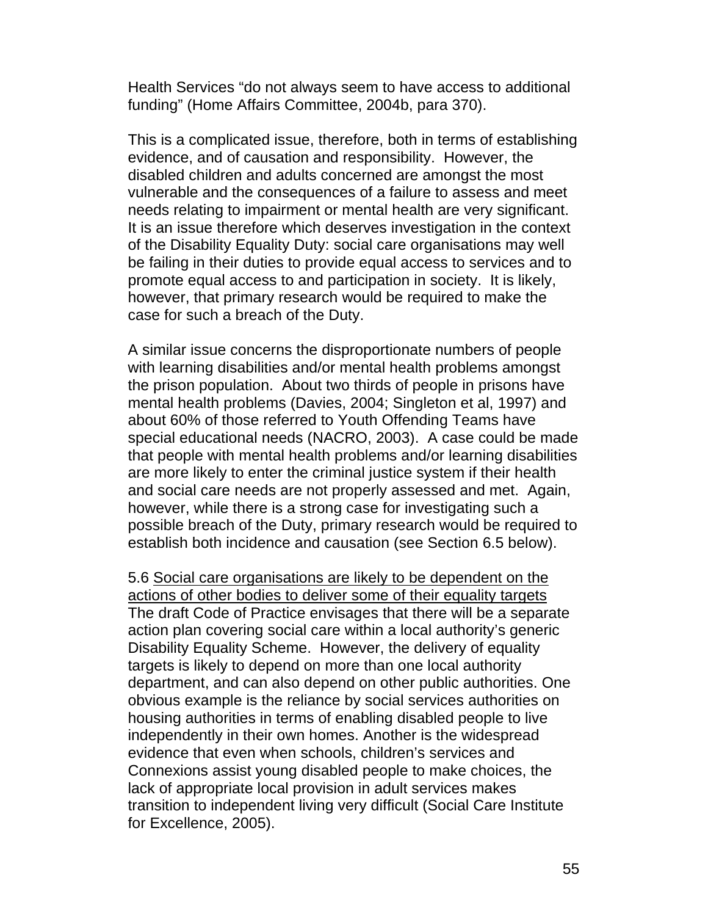Health Services "do not always seem to have access to additional funding" (Home Affairs Committee, 2004b, para 370).

This is a complicated issue, therefore, both in terms of establishing evidence, and of causation and responsibility. However, the disabled children and adults concerned are amongst the most vulnerable and the consequences of a failure to assess and meet needs relating to impairment or mental health are very significant. It is an issue therefore which deserves investigation in the context of the Disability Equality Duty: social care organisations may well be failing in their duties to provide equal access to services and to promote equal access to and participation in society. It is likely, however, that primary research would be required to make the case for such a breach of the Duty.

A similar issue concerns the disproportionate numbers of people with learning disabilities and/or mental health problems amongst the prison population. About two thirds of people in prisons have mental health problems (Davies, 2004; Singleton et al, 1997) and about 60% of those referred to Youth Offending Teams have special educational needs (NACRO, 2003). A case could be made that people with mental health problems and/or learning disabilities are more likely to enter the criminal justice system if their health and social care needs are not properly assessed and met. Again, however, while there is a strong case for investigating such a possible breach of the Duty, primary research would be required to establish both incidence and causation (see Section 6.5 below).

5.6 <u>Social care organisations are likely to be dependent on the actions of other bodies to deliver some of their equality targets</u>
The draft Code of Practice envisages that there will be a separate action plan covering social care within a local authority's generic Disability Equality Scheme. However, the delivery of equality targets is likely to depend on more than one local authority department, and can also depend on other public authorities. One obvious example is the reliance by social services authorities on housing authorities in terms of enabling disabled people to live independently in their own homes. Another is the widespread evidence that even when schools, children's services and Connexions assist young disabled people to make choices, the lack of appropriate local provision in adult services makes transition to independent living very difficult (Social Care Institute for Excellence, 2005).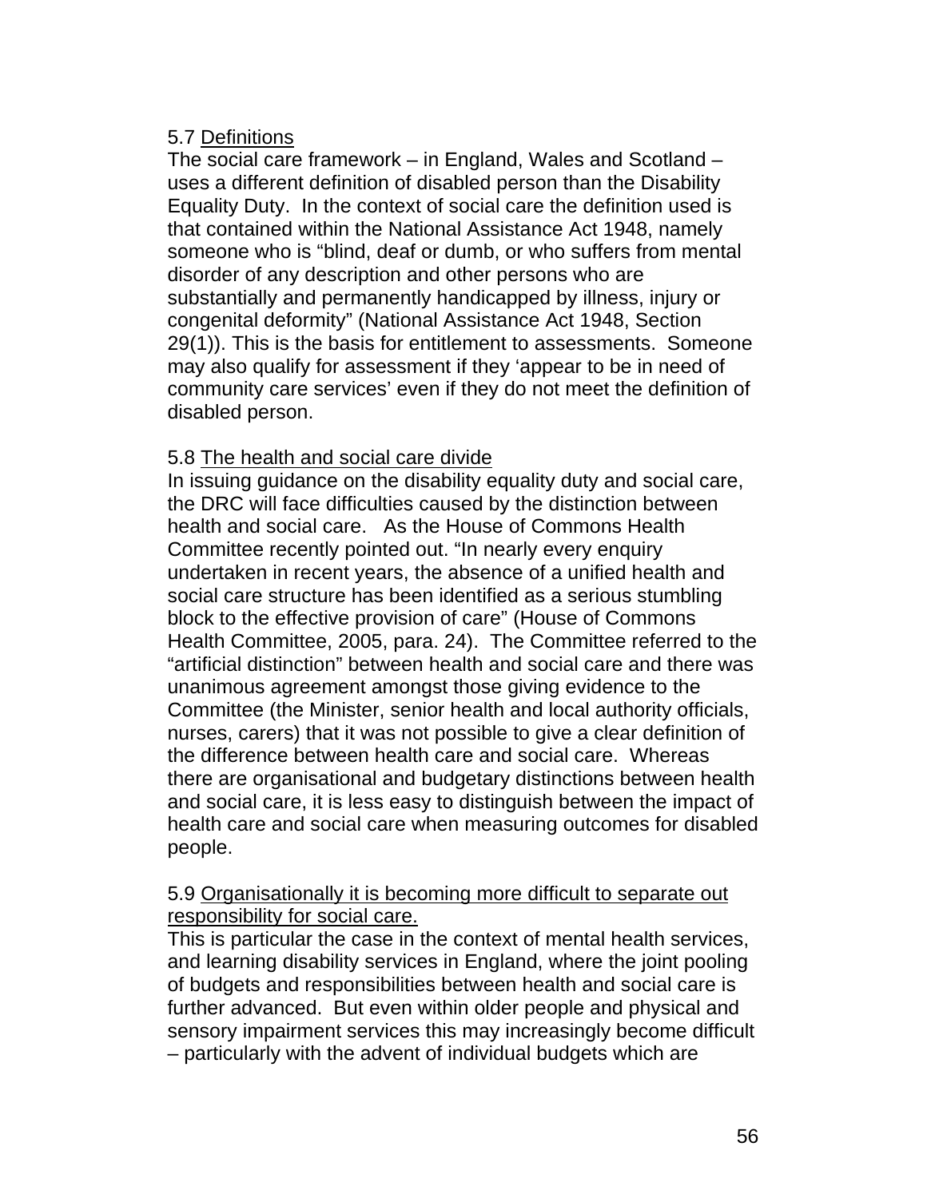5.7 <u>Definitions</u>

The social care framework – in England, Wales and Scotland – uses a different definition of disabled person than the Disability Equality Duty. In the context of social care the definition used is that contained within the National Assistance Act 1948, namely someone who is "blind, deaf or dumb, or who suffers from mental disorder of any description and other persons who are substantially and permanently handicapped by illness, injury or congenital deformity" (National Assistance Act 1948, Section 29(1)). This is the basis for entitlement to assessments. Someone may also qualify for assessment if they 'appear to be in need of community care services' even if they do not meet the definition of disabled person.

5.8 <u>The health and social care divide</u>

In issuing guidance on the disability equality duty and social care, the DRC will face difficulties caused by the distinction between health and social care. As the House of Commons Health Committee recently pointed out. "In nearly every enquiry undertaken in recent years, the absence of a unified health and social care structure has been identified as a serious stumbling block to the effective provision of care" (House of Commons Health Committee, 2005, para. 24). The Committee referred to the "artificial distinction" between health and social care and there was unanimous agreement amongst those giving evidence to the Committee (the Minister, senior health and local authority officials, nurses, carers) that it was not possible to give a clear definition of the difference between health care and social care. Whereas there are organisational and budgetary distinctions between health and social care, it is less easy to distinguish between the impact of health care and social care when measuring outcomes for disabled people.

5.9 <u>Organisationally it is becoming more difficult to separate out responsibility for social care.</u>

This is particular the case in the context of mental health services, and learning disability services in England, where the joint pooling of budgets and responsibilities between health and social care is further advanced. But even within older people and physical and sensory impairment services this may increasingly become difficult – particularly with the advent of individual budgets which are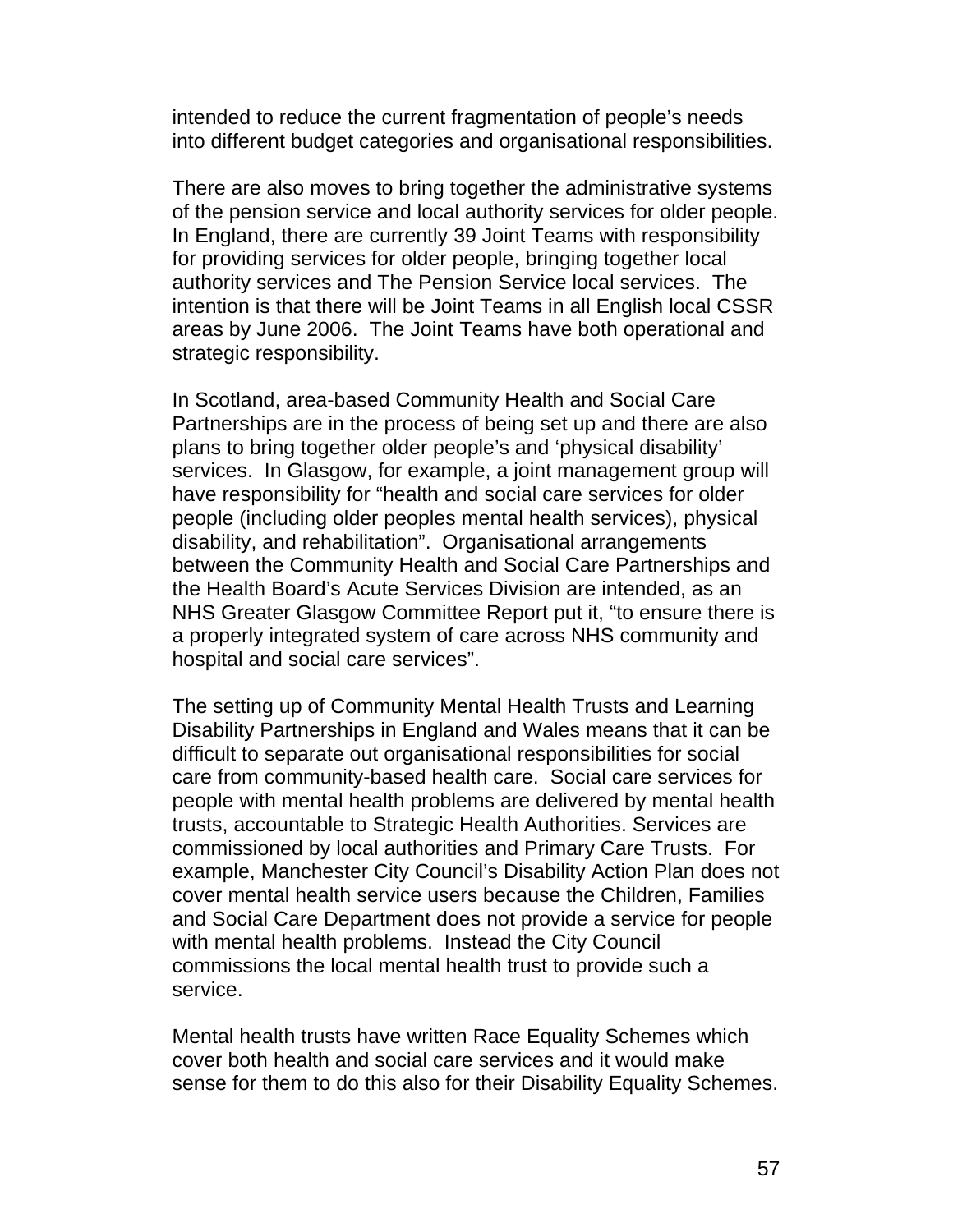intended to reduce the current fragmentation of people's needs into different budget categories and organisational responsibilities.

There are also moves to bring together the administrative systems of the pension service and local authority services for older people. In England, there are currently 39 Joint Teams with responsibility for providing services for older people, bringing together local authority services and The Pension Service local services. The intention is that there will be Joint Teams in all English local CSSR areas by June 2006. The Joint Teams have both operational and strategic responsibility.

In Scotland, area-based Community Health and Social Care Partnerships are in the process of being set up and there are also plans to bring together older people's and 'physical disability' services. In Glasgow, for example, a joint management group will have responsibility for "health and social care services for older people (including older peoples mental health services), physical disability, and rehabilitation". Organisational arrangements between the Community Health and Social Care Partnerships and the Health Board's Acute Services Division are intended, as an NHS Greater Glasgow Committee Report put it, "to ensure there is a properly integrated system of care across NHS community and hospital and social care services".

The setting up of Community Mental Health Trusts and Learning Disability Partnerships in England and Wales means that it can be difficult to separate out organisational responsibilities for social care from community-based health care. Social care services for people with mental health problems are delivered by mental health trusts, accountable to Strategic Health Authorities. Services are commissioned by local authorities and Primary Care Trusts. For example, Manchester City Council's Disability Action Plan does not cover mental health service users because the Children, Families and Social Care Department does not provide a service for people with mental health problems. Instead the City Council commissions the local mental health trust to provide such a service.

Mental health trusts have written Race Equality Schemes which cover both health and social care services and it would make sense for them to do this also for their Disability Equality Schemes.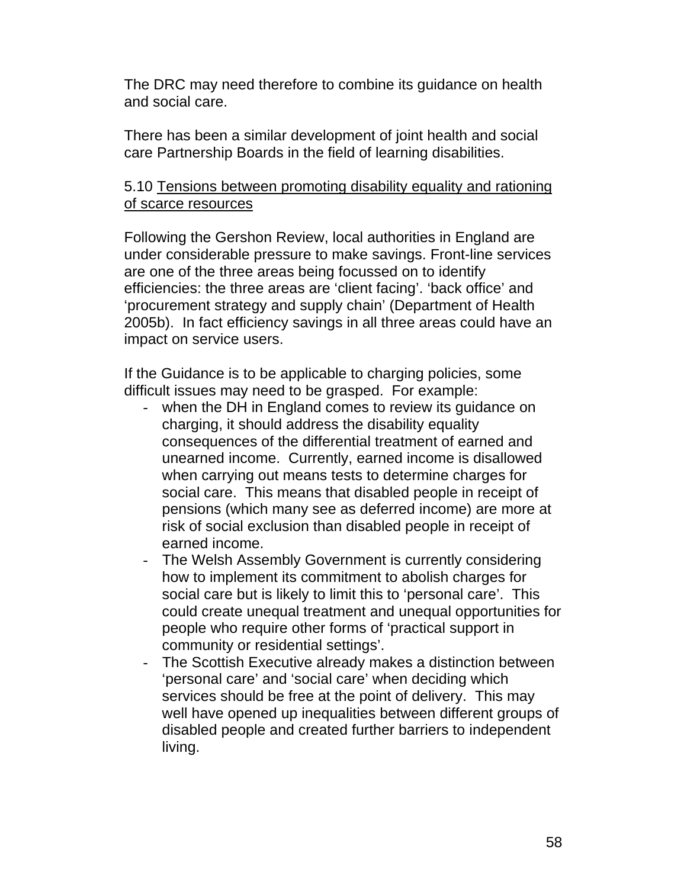The DRC may need therefore to combine its guidance on health and social care.

There has been a similar development of joint health and social care Partnership Boards in the field of learning disabilities.

5.10 <u>Tensions between promoting disability equality and rationing of scarce resources</u>

Following the Gershon Review, local authorities in England are under considerable pressure to make savings. Front-line services are one of the three areas being focussed on to identify efficiencies: the three areas are 'client facing'. 'back office' and 'procurement strategy and supply chain' (Department of Health 2005b). In fact efficiency savings in all three areas could have an impact on service users.

If the Guidance is to be applicable to charging policies, some difficult issues may need to be grasped. For example:

- when the DH in England comes to review its guidance on charging, it should address the disability equality consequences of the differential treatment of earned and unearned income. Currently, earned income is disallowed when carrying out means tests to determine charges for social care. This means that disabled people in receipt of pensions (which many see as deferred income) are more at risk of social exclusion than disabled people in receipt of earned income.
- The Welsh Assembly Government is currently considering how to implement its commitment to abolish charges for social care but is likely to limit this to 'personal care'. This could create unequal treatment and unequal opportunities for people who require other forms of 'practical support in community or residential settings'.
- The Scottish Executive already makes a distinction between 'personal care' and 'social care' when deciding which services should be free at the point of delivery. This may well have opened up inequalities between different groups of disabled people and created further barriers to independent living.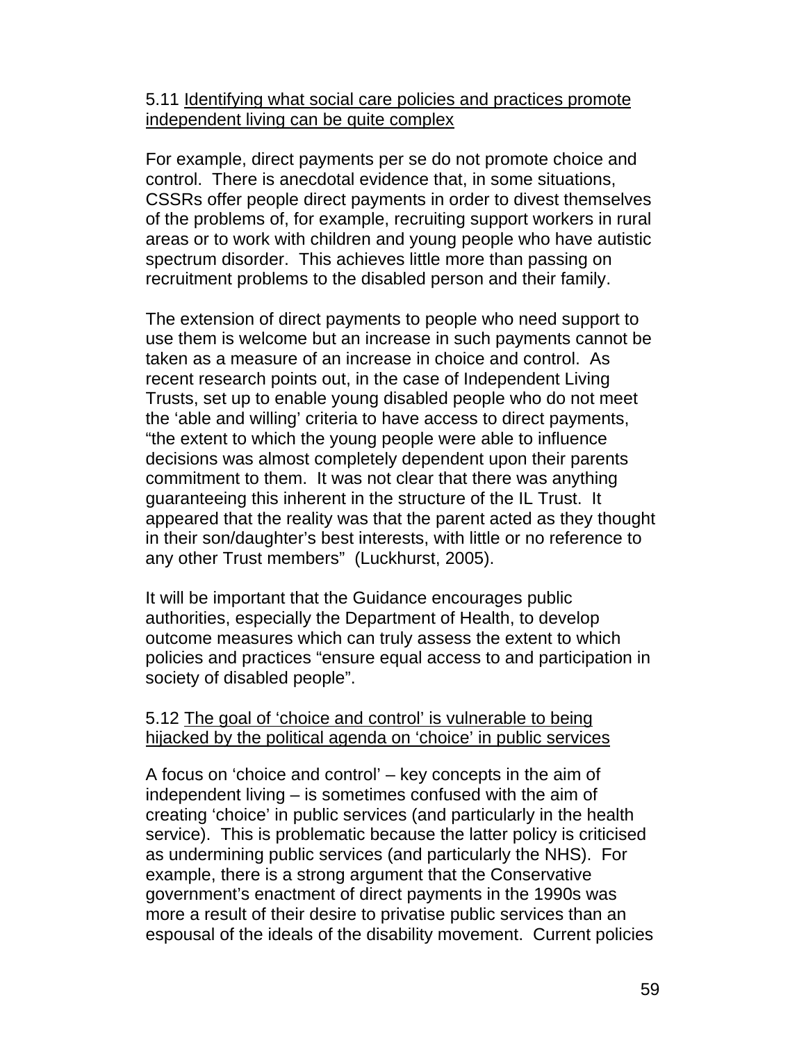5.11 <u>Identifying what social care policies and practices promote independent living can be quite complex</u>

For example, direct payments per se do not promote choice and control. There is anecdotal evidence that, in some situations, CSSRs offer people direct payments in order to divest themselves of the problems of, for example, recruiting support workers in rural areas or to work with children and young people who have autistic spectrum disorder. This achieves little more than passing on recruitment problems to the disabled person and their family.

The extension of direct payments to people who need support to use them is welcome but an increase in such payments cannot be taken as a measure of an increase in choice and control. As recent research points out, in the case of Independent Living Trusts, set up to enable young disabled people who do not meet the 'able and willing' criteria to have access to direct payments, "the extent to which the young people were able to influence decisions was almost completely dependent upon their parents commitment to them. It was not clear that there was anything guaranteeing this inherent in the structure of the IL Trust. It appeared that the reality was that the parent acted as they thought in their son/daughter's best interests, with little or no reference to any other Trust members" (Luckhurst, 2005).

It will be important that the Guidance encourages public authorities, especially the Department of Health, to develop outcome measures which can truly assess the extent to which policies and practices "ensure equal access to and participation in society of disabled people".

5.12 <u>The goal of 'choice and control' is vulnerable to being hijacked by the political agenda on 'choice' in public services</u>

A focus on 'choice and control' – key concepts in the aim of independent living – is sometimes confused with the aim of creating 'choice' in public services (and particularly in the health service). This is problematic because the latter policy is criticised as undermining public services (and particularly the NHS). For example, there is a strong argument that the Conservative government's enactment of direct payments in the 1990s was more a result of their desire to privatise public services than an espousal of the ideals of the disability movement. Current policies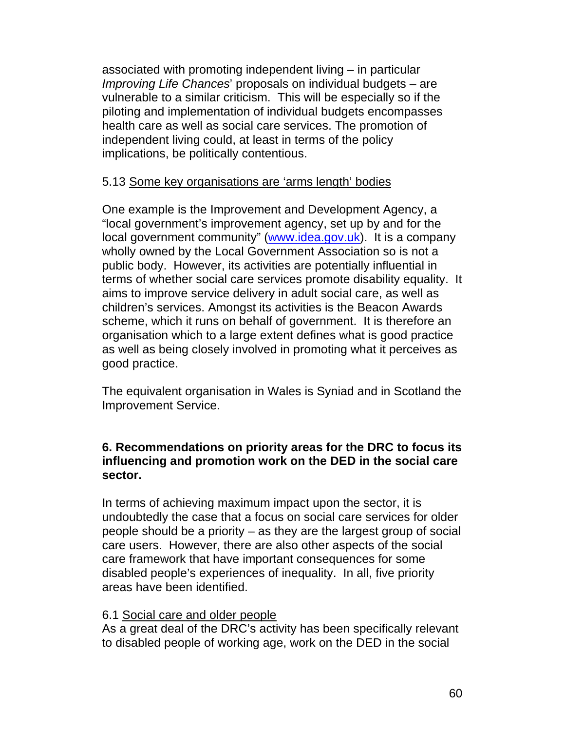associated with promoting independent living – in particular *Improving Life Chances*' proposals on individual budgets – are vulnerable to a similar criticism. This will be especially so if the piloting and implementation of individual budgets encompasses health care as well as social care services. The promotion of independent living could, at least in terms of the policy implications, be politically contentious.

5.13 <u>Some key organisations are 'arms length' bodies</u>

One example is the Improvement and Development Agency, a "local government's improvement agency, set up by and for the local government community" ([www.idea.gov.uk](http://www.idea.gov.uk)). It is a company wholly owned by the Local Government Association so is not a public body. However, its activities are potentially influential in terms of whether social care services promote disability equality. It aims to improve service delivery in adult social care, as well as children's services. Amongst its activities is the Beacon Awards scheme, which it runs on behalf of government. It is therefore an organisation which to a large extent defines what is good practice as well as being closely involved in promoting what it perceives as good practice.

The equivalent organisation in Wales is Syniad and in Scotland the Improvement Service.

## 6. Recommendations on priority areas for the DRC to focus its influencing and promotion work on the DED in the social care sector.

In terms of achieving maximum impact upon the sector, it is undoubtedly the case that a focus on social care services for older people should be a priority – as they are the largest group of social care users. However, there are also other aspects of the social care framework that have important consequences for some disabled people's experiences of inequality. In all, five priority areas have been identified.

6.1 <u>Social care and older people</u>
As a great deal of the DRC's activity has been specifically relevant to disabled people of working age, work on the DED in the social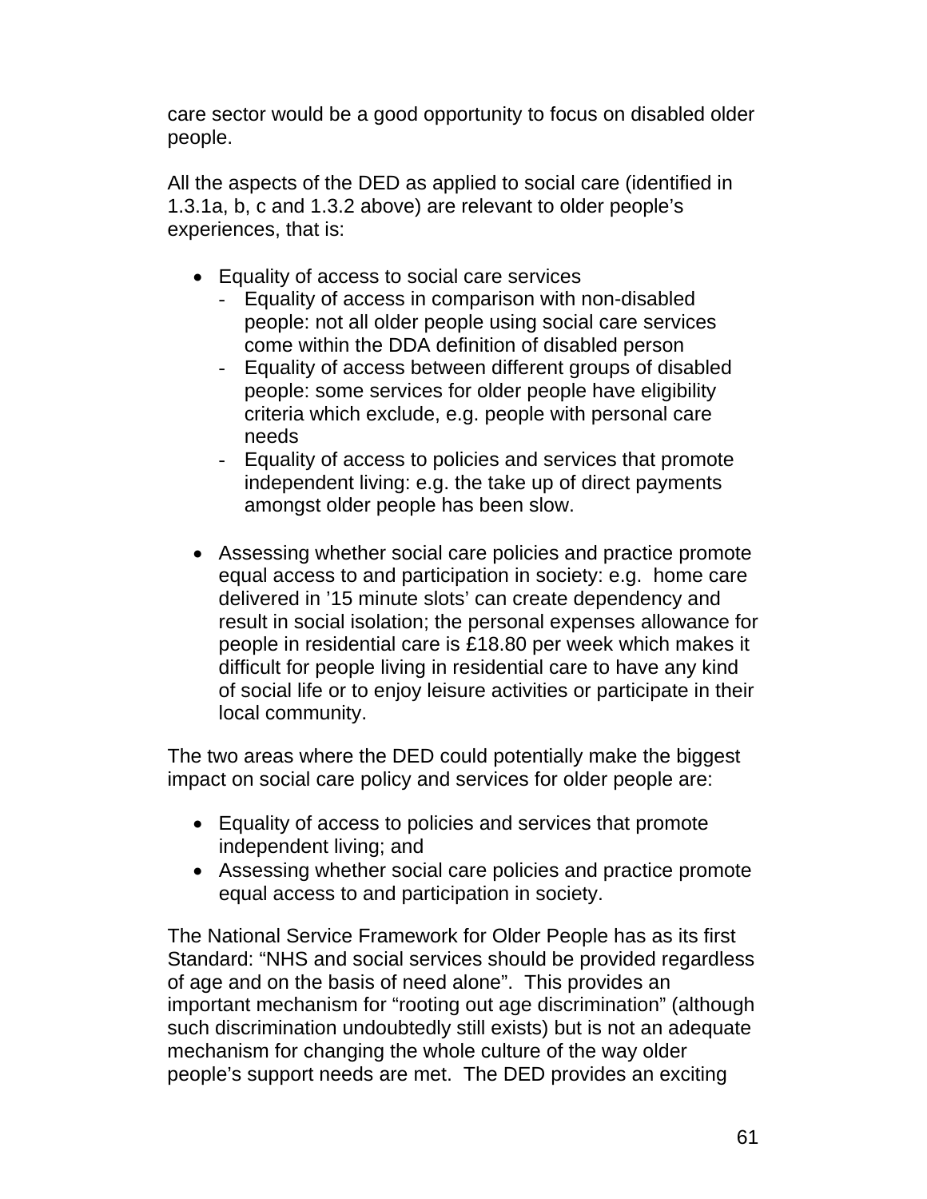care sector would be a good opportunity to focus on disabled older people.

All the aspects of the DED as applied to social care (identified in 1.3.1a, b, c and 1.3.2 above) are relevant to older people's experiences, that is:

- Equality of access to social care services
  - Equality of access in comparison with non-disabled people: not all older people using social care services come within the DDA definition of disabled person
  - Equality of access between different groups of disabled people: some services for older people have eligibility criteria which exclude, e.g. people with personal care needs
  - Equality of access to policies and services that promote independent living: e.g. the take up of direct payments amongst older people has been slow.

- Assessing whether social care policies and practice promote equal access to and participation in society: e.g. home care delivered in '15 minute slots' can create dependency and result in social isolation; the personal expenses allowance for people in residential care is £18.80 per week which makes it difficult for people living in residential care to have any kind of social life or to enjoy leisure activities or participate in their local community.

The two areas where the DED could potentially make the biggest impact on social care policy and services for older people are:

- Equality of access to policies and services that promote independent living; and
- Assessing whether social care policies and practice promote equal access to and participation in society.

The National Service Framework for Older People has as its first Standard: "NHS and social services should be provided regardless of age and on the basis of need alone". This provides an important mechanism for "rooting out age discrimination" (although such discrimination undoubtedly still exists) but is not an adequate mechanism for changing the whole culture of the way older people's support needs are met. The DED provides an exciting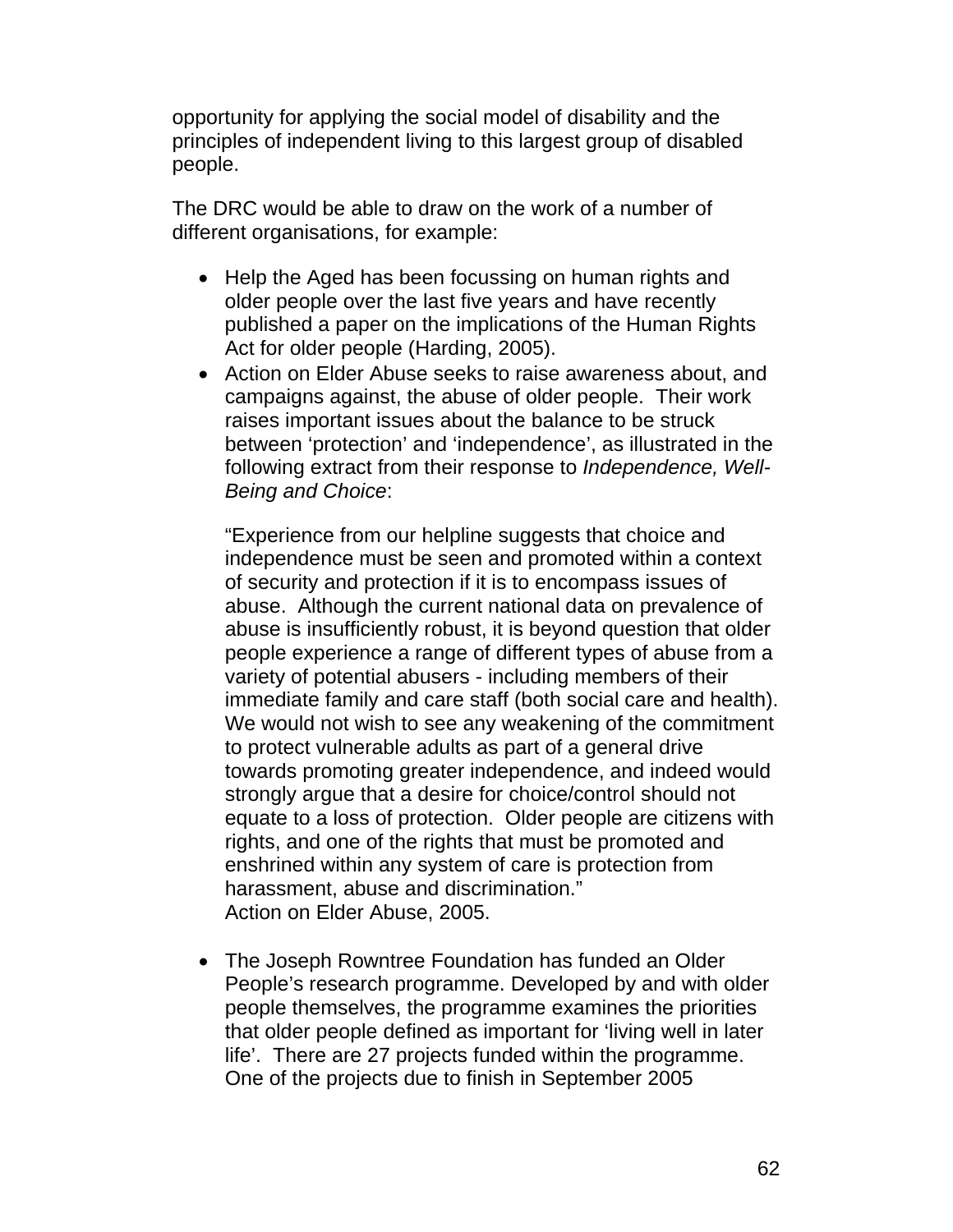opportunity for applying the social model of disability and the principles of independent living to this largest group of disabled people.

The DRC would be able to draw on the work of a number of different organisations, for example:

- Help the Aged has been focussing on human rights and older people over the last five years and have recently published a paper on the implications of the Human Rights Act for older people (Harding, 2005).
- Action on Elder Abuse seeks to raise awareness about, and campaigns against, the abuse of older people. Their work raises important issues about the balance to be struck between 'protection' and 'independence', as illustrated in the following extract from their response to *Independence, Well-Being and Choice*:

  "Experience from our helpline suggests that choice and independence must be seen and promoted within a context of security and protection if it is to encompass issues of abuse. Although the current national data on prevalence of abuse is insufficiently robust, it is beyond question that older people experience a range of different types of abuse from a variety of potential abusers - including members of their immediate family and care staff (both social care and health). We would not wish to see any weakening of the commitment to protect vulnerable adults as part of a general drive towards promoting greater independence, and indeed would strongly argue that a desire for choice/control should not equate to a loss of protection. Older people are citizens with rights, and one of the rights that must be promoted and enshrined within any system of care is protection from harassment, abuse and discrimination."
  Action on Elder Abuse, 2005.

- The Joseph Rowntree Foundation has funded an Older People's research programme. Developed by and with older people themselves, the programme examines the priorities that older people defined as important for 'living well in later life'. There are 27 projects funded within the programme. One of the projects due to finish in September 2005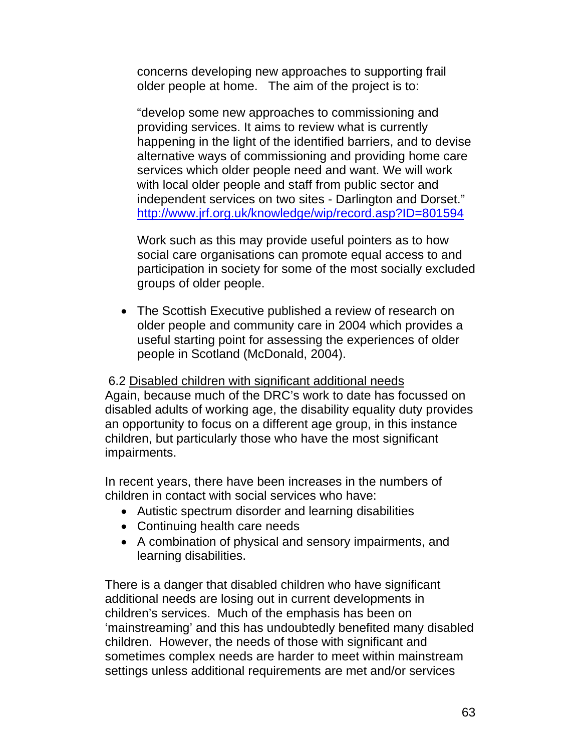concerns developing new approaches to supporting frail older people at home. The aim of the project is to:

"develop some new approaches to commissioning and providing services. It aims to review what is currently happening in the light of the identified barriers, and to devise alternative ways of commissioning and providing home care services which older people need and want. We will work with local older people and staff from public sector and independent services on two sites - Darlington and Dorset." http://www.jrf.org.uk/knowledge/wip/record.asp?ID=801594

Work such as this may provide useful pointers as to how social care organisations can promote equal access to and participation in society for some of the most socially excluded groups of older people.

- The Scottish Executive published a review of research on older people and community care in 2004 which provides a useful starting point for assessing the experiences of older people in Scotland (McDonald, 2004).

6.2 Disabled children with significant additional needs

Again, because much of the DRC's work to date has focussed on disabled adults of working age, the disability equality duty provides an opportunity to focus on a different age group, in this instance children, but particularly those who have the most significant impairments.

In recent years, there have been increases in the numbers of children in contact with social services who have:

- Autistic spectrum disorder and learning disabilities
- Continuing health care needs
- A combination of physical and sensory impairments, and learning disabilities.

There is a danger that disabled children who have significant additional needs are losing out in current developments in children's services. Much of the emphasis has been on 'mainstreaming' and this has undoubtedly benefited many disabled children. However, the needs of those with significant and sometimes complex needs are harder to meet within mainstream settings unless additional requirements are met and/or services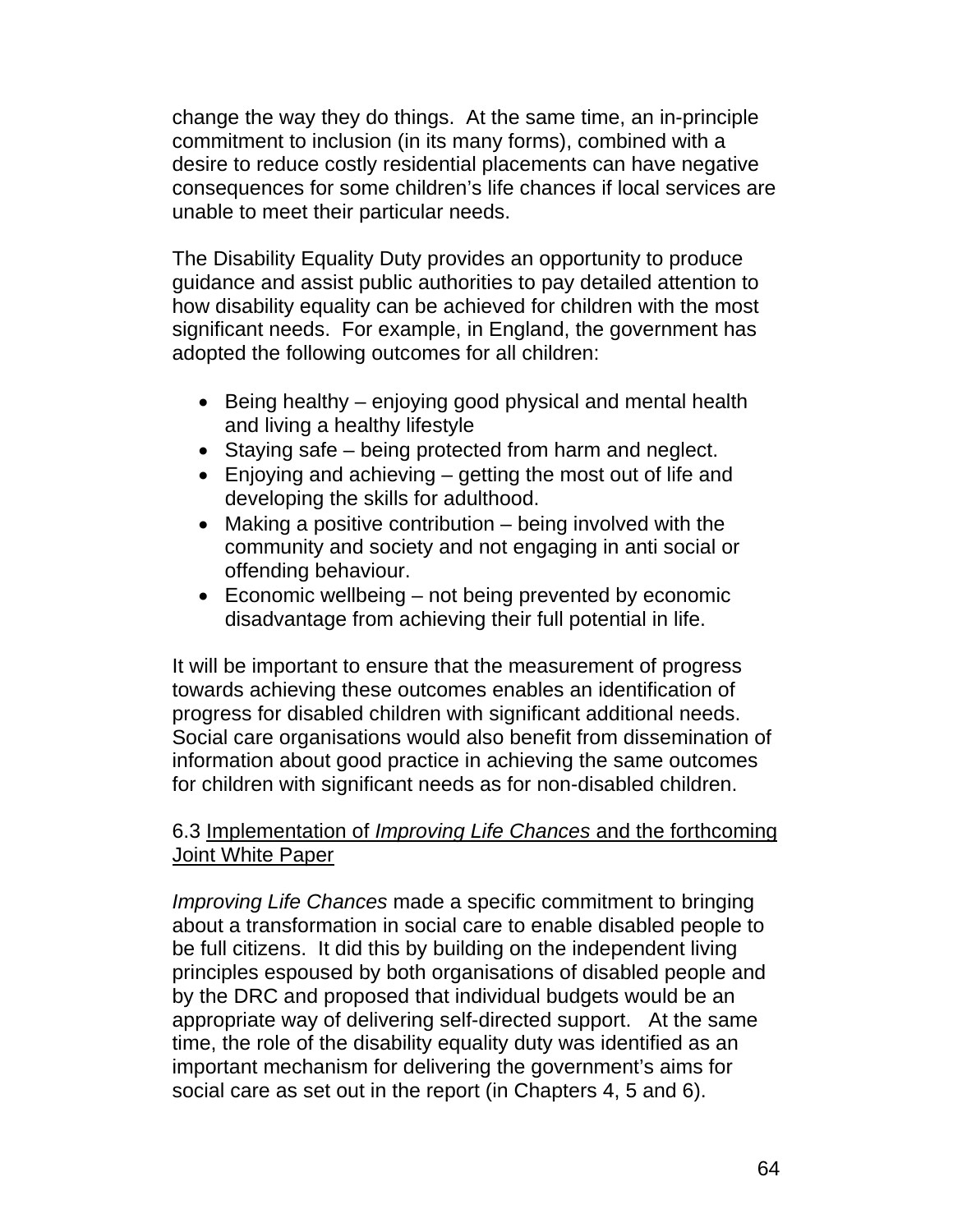change the way they do things. At the same time, an in-principle commitment to inclusion (in its many forms), combined with a desire to reduce costly residential placements can have negative consequences for some children's life chances if local services are unable to meet their particular needs.

The Disability Equality Duty provides an opportunity to produce guidance and assist public authorities to pay detailed attention to how disability equality can be achieved for children with the most significant needs. For example, in England, the government has adopted the following outcomes for all children:

- Being healthy – enjoying good physical and mental health and living a healthy lifestyle
- Staying safe – being protected from harm and neglect.
- Enjoying and achieving – getting the most out of life and developing the skills for adulthood.
- Making a positive contribution – being involved with the community and society and not engaging in anti social or offending behaviour.
- Economic wellbeing – not being prevented by economic disadvantage from achieving their full potential in life.

It will be important to ensure that the measurement of progress towards achieving these outcomes enables an identification of progress for disabled children with significant additional needs. Social care organisations would also benefit from dissemination of information about good practice in achieving the same outcomes for children with significant needs as for non-disabled children.

### 6.3 Implementation of *Improving Life Chances* and the forthcoming Joint White Paper

*Improving Life Chances* made a specific commitment to bringing about a transformation in social care to enable disabled people to be full citizens. It did this by building on the independent living principles espoused by both organisations of disabled people and by the DRC and proposed that individual budgets would be an appropriate way of delivering self-directed support. At the same time, the role of the disability equality duty was identified as an important mechanism for delivering the government's aims for social care as set out in the report (in Chapters 4, 5 and 6).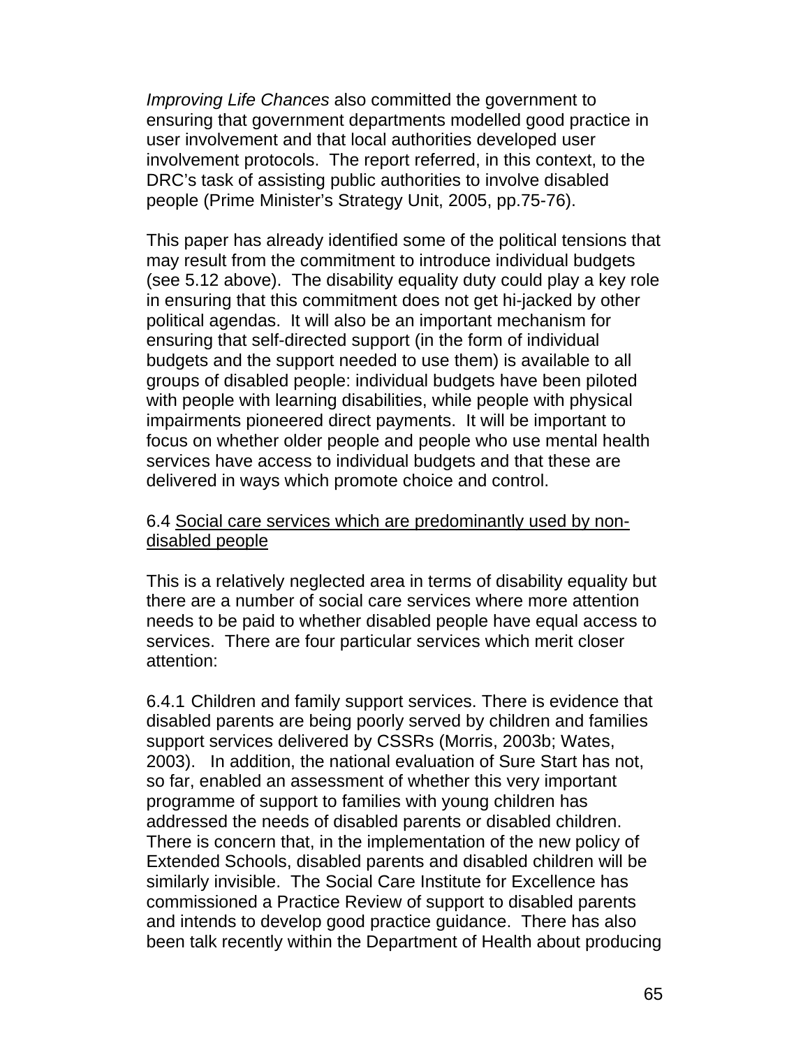*Improving Life Chances* also committed the government to ensuring that government departments modelled good practice in user involvement and that local authorities developed user involvement protocols. The report referred, in this context, to the DRC's task of assisting public authorities to involve disabled people (Prime Minister's Strategy Unit, 2005, pp.75-76).

This paper has already identified some of the political tensions that may result from the commitment to introduce individual budgets (see 5.12 above). The disability equality duty could play a key role in ensuring that this commitment does not get hi-jacked by other political agendas. It will also be an important mechanism for ensuring that self-directed support (in the form of individual budgets and the support needed to use them) is available to all groups of disabled people: individual budgets have been piloted with people with learning disabilities, while people with physical impairments pioneered direct payments. It will be important to focus on whether older people and people who use mental health services have access to individual budgets and that these are delivered in ways which promote choice and control.

6.4 Social care services which are predominantly used by non-disabled people

This is a relatively neglected area in terms of disability equality but there are a number of social care services where more attention needs to be paid to whether disabled people have equal access to services. There are four particular services which merit closer attention:

6.4.1 Children and family support services. There is evidence that disabled parents are being poorly served by children and families support services delivered by CSSRs (Morris, 2003b; Wates, 2003). In addition, the national evaluation of Sure Start has not, so far, enabled an assessment of whether this very important programme of support to families with young children has addressed the needs of disabled parents or disabled children. There is concern that, in the implementation of the new policy of Extended Schools, disabled parents and disabled children will be similarly invisible. The Social Care Institute for Excellence has commissioned a Practice Review of support to disabled parents and intends to develop good practice guidance. There has also been talk recently within the Department of Health about producing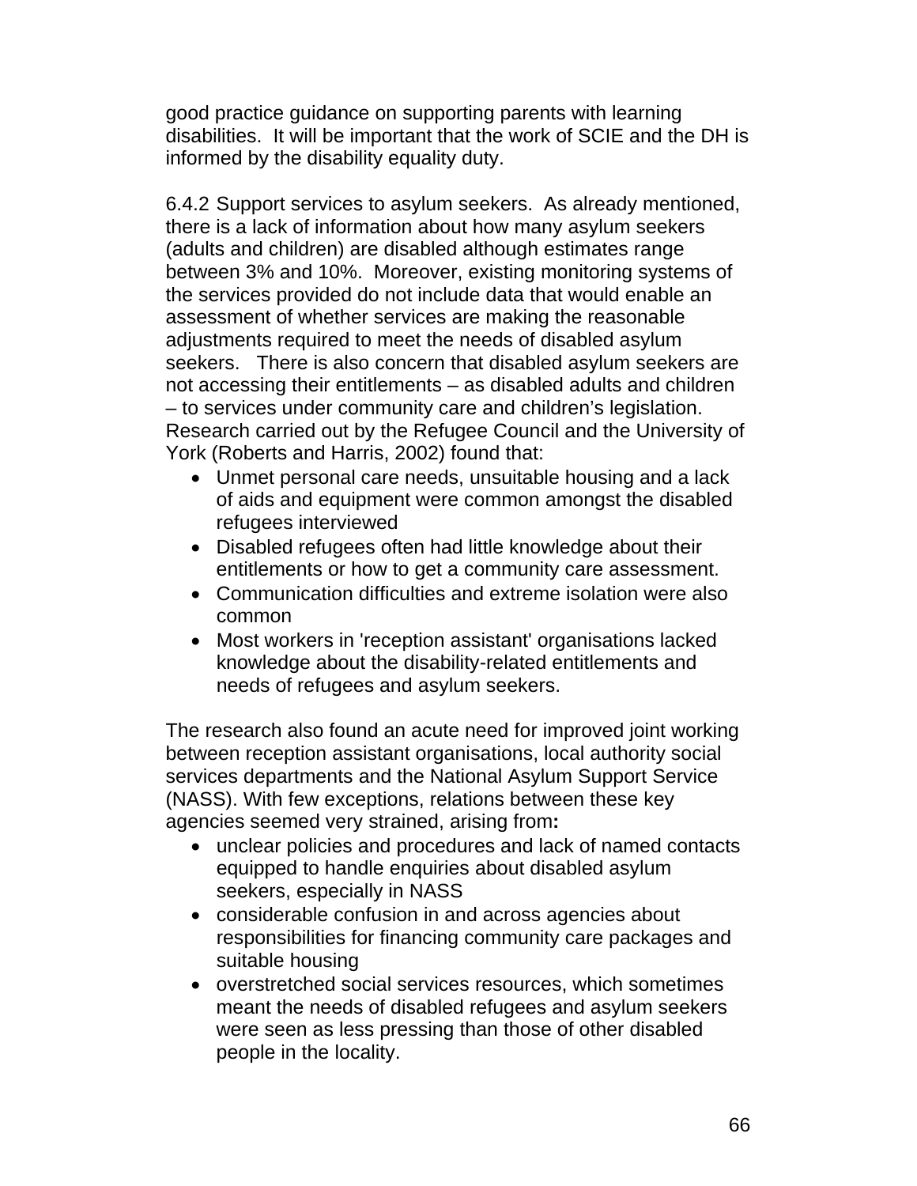good practice guidance on supporting parents with learning disabilities. It will be important that the work of SCIE and the DH is informed by the disability equality duty.

6.4.2 Support services to asylum seekers. As already mentioned, there is a lack of information about how many asylum seekers (adults and children) are disabled although estimates range between 3% and 10%. Moreover, existing monitoring systems of the services provided do not include data that would enable an assessment of whether services are making the reasonable adjustments required to meet the needs of disabled asylum seekers. There is also concern that disabled asylum seekers are not accessing their entitlements – as disabled adults and children – to services under community care and children's legislation. Research carried out by the Refugee Council and the University of York (Roberts and Harris, 2002) found that:

- Unmet personal care needs, unsuitable housing and a lack of aids and equipment were common amongst the disabled refugees interviewed
- Disabled refugees often had little knowledge about their entitlements or how to get a community care assessment.
- Communication difficulties and extreme isolation were also common
- Most workers in 'reception assistant' organisations lacked knowledge about the disability-related entitlements and needs of refugees and asylum seekers.

The research also found an acute need for improved joint working between reception assistant organisations, local authority social services departments and the National Asylum Support Service (NASS). With few exceptions, relations between these key agencies seemed very strained, arising from**:**

- unclear policies and procedures and lack of named contacts equipped to handle enquiries about disabled asylum seekers, especially in NASS
- considerable confusion in and across agencies about responsibilities for financing community care packages and suitable housing
- overstretched social services resources, which sometimes meant the needs of disabled refugees and asylum seekers were seen as less pressing than those of other disabled people in the locality.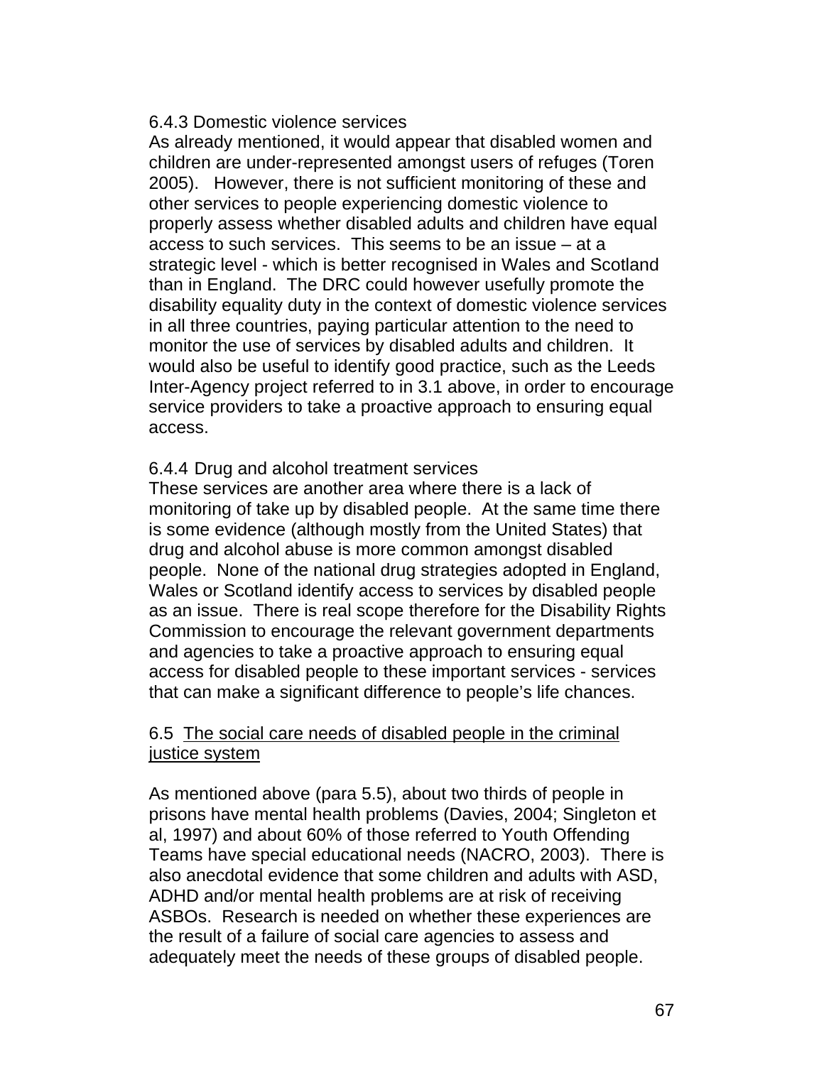#### 6.4.3 Domestic violence services

As already mentioned, it would appear that disabled women and children are under-represented amongst users of refuges (Toren 2005). However, there is not sufficient monitoring of these and other services to people experiencing domestic violence to properly assess whether disabled adults and children have equal access to such services. This seems to be an issue – at a strategic level - which is better recognised in Wales and Scotland than in England. The DRC could however usefully promote the disability equality duty in the context of domestic violence services in all three countries, paying particular attention to the need to monitor the use of services by disabled adults and children. It would also be useful to identify good practice, such as the Leeds Inter-Agency project referred to in 3.1 above, in order to encourage service providers to take a proactive approach to ensuring equal access.

#### 6.4.4 Drug and alcohol treatment services

These services are another area where there is a lack of monitoring of take up by disabled people. At the same time there is some evidence (although mostly from the United States) that drug and alcohol abuse is more common amongst disabled people. None of the national drug strategies adopted in England, Wales or Scotland identify access to services by disabled people as an issue. There is real scope therefore for the Disability Rights Commission to encourage the relevant government departments and agencies to take a proactive approach to ensuring equal access for disabled people to these important services - services that can make a significant difference to people's life chances.

### 6.5 The social care needs of disabled people in the criminal justice system

As mentioned above (para 5.5), about two thirds of people in prisons have mental health problems (Davies, 2004; Singleton et al, 1997) and about 60% of those referred to Youth Offending Teams have special educational needs (NACRO, 2003). There is also anecdotal evidence that some children and adults with ASD, ADHD and/or mental health problems are at risk of receiving ASBOs. Research is needed on whether these experiences are the result of a failure of social care agencies to assess and adequately meet the needs of these groups of disabled people.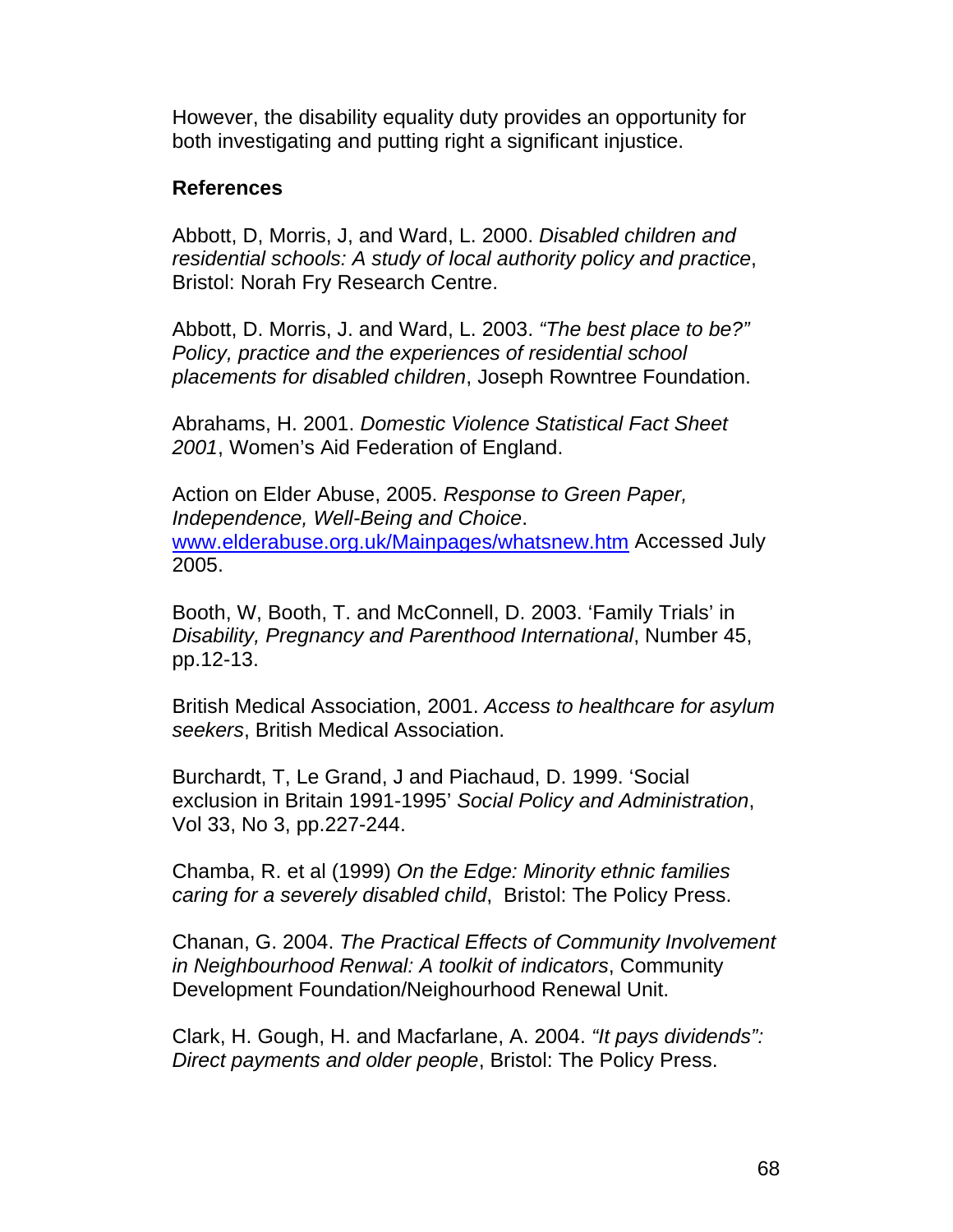However, the disability equality duty provides an opportunity for both investigating and putting right a significant injustice.

**References**

Abbott, D, Morris, J, and Ward, L. 2000. *Disabled children and residential schools: A study of local authority policy and practice*, Bristol: Norah Fry Research Centre.

Abbott, D. Morris, J. and Ward, L. 2003. *"The best place to be?" Policy, practice and the experiences of residential school placements for disabled children*, Joseph Rowntree Foundation.

Abrahams, H. 2001. *Domestic Violence Statistical Fact Sheet 2001*, Women's Aid Federation of England.

Action on Elder Abuse, 2005. *Response to Green Paper, Independence, Well-Being and Choice*. [www.elderabuse.org.uk/Mainpages/whatsnew.htm](www.elderabuse.org.uk/Mainpages/whatsnew.htm) Accessed July 2005.

Booth, W, Booth, T. and McConnell, D. 2003. 'Family Trials' in *Disability, Pregnancy and Parenthood International*, Number 45, pp.12-13.

British Medical Association, 2001. *Access to healthcare for asylum seekers*, British Medical Association.

Burchardt, T, Le Grand, J and Piachaud, D. 1999. 'Social exclusion in Britain 1991-1995' *Social Policy and Administration*, Vol 33, No 3, pp.227-244.

Chamba, R. et al (1999) *On the Edge: Minority ethnic families caring for a severely disabled child*, Bristol: The Policy Press.

Chanan, G. 2004. *The Practical Effects of Community Involvement in Neighbourhood Renwal: A toolkit of indicators*, Community Development Foundation/Neighourhood Renewal Unit.

Clark, H. Gough, H. and Macfarlane, A. 2004. *"It pays dividends": Direct payments and older people*, Bristol: The Policy Press.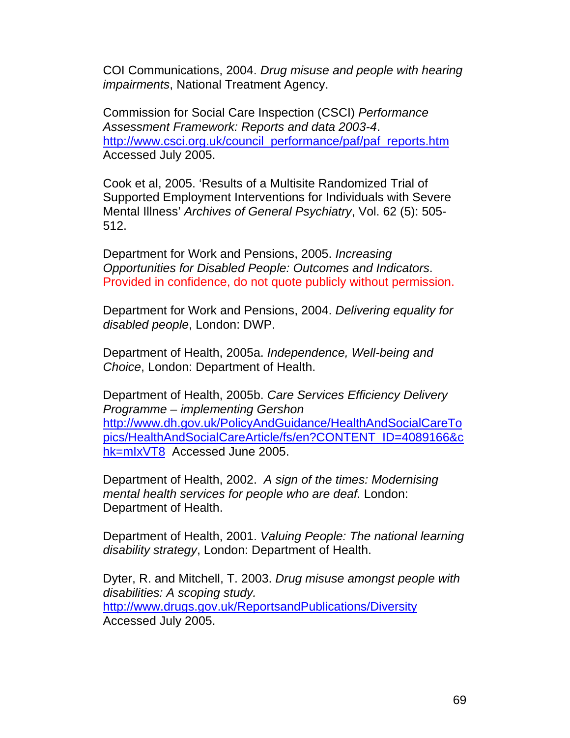COI Communications, 2004. *Drug misuse and people with hearing impairments*, National Treatment Agency.

Commission for Social Care Inspection (CSCI) *Performance Assessment Framework: Reports and data 2003-4*. http://www.csci.org.uk/council_performance/paf/paf_reports.htm Accessed July 2005.

Cook et al, 2005. 'Results of a Multisite Randomized Trial of Supported Employment Interventions for Individuals with Severe Mental Illness' *Archives of General Psychiatry*, Vol. 62 (5): 505-512.

Department for Work and Pensions, 2005. *Increasing Opportunities for Disabled People: Outcomes and Indicators*. Provided in confidence, do not quote publicly without permission.

Department for Work and Pensions, 2004. *Delivering equality for disabled people*, London: DWP.

Department of Health, 2005a. *Independence, Well-being and Choice*, London: Department of Health.

Department of Health, 2005b. *Care Services Efficiency Delivery Programme – implementing Gershon* http://www.dh.gov.uk/PolicyAndGuidance/HealthAndSocialCareTopics/HealthAndSocialCareArticle/fs/en?CONTENT_ID=4089166&chk=mIxVT8 Accessed June 2005.

Department of Health, 2002. *A sign of the times: Modernising mental health services for people who are deaf.* London: Department of Health.

Department of Health, 2001. *Valuing People: The national learning disability strategy*, London: Department of Health.

Dyter, R. and Mitchell, T. 2003. *Drug misuse amongst people with disabilities: A scoping study.* http://www.drugs.gov.uk/ReportsandPublications/Diversity Accessed July 2005.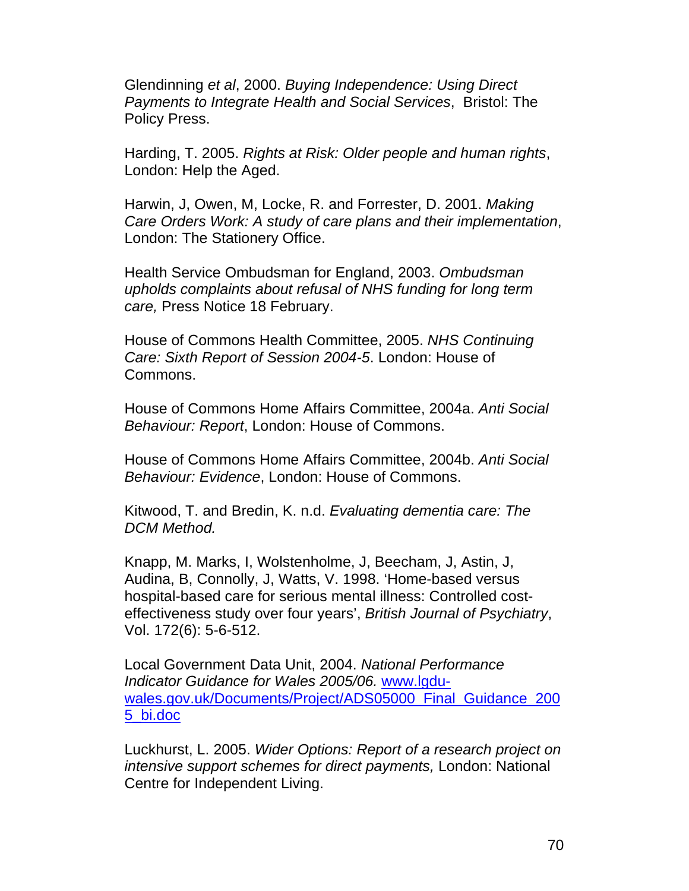Glendinning *et al*, 2000. *Buying Independence: Using Direct Payments to Integrate Health and Social Services*, Bristol: The Policy Press.

Harding, T. 2005. *Rights at Risk: Older people and human rights*, London: Help the Aged.

Harwin, J, Owen, M, Locke, R. and Forrester, D. 2001. *Making Care Orders Work: A study of care plans and their implementation*, London: The Stationery Office.

Health Service Ombudsman for England, 2003. *Ombudsman upholds complaints about refusal of NHS funding for long term care,* Press Notice 18 February.

House of Commons Health Committee, 2005. *NHS Continuing Care: Sixth Report of Session 2004-5*. London: House of Commons.

House of Commons Home Affairs Committee, 2004a. *Anti Social Behaviour: Report*, London: House of Commons.

House of Commons Home Affairs Committee, 2004b. *Anti Social Behaviour: Evidence*, London: House of Commons.

Kitwood, T. and Bredin, K. n.d. *Evaluating dementia care: The DCM Method.*

Knapp, M. Marks, I, Wolstenholme, J, Beecham, J, Astin, J, Audina, B, Connolly, J, Watts, V. 1998. 'Home-based versus hospital-based care for serious mental illness: Controlled cost-effectiveness study over four years', *British Journal of Psychiatry*, Vol. 172(6): 5-6-512.

Local Government Data Unit, 2004. *National Performance Indicator Guidance for Wales 2005/06.* [www.lgdu-wales.gov.uk/Documents/Project/ADS05000_Final_Guidance_2005_bi.doc](www.lgdu-wales.gov.uk/Documents/Project/ADS05000_Final_Guidance_2005_bi.doc)

Luckhurst, L. 2005. *Wider Options: Report of a research project on intensive support schemes for direct payments,* London: National Centre for Independent Living.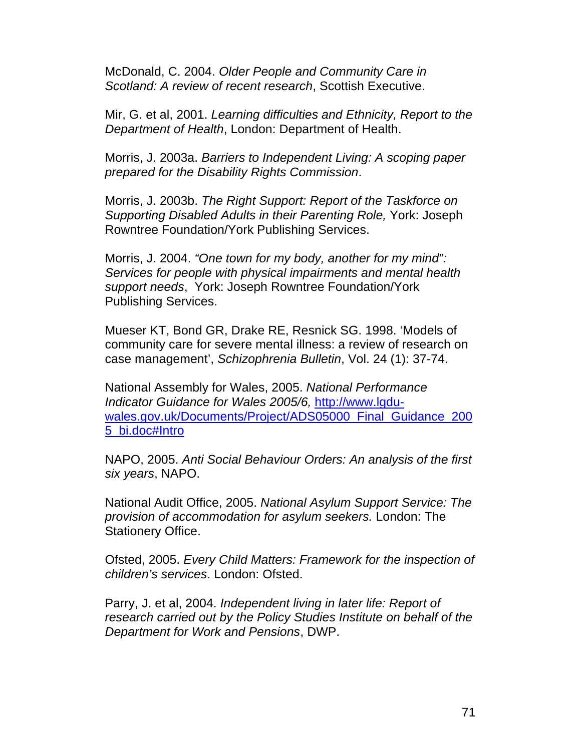McDonald, C. 2004. *Older People and Community Care in Scotland: A review of recent research*, Scottish Executive.

Mir, G. et al, 2001. *Learning difficulties and Ethnicity, Report to the Department of Health*, London: Department of Health.

Morris, J. 2003a. *Barriers to Independent Living: A scoping paper prepared for the Disability Rights Commission*.

Morris, J. 2003b. *The Right Support: Report of the Taskforce on Supporting Disabled Adults in their Parenting Role,* York: Joseph Rowntree Foundation/York Publishing Services.

Morris, J. 2004. *"One town for my body, another for my mind": Services for people with physical impairments and mental health support needs*, York: Joseph Rowntree Foundation/York Publishing Services.

Mueser KT, Bond GR, Drake RE, Resnick SG. 1998. 'Models of community care for severe mental illness: a review of research on case management', *Schizophrenia Bulletin*, Vol. 24 (1): 37-74.

National Assembly for Wales, 2005. *National Performance Indicator Guidance for Wales 2005/6,* [http://www.lgdu-wales.gov.uk/Documents/Project/ADS05000_Final_Guidance_2005_bi.doc#Intro](http://www.lgdu-wales.gov.uk/Documents/Project/ADS05000_Final_Guidance_2005_bi.doc#Intro)

NAPO, 2005. *Anti Social Behaviour Orders: An analysis of the first six years*, NAPO.

National Audit Office, 2005. *National Asylum Support Service: The provision of accommodation for asylum seekers.* London: The Stationery Office.

Ofsted, 2005. *Every Child Matters: Framework for the inspection of children's services*. London: Ofsted.

Parry, J. et al, 2004. *Independent living in later life: Report of research carried out by the Policy Studies Institute on behalf of the Department for Work and Pensions*, DWP.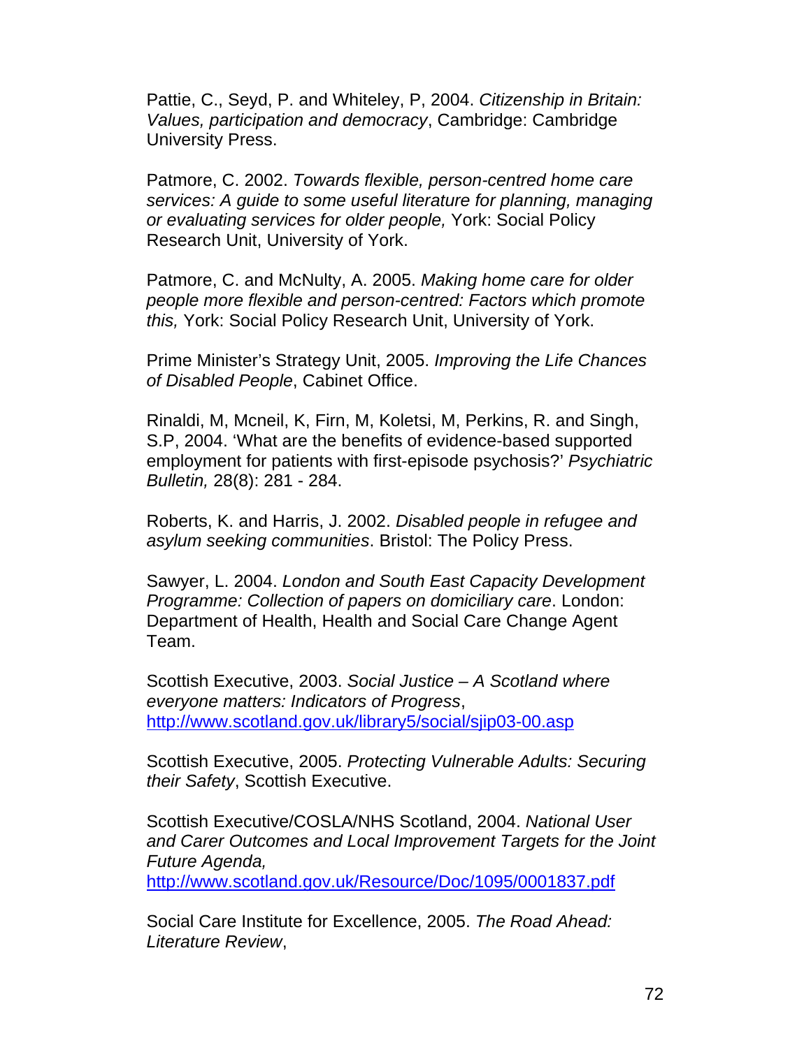Pattie, C., Seyd, P. and Whiteley, P, 2004. *Citizenship in Britain: Values, participation and democracy*, Cambridge: Cambridge University Press.

Patmore, C. 2002. *Towards flexible, person-centred home care services: A guide to some useful literature for planning, managing or evaluating services for older people,* York: Social Policy Research Unit, University of York.

Patmore, C. and McNulty, A. 2005. *Making home care for older people more flexible and person-centred: Factors which promote this,* York: Social Policy Research Unit, University of York.

Prime Minister's Strategy Unit, 2005. *Improving the Life Chances of Disabled People*, Cabinet Office.

Rinaldi, M, Mcneil, K, Firn, M, Koletsi, M, Perkins, R. and Singh, S.P, 2004. 'What are the benefits of evidence-based supported employment for patients with first-episode psychosis?' *Psychiatric Bulletin,* 28(8): 281 - 284.

Roberts, K. and Harris, J. 2002. *Disabled people in refugee and asylum seeking communities*. Bristol: The Policy Press.

Sawyer, L. 2004. *London and South East Capacity Development Programme: Collection of papers on domiciliary care*. London: Department of Health, Health and Social Care Change Agent Team.

Scottish Executive, 2003. *Social Justice – A Scotland where everyone matters: Indicators of Progress*, http://www.scotland.gov.uk/library5/social/sjip03-00.asp

Scottish Executive, 2005. *Protecting Vulnerable Adults: Securing their Safety*, Scottish Executive.

Scottish Executive/COSLA/NHS Scotland, 2004. *National User and Carer Outcomes and Local Improvement Targets for the Joint Future Agenda,* http://www.scotland.gov.uk/Resource/Doc/1095/0001837.pdf

Social Care Institute for Excellence, 2005. *The Road Ahead: Literature Review*,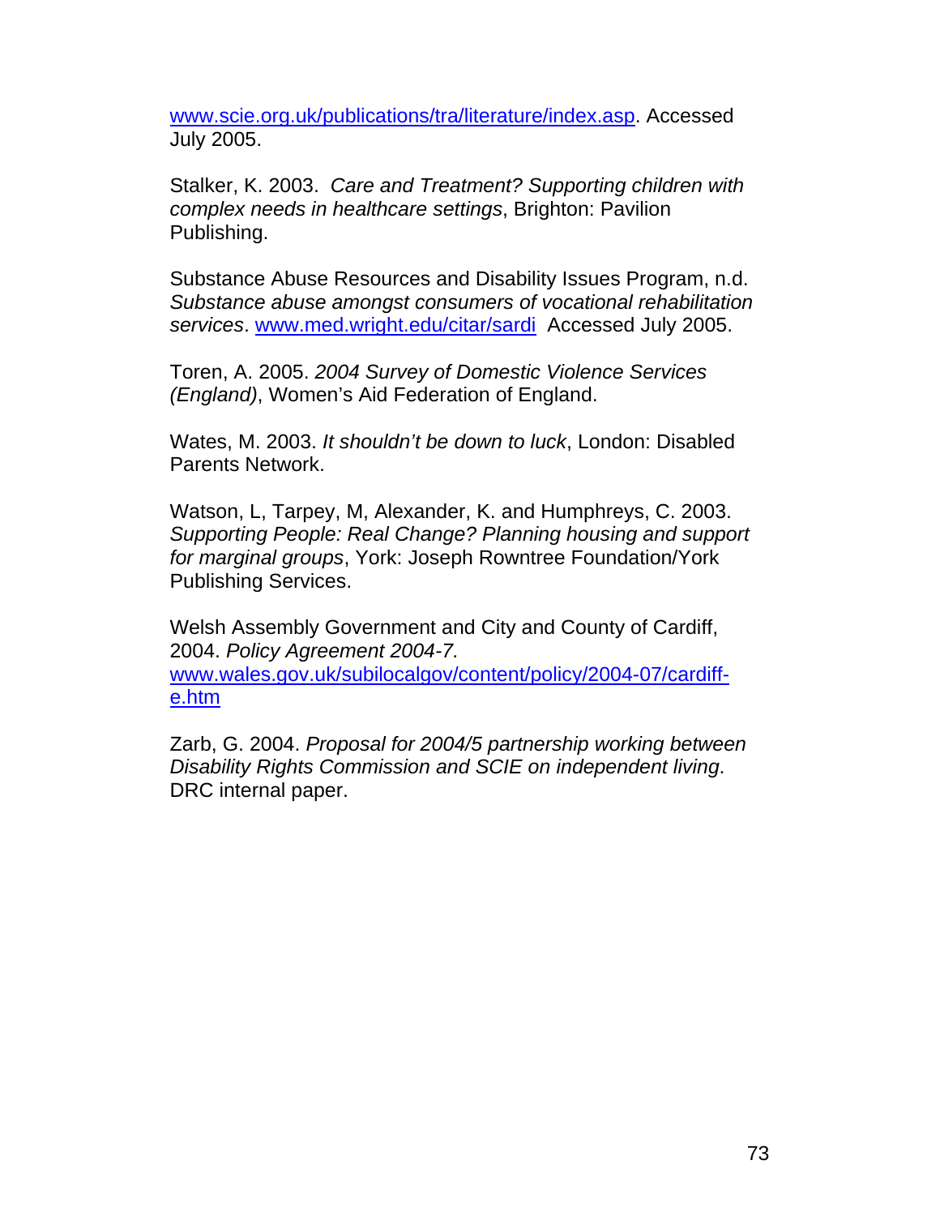www.scie.org.uk/publications/tra/literature/index.asp. Accessed July 2005.

Stalker, K. 2003. *Care and Treatment? Supporting children with complex needs in healthcare settings*, Brighton: Pavilion Publishing.

Substance Abuse Resources and Disability Issues Program, n.d. *Substance abuse amongst consumers of vocational rehabilitation services*. www.med.wright.edu/citar/sardi Accessed July 2005.

Toren, A. 2005. *2004 Survey of Domestic Violence Services (England)*, Women's Aid Federation of England.

Wates, M. 2003. *It shouldn't be down to luck*, London: Disabled Parents Network.

Watson, L, Tarpey, M, Alexander, K. and Humphreys, C. 2003. *Supporting People: Real Change? Planning housing and support for marginal groups*, York: Joseph Rowntree Foundation/York Publishing Services.

Welsh Assembly Government and City and County of Cardiff, 2004. *Policy Agreement 2004-7.* www.wales.gov.uk/subilocalgov/content/policy/2004-07/cardiff-e.htm

Zarb, G. 2004. *Proposal for 2004/5 partnership working between Disability Rights Commission and SCIE on independent living*. DRC internal paper.